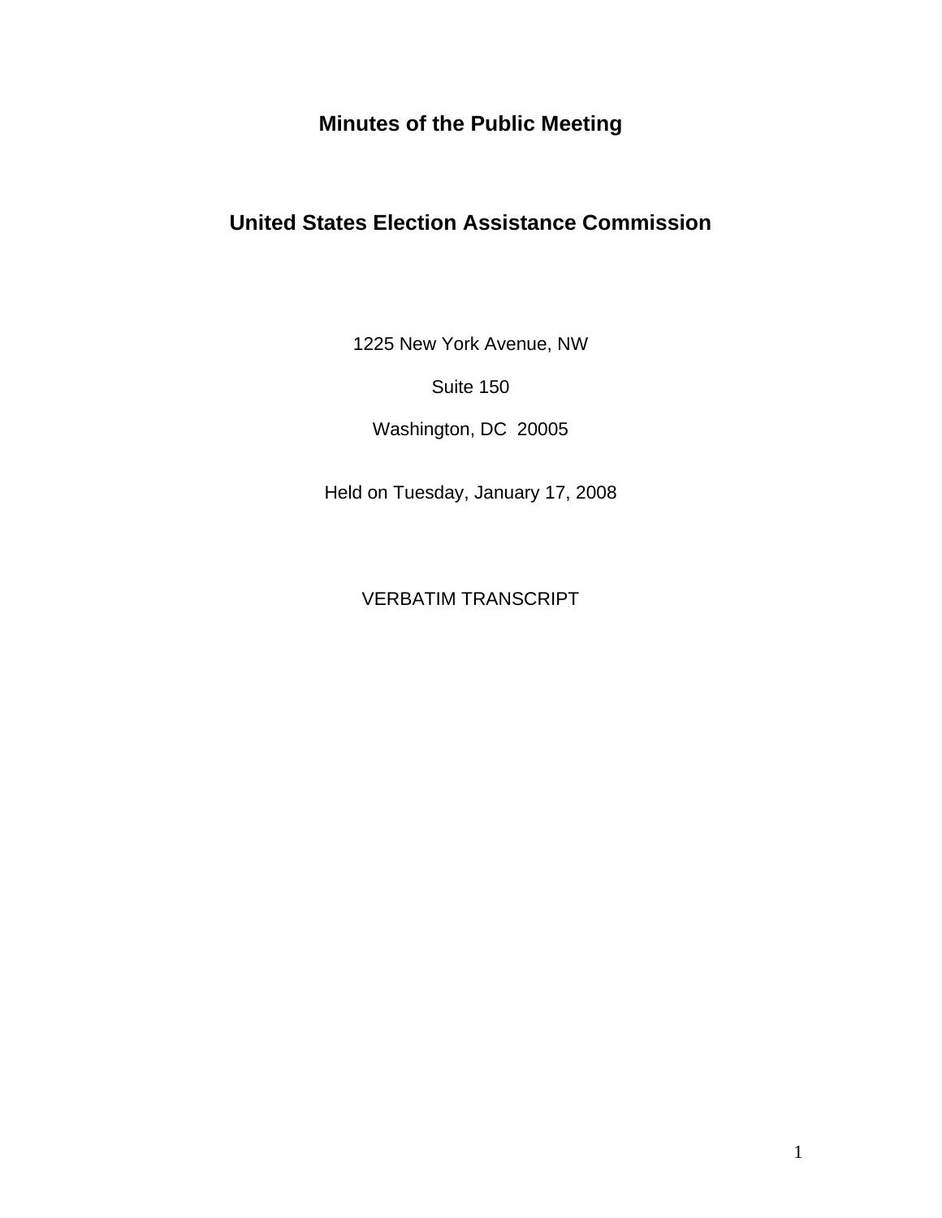# Minutes of the Public Meeting

# United States Election Assistance Commission

1225 New York Avenue, NW

Suite 150

Washington, DC 20005

Held on Tuesday, January 17, 2008

VERBATIM TRANSCRIPT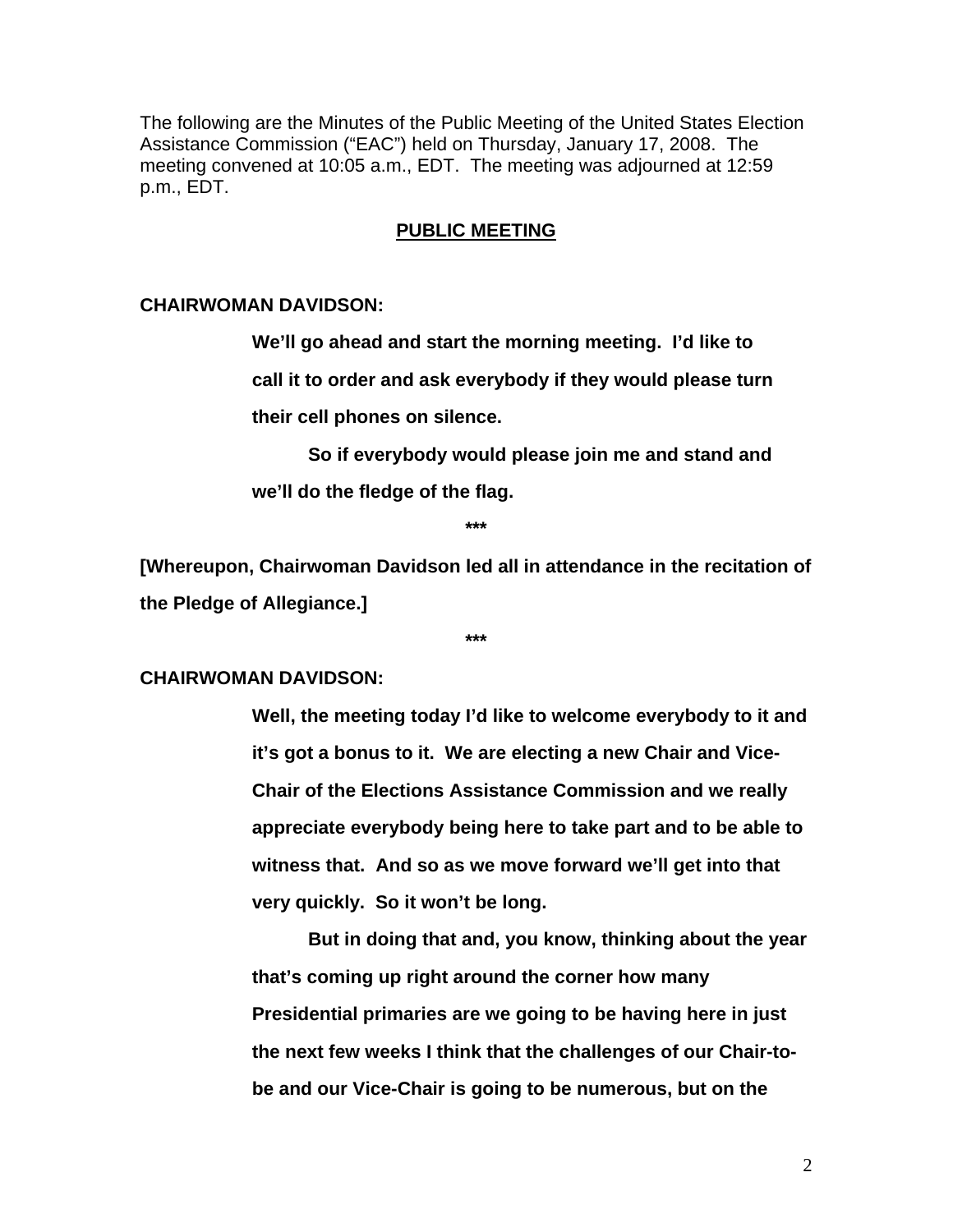The following are the Minutes of the Public Meeting of the United States Election Assistance Commission ("EAC") held on Thursday, January 17, 2008. The meeting convened at 10:05 a.m., EDT. The meeting was adjourned at 12:59 p.m., EDT.

## PUBLIC MEETING

**CHAIRWOMAN DAVIDSON:**

**We'll go ahead and start the morning meeting. I'd like to call it to order and ask everybody if they would please turn their cell phones on silence.**

**So if everybody would please join me and stand and we'll do the fledge of the flag.**

**\*\*\***

**[Whereupon, Chairwoman Davidson led all in attendance in the recitation of the Pledge of Allegiance.]**

**\*\*\***

**CHAIRWOMAN DAVIDSON:**

**Well, the meeting today I'd like to welcome everybody to it and it's got a bonus to it. We are electing a new Chair and Vice-Chair of the Elections Assistance Commission and we really appreciate everybody being here to take part and to be able to witness that. And so as we move forward we'll get into that very quickly. So it won't be long.**

**But in doing that and, you know, thinking about the year that's coming up right around the corner how many Presidential primaries are we going to be having here in just the next few weeks I think that the challenges of our Chair-to-be and our Vice-Chair is going to be numerous, but on the**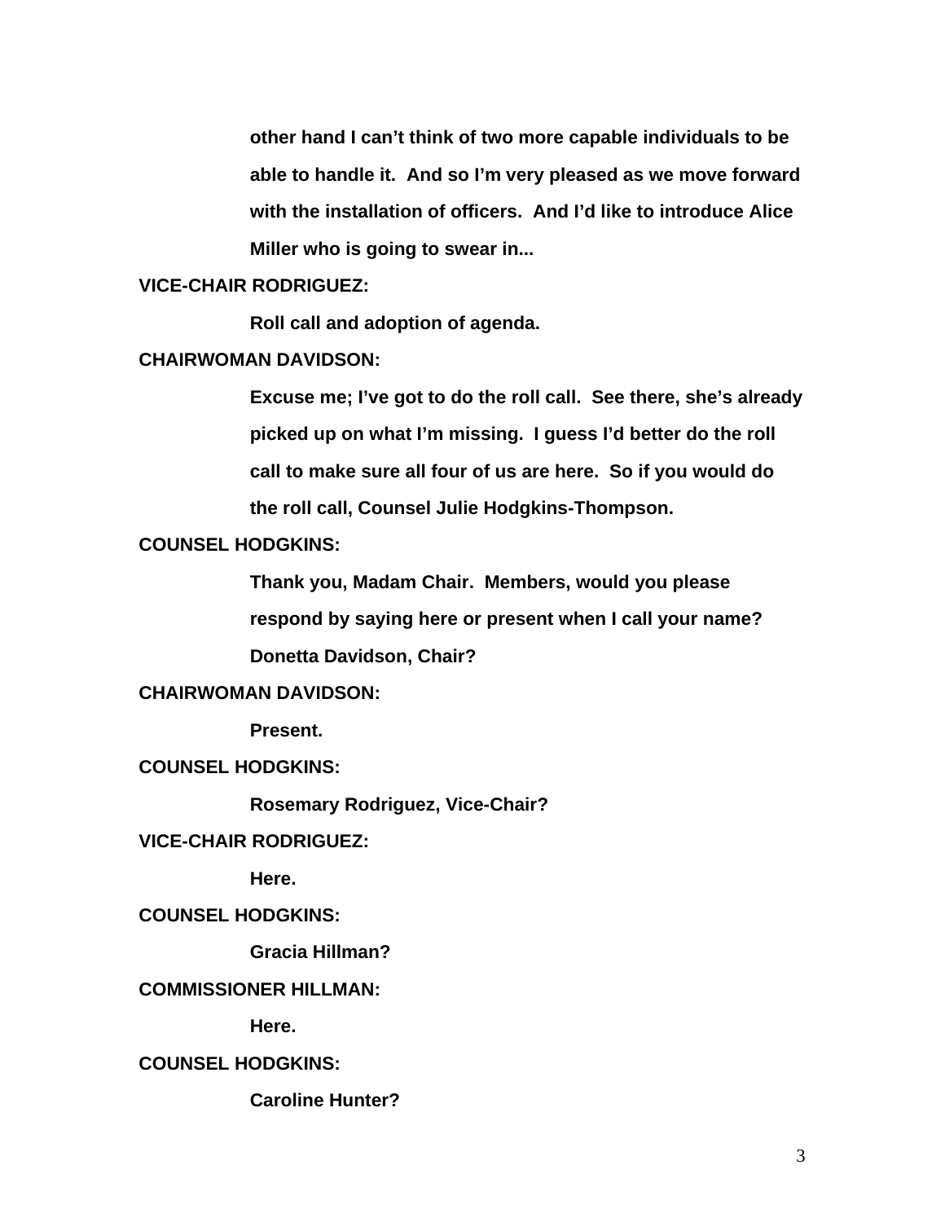other hand I can't think of two more capable individuals to be able to handle it. And so I'm very pleased as we move forward with the installation of officers. And I'd like to introduce Alice Miller who is going to swear in...

**VICE-CHAIR RODRIGUEZ:**

Roll call and adoption of agenda.

**CHAIRWOMAN DAVIDSON:**

Excuse me; I've got to do the roll call. See there, she's already picked up on what I'm missing. I guess I'd better do the roll call to make sure all four of us are here. So if you would do the roll call, Counsel Julie Hodgkins-Thompson.

**COUNSEL HODGKINS:**

Thank you, Madam Chair. Members, would you please respond by saying here or present when I call your name? Donetta Davidson, Chair?

**CHAIRWOMAN DAVIDSON:**

Present.

**COUNSEL HODGKINS:**

Rosemary Rodriguez, Vice-Chair?

**VICE-CHAIR RODRIGUEZ:**

Here.

**COUNSEL HODGKINS:**

Gracia Hillman?

**COMMISSIONER HILLMAN:**

Here.

**COUNSEL HODGKINS:**

Caroline Hunter?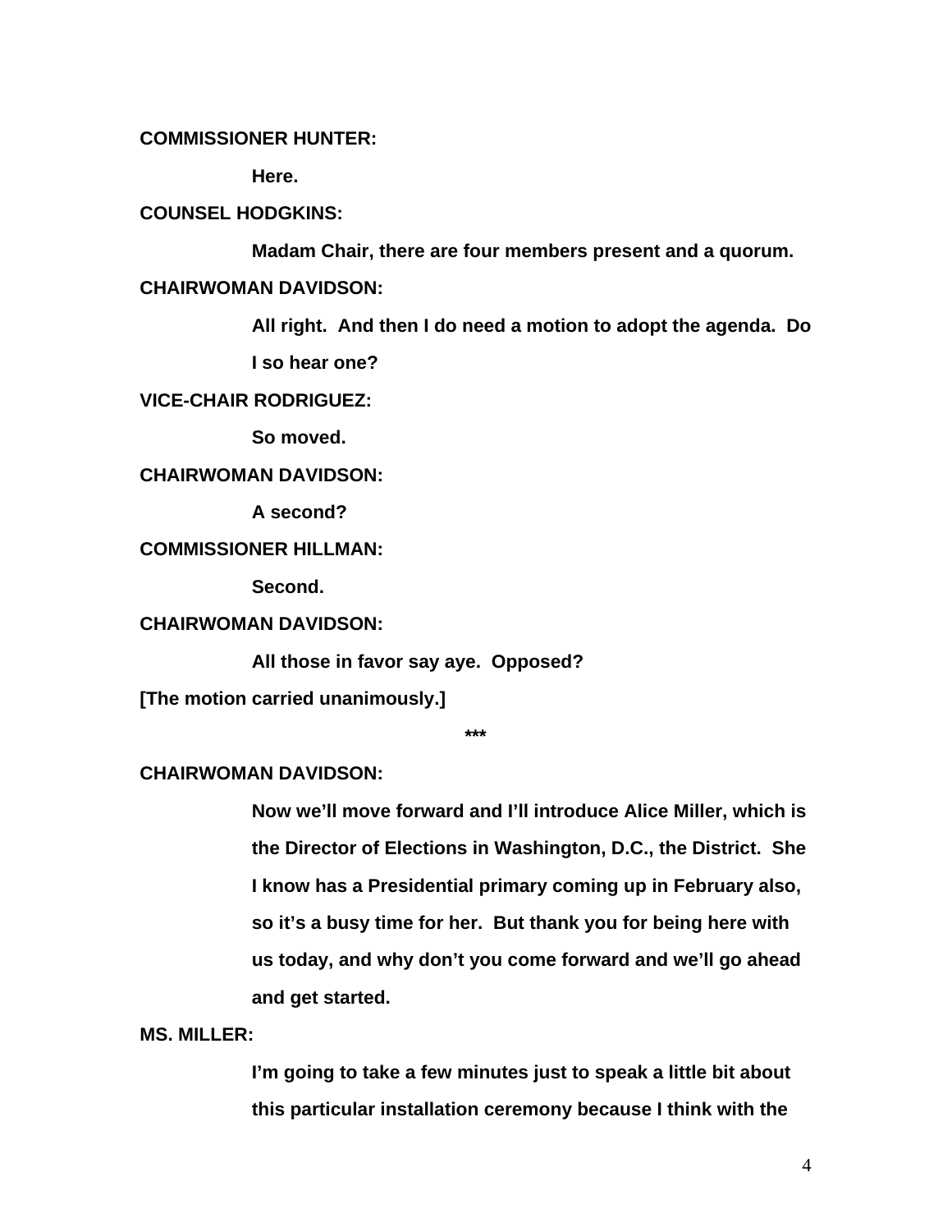**COMMISSIONER HUNTER:**

**Here.**

**COUNSEL HODGKINS:**

**Madam Chair, there are four members present and a quorum.**

**CHAIRWOMAN DAVIDSON:**

**All right. And then I do need a motion to adopt the agenda. Do I so hear one?**

**VICE-CHAIR RODRIGUEZ:**

**So moved.**

**CHAIRWOMAN DAVIDSON:**

**A second?**

**COMMISSIONER HILLMAN:**

**Second.**

**CHAIRWOMAN DAVIDSON:**

**All those in favor say aye. Opposed?**

**[The motion carried unanimously.]**

**\*\*\***

**CHAIRWOMAN DAVIDSON:**

**Now we'll move forward and I'll introduce Alice Miller, which is the Director of Elections in Washington, D.C., the District. She I know has a Presidential primary coming up in February also, so it's a busy time for her. But thank you for being here with us today, and why don't you come forward and we'll go ahead and get started.**

**MS. MILLER:**

**I'm going to take a few minutes just to speak a little bit about this particular installation ceremony because I think with the**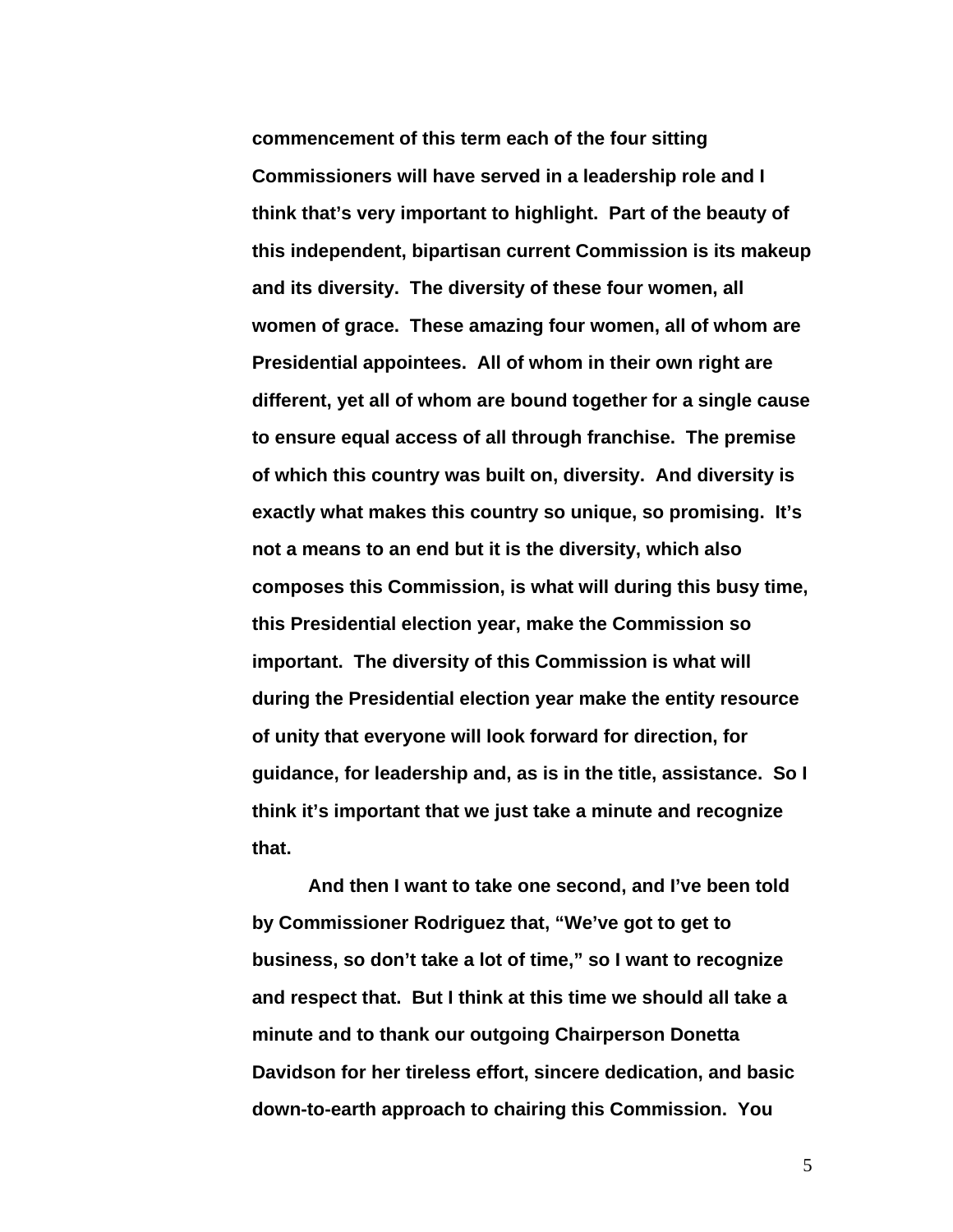**commencement of this term each of the four sitting Commissioners will have served in a leadership role and I think that's very important to highlight. Part of the beauty of this independent, bipartisan current Commission is its makeup and its diversity. The diversity of these four women, all women of grace. These amazing four women, all of whom are Presidential appointees. All of whom in their own right are different, yet all of whom are bound together for a single cause to ensure equal access of all through franchise. The premise of which this country was built on, diversity. And diversity is exactly what makes this country so unique, so promising. It's not a means to an end but it is the diversity, which also composes this Commission, is what will during this busy time, this Presidential election year, make the Commission so important. The diversity of this Commission is what will during the Presidential election year make the entity resource of unity that everyone will look forward for direction, for guidance, for leadership and, as is in the title, assistance. So I think it's important that we just take a minute and recognize that.**

**And then I want to take one second, and I've been told by Commissioner Rodriguez that, "We've got to get to business, so don't take a lot of time," so I want to recognize and respect that. But I think at this time we should all take a minute and to thank our outgoing Chairperson Donetta Davidson for her tireless effort, sincere dedication, and basic down-to-earth approach to chairing this Commission. You**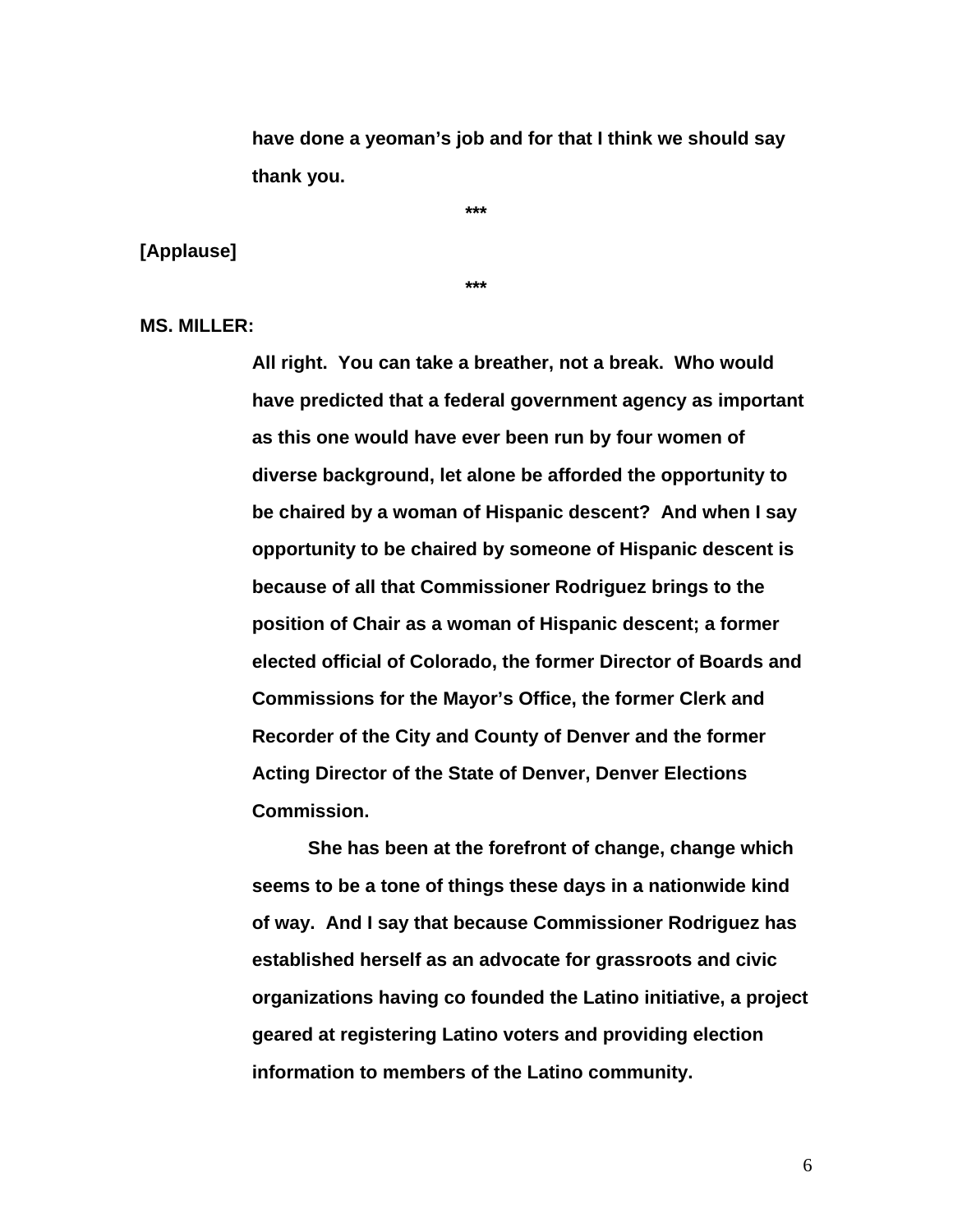**have done a yeoman's job and for that I think we should say thank you.**

**\*\*\***

**[Applause]**

**\*\*\***

**MS. MILLER:**

**All right. You can take a breather, not a break. Who would have predicted that a federal government agency as important as this one would have ever been run by four women of diverse background, let alone be afforded the opportunity to be chaired by a woman of Hispanic descent? And when I say opportunity to be chaired by someone of Hispanic descent is because of all that Commissioner Rodriguez brings to the position of Chair as a woman of Hispanic descent; a former elected official of Colorado, the former Director of Boards and Commissions for the Mayor's Office, the former Clerk and Recorder of the City and County of Denver and the former Acting Director of the State of Denver, Denver Elections Commission.**

**She has been at the forefront of change, change which seems to be a tone of things these days in a nationwide kind of way. And I say that because Commissioner Rodriguez has established herself as an advocate for grassroots and civic organizations having co founded the Latino initiative, a project geared at registering Latino voters and providing election information to members of the Latino community.**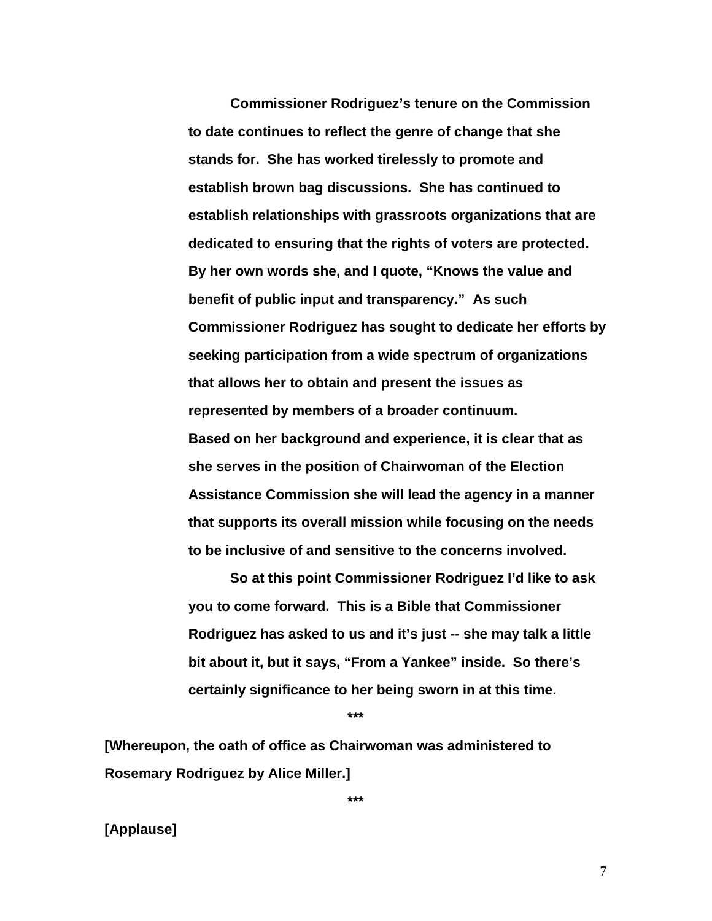**Commissioner Rodriguez's tenure on the Commission to date continues to reflect the genre of change that she stands for. She has worked tirelessly to promote and establish brown bag discussions. She has continued to establish relationships with grassroots organizations that are dedicated to ensuring that the rights of voters are protected. By her own words she, and I quote, "Knows the value and benefit of public input and transparency." As such Commissioner Rodriguez has sought to dedicate her efforts by seeking participation from a wide spectrum of organizations that allows her to obtain and present the issues as represented by members of a broader continuum. Based on her background and experience, it is clear that as she serves in the position of Chairwoman of the Election Assistance Commission she will lead the agency in a manner that supports its overall mission while focusing on the needs to be inclusive of and sensitive to the concerns involved.**

**So at this point Commissioner Rodriguez I'd like to ask you to come forward. This is a Bible that Commissioner Rodriguez has asked to us and it's just -- she may talk a little bit about it, but it says, "From a Yankee" inside. So there's certainly significance to her being sworn in at this time.**

**\*\*\***

**[Whereupon, the oath of office as Chairwoman was administered to Rosemary Rodriguez by Alice Miller.]**

**\*\*\***

**[Applause]**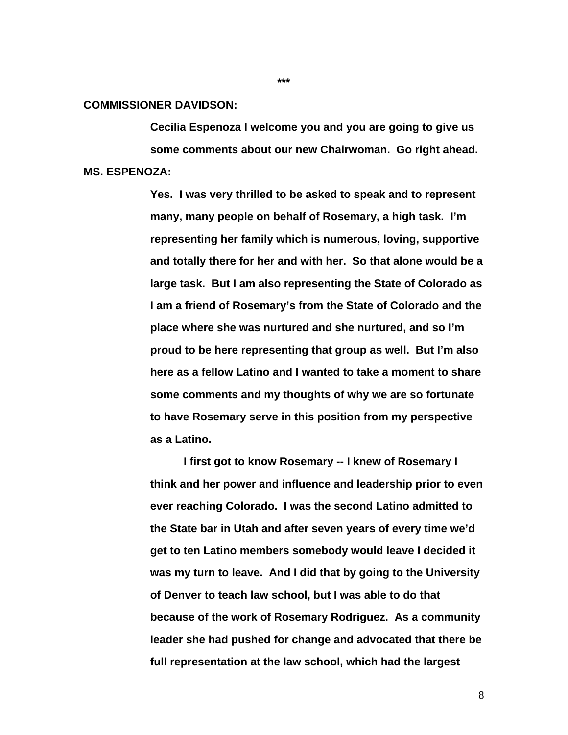\*\*\*

**COMMISSIONER DAVIDSON:**

**Cecilia Espenoza I welcome you and you are going to give us some comments about our new Chairwoman. Go right ahead.**

**MS. ESPENOZA:**

**Yes. I was very thrilled to be asked to speak and to represent many, many people on behalf of Rosemary, a high task. I'm representing her family which is numerous, loving, supportive and totally there for her and with her. So that alone would be a large task. But I am also representing the State of Colorado as I am a friend of Rosemary's from the State of Colorado and the place where she was nurtured and she nurtured, and so I'm proud to be here representing that group as well. But I'm also here as a fellow Latino and I wanted to take a moment to share some comments and my thoughts of why we are so fortunate to have Rosemary serve in this position from my perspective as a Latino.**

**I first got to know Rosemary -- I knew of Rosemary I think and her power and influence and leadership prior to even ever reaching Colorado. I was the second Latino admitted to the State bar in Utah and after seven years of every time we'd get to ten Latino members somebody would leave I decided it was my turn to leave. And I did that by going to the University of Denver to teach law school, but I was able to do that because of the work of Rosemary Rodriguez. As a community leader she had pushed for change and advocated that there be full representation at the law school, which had the largest**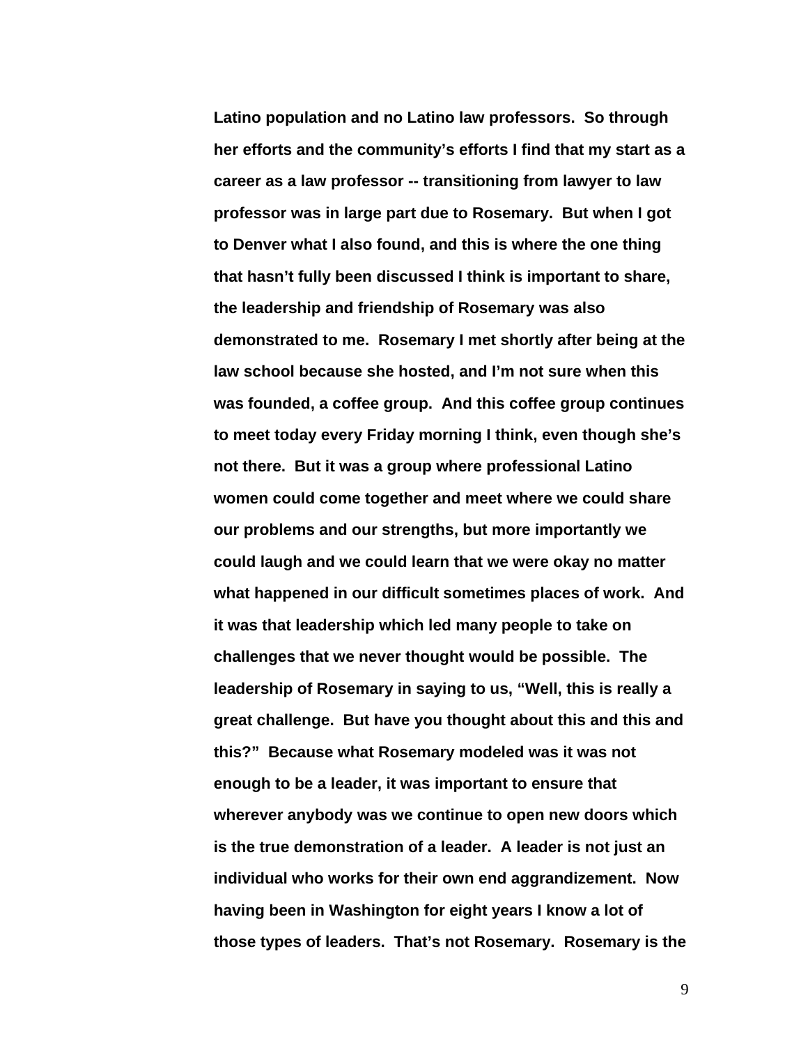Latino population and no Latino law professors. So through her efforts and the community's efforts I find that my start as a career as a law professor -- transitioning from lawyer to law professor was in large part due to Rosemary. But when I got to Denver what I also found, and this is where the one thing that hasn't fully been discussed I think is important to share, the leadership and friendship of Rosemary was also demonstrated to me. Rosemary I met shortly after being at the law school because she hosted, and I'm not sure when this was founded, a coffee group. And this coffee group continues to meet today every Friday morning I think, even though she's not there. But it was a group where professional Latino women could come together and meet where we could share our problems and our strengths, but more importantly we could laugh and we could learn that we were okay no matter what happened in our difficult sometimes places of work. And it was that leadership which led many people to take on challenges that we never thought would be possible. The leadership of Rosemary in saying to us, "Well, this is really a great challenge. But have you thought about this and this and this?" Because what Rosemary modeled was it was not enough to be a leader, it was important to ensure that wherever anybody was we continue to open new doors which is the true demonstration of a leader. A leader is not just an individual who works for their own end aggrandizement. Now having been in Washington for eight years I know a lot of those types of leaders. That's not Rosemary. Rosemary is the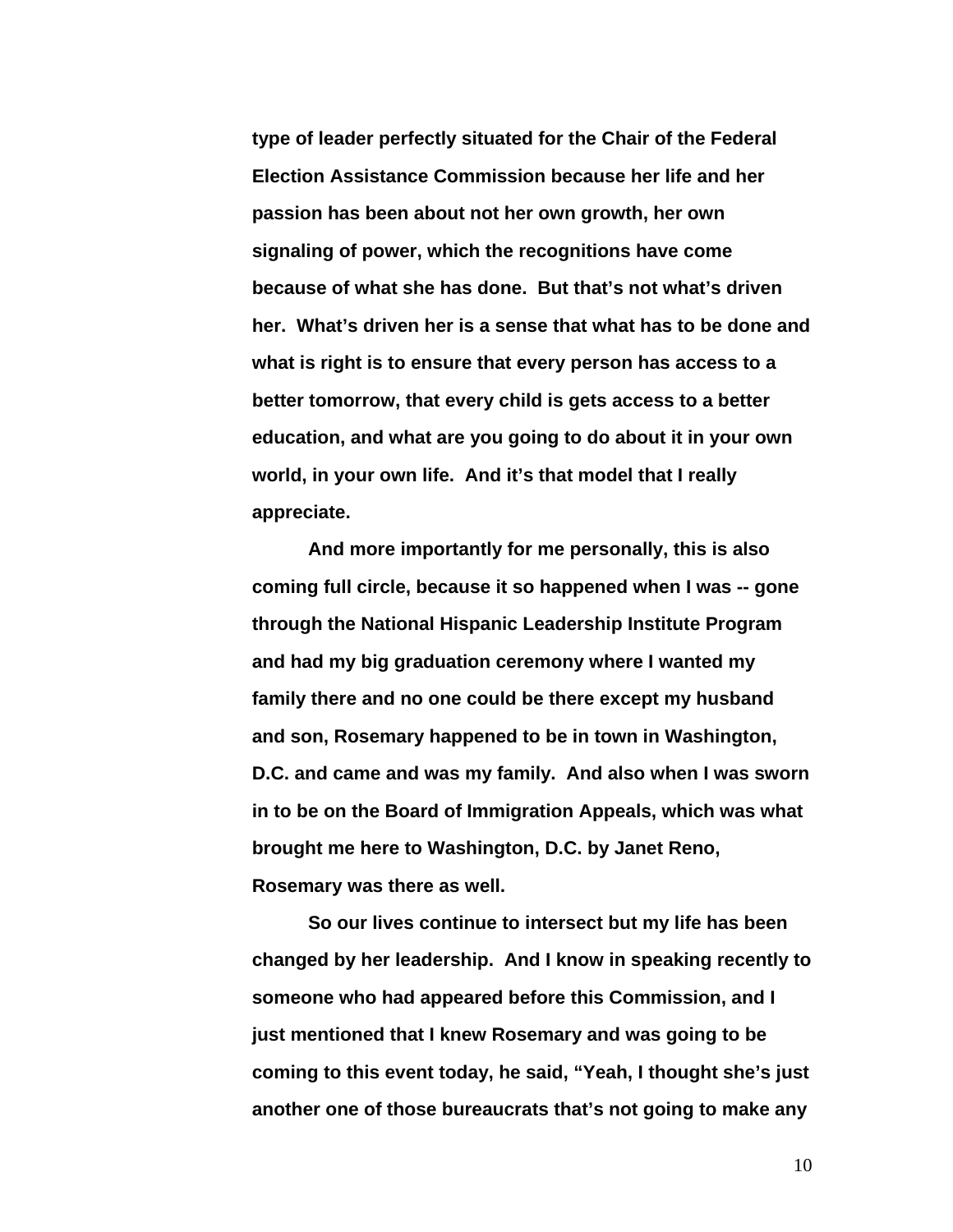type of leader perfectly situated for the Chair of the Federal Election Assistance Commission because her life and her passion has been about not her own growth, her own signaling of power, which the recognitions have come because of what she has done. But that's not what's driven her. What's driven her is a sense that what has to be done and what is right is to ensure that every person has access to a better tomorrow, that every child is gets access to a better education, and what are you going to do about it in your own world, in your own life. And it's that model that I really appreciate.

And more importantly for me personally, this is also coming full circle, because it so happened when I was -- gone through the National Hispanic Leadership Institute Program and had my big graduation ceremony where I wanted my family there and no one could be there except my husband and son, Rosemary happened to be in town in Washington, D.C. and came and was my family. And also when I was sworn in to be on the Board of Immigration Appeals, which was what brought me here to Washington, D.C. by Janet Reno, Rosemary was there as well.

So our lives continue to intersect but my life has been changed by her leadership. And I know in speaking recently to someone who had appeared before this Commission, and I just mentioned that I knew Rosemary and was going to be coming to this event today, he said, "Yeah, I thought she's just another one of those bureaucrats that's not going to make any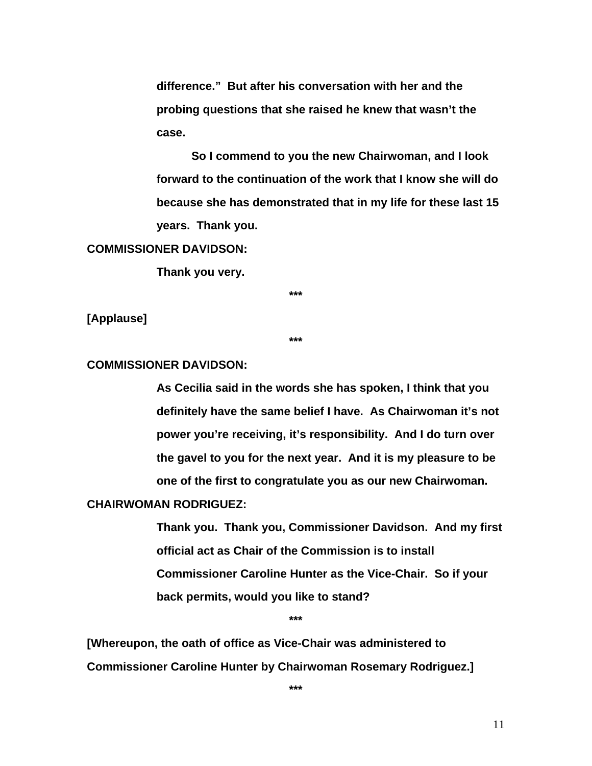**difference." But after his conversation with her and the probing questions that she raised he knew that wasn't the case.**

**So I commend to you the new Chairwoman, and I look forward to the continuation of the work that I know she will do because she has demonstrated that in my life for these last 15 years. Thank you.**

**COMMISSIONER DAVIDSON:**

**Thank you very.**

**\*\*\***

**[Applause]**

**\*\*\***

**COMMISSIONER DAVIDSON:**

**As Cecilia said in the words she has spoken, I think that you definitely have the same belief I have. As Chairwoman it's not power you're receiving, it's responsibility. And I do turn over the gavel to you for the next year. And it is my pleasure to be one of the first to congratulate you as our new Chairwoman.**

**CHAIRWOMAN RODRIGUEZ:**

**Thank you. Thank you, Commissioner Davidson. And my first official act as Chair of the Commission is to install Commissioner Caroline Hunter as the Vice-Chair. So if your back permits, would you like to stand?**

**\*\*\***

**[Whereupon, the oath of office as Vice-Chair was administered to Commissioner Caroline Hunter by Chairwoman Rosemary Rodriguez.]**

**\*\*\***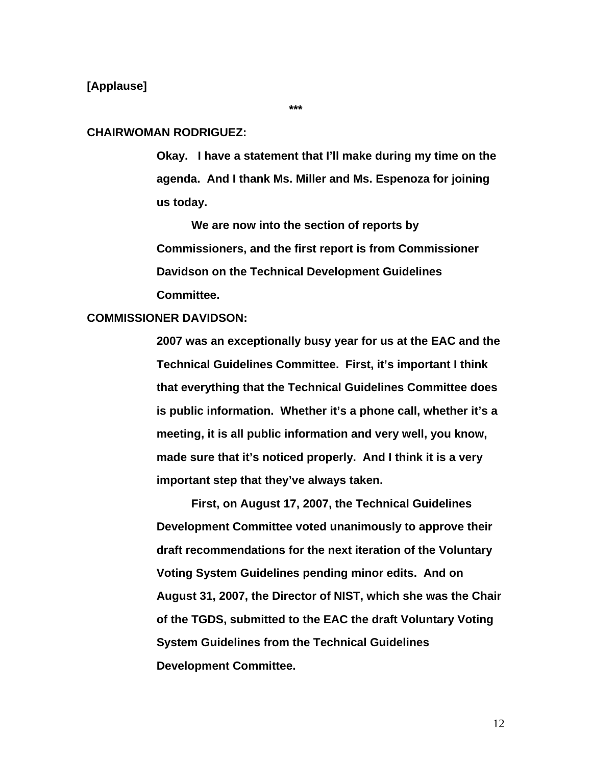**[Applause]**

**\*\*\***

**CHAIRWOMAN RODRIGUEZ:**

**Okay. I have a statement that I'll make during my time on the agenda. And I thank Ms. Miller and Ms. Espenoza for joining us today.**

**We are now into the section of reports by Commissioners, and the first report is from Commissioner Davidson on the Technical Development Guidelines Committee.**

**COMMISSIONER DAVIDSON:**

**2007 was an exceptionally busy year for us at the EAC and the Technical Guidelines Committee. First, it's important I think that everything that the Technical Guidelines Committee does is public information. Whether it's a phone call, whether it's a meeting, it is all public information and very well, you know, made sure that it's noticed properly. And I think it is a very important step that they've always taken.**

**First, on August 17, 2007, the Technical Guidelines Development Committee voted unanimously to approve their draft recommendations for the next iteration of the Voluntary Voting System Guidelines pending minor edits. And on August 31, 2007, the Director of NIST, which she was the Chair of the TGDS, submitted to the EAC the draft Voluntary Voting System Guidelines from the Technical Guidelines Development Committee.**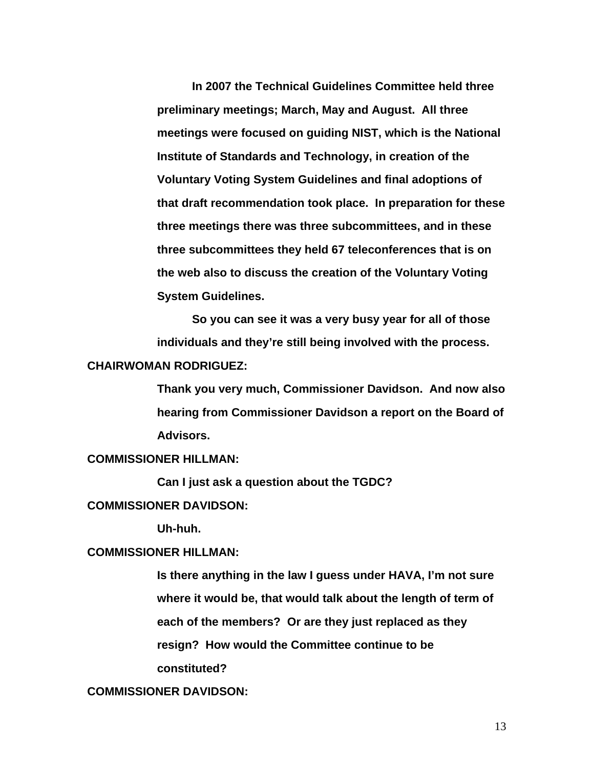**In 2007 the Technical Guidelines Committee held three preliminary meetings; March, May and August. All three meetings were focused on guiding NIST, which is the National Institute of Standards and Technology, in creation of the Voluntary Voting System Guidelines and final adoptions of that draft recommendation took place. In preparation for these three meetings there was three subcommittees, and in these three subcommittees they held 67 teleconferences that is on the web also to discuss the creation of the Voluntary Voting System Guidelines.**

**So you can see it was a very busy year for all of those individuals and they're still being involved with the process.**

**CHAIRWOMAN RODRIGUEZ:**

**Thank you very much, Commissioner Davidson. And now also hearing from Commissioner Davidson a report on the Board of Advisors.**

**COMMISSIONER HILLMAN:**

**Can I just ask a question about the TGDC?**

**COMMISSIONER DAVIDSON:**

**Uh-huh.**

**COMMISSIONER HILLMAN:**

**Is there anything in the law I guess under HAVA, I'm not sure where it would be, that would talk about the length of term of each of the members? Or are they just replaced as they resign? How would the Committee continue to be constituted?**

**COMMISSIONER DAVIDSON:**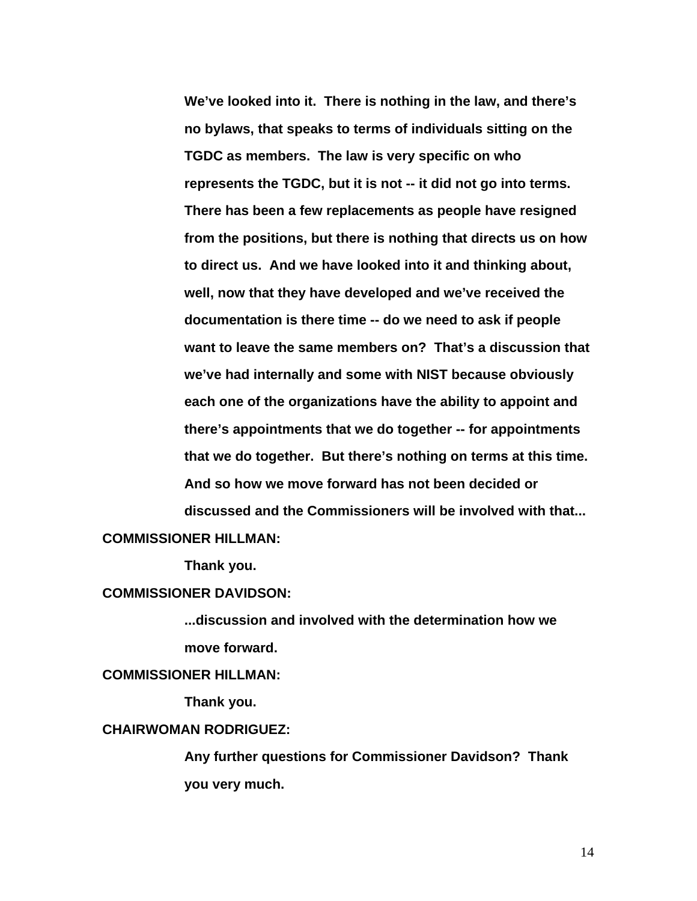We've looked into it. There is nothing in the law, and there's no bylaws, that speaks to terms of individuals sitting on the TGDC as members. The law is very specific on who represents the TGDC, but it is not -- it did not go into terms. There has been a few replacements as people have resigned from the positions, but there is nothing that directs us on how to direct us. And we have looked into it and thinking about, well, now that they have developed and we've received the documentation is there time -- do we need to ask if people want to leave the same members on? That's a discussion that we've had internally and some with NIST because obviously each one of the organizations have the ability to appoint and there's appointments that we do together -- for appointments that we do together. But there's nothing on terms at this time. And so how we move forward has not been decided or discussed and the Commissioners will be involved with that...

**COMMISSIONER HILLMAN:**

Thank you.

**COMMISSIONER DAVIDSON:**

...discussion and involved with the determination how we move forward.

**COMMISSIONER HILLMAN:**

Thank you.

**CHAIRWOMAN RODRIGUEZ:**

Any further questions for Commissioner Davidson? Thank you very much.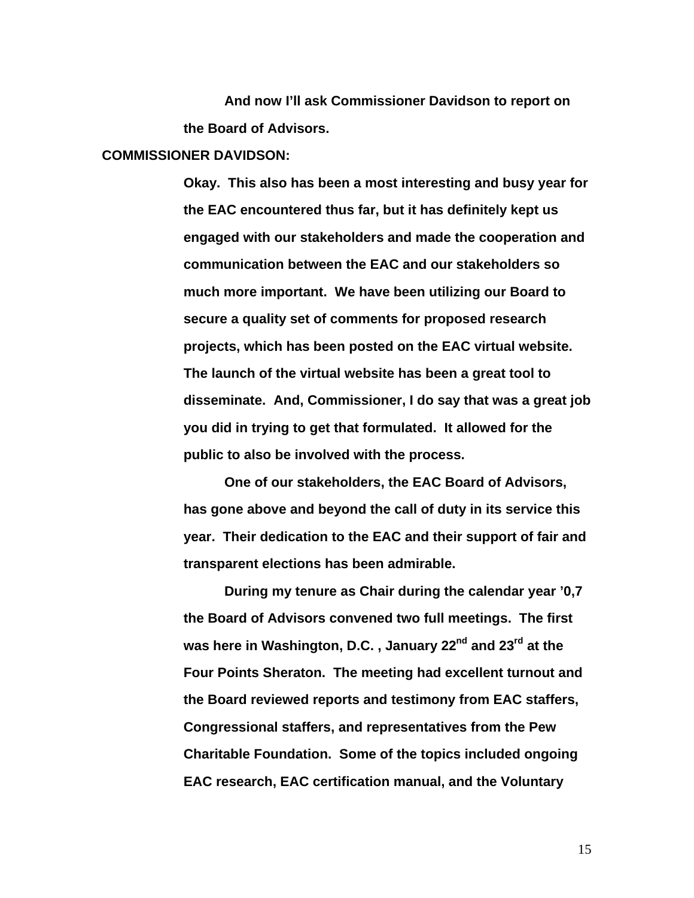And now I'll ask Commissioner Davidson to report on the Board of Advisors.

**COMMISSIONER DAVIDSON:**

**Okay. This also has been a most interesting and busy year for the EAC encountered thus far, but it has definitely kept us engaged with our stakeholders and made the cooperation and communication between the EAC and our stakeholders so much more important. We have been utilizing our Board to secure a quality set of comments for proposed research projects, which has been posted on the EAC virtual website. The launch of the virtual website has been a great tool to disseminate. And, Commissioner, I do say that was a great job you did in trying to get that formulated. It allowed for the public to also be involved with the process.**

**One of our stakeholders, the EAC Board of Advisors, has gone above and beyond the call of duty in its service this year. Their dedication to the EAC and their support of fair and transparent elections has been admirable.**

**During my tenure as Chair during the calendar year '0,7 the Board of Advisors convened two full meetings. The first was here in Washington, D.C. , January 22nd and 23rd at the Four Points Sheraton. The meeting had excellent turnout and the Board reviewed reports and testimony from EAC staffers, Congressional staffers, and representatives from the Pew Charitable Foundation. Some of the topics included ongoing EAC research, EAC certification manual, and the Voluntary**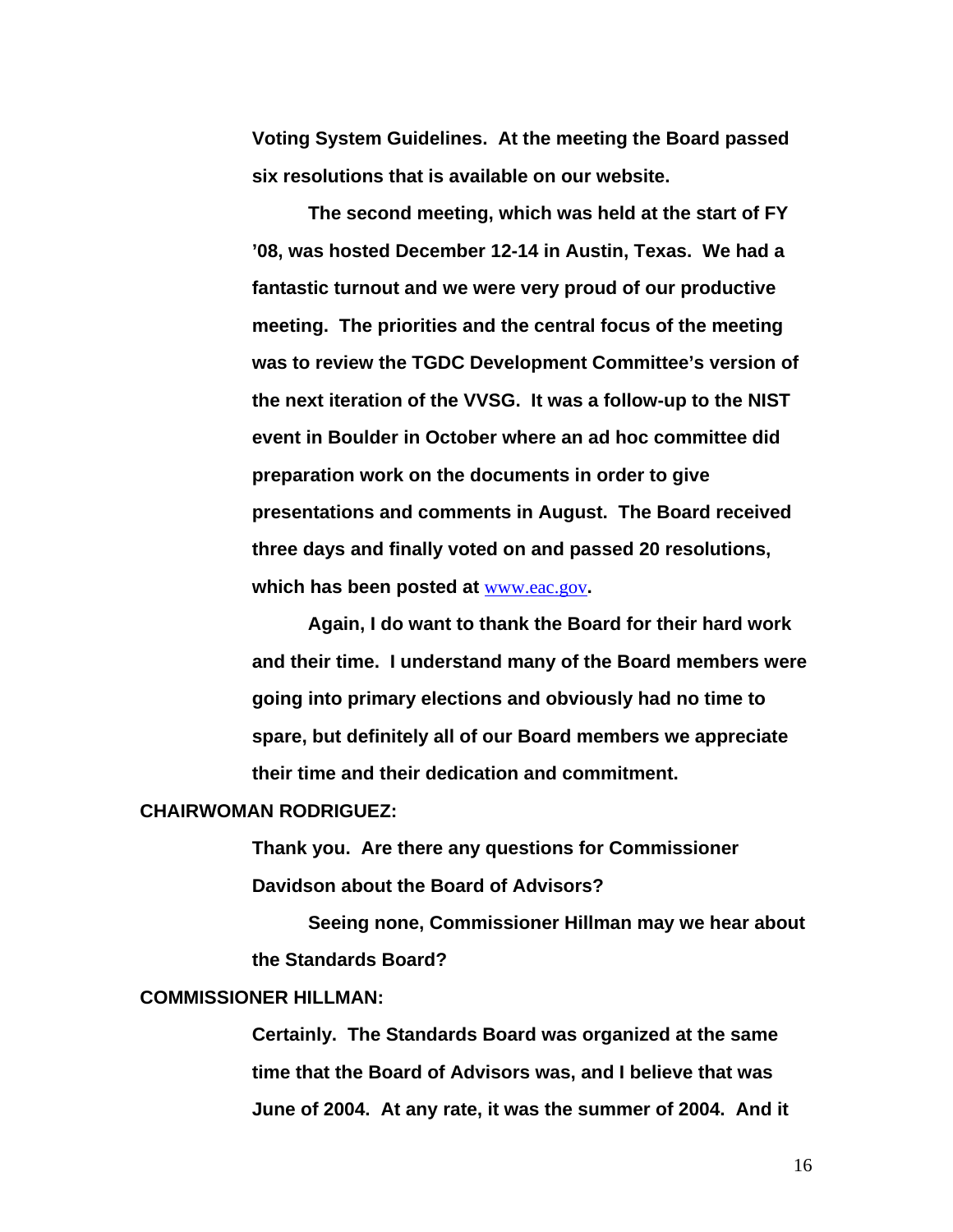**Voting System Guidelines. At the meeting the Board passed six resolutions that is available on our website.**

**The second meeting, which was held at the start of FY '08, was hosted December 12-14 in Austin, Texas. We had a fantastic turnout and we were very proud of our productive meeting. The priorities and the central focus of the meeting was to review the TGDC Development Committee's version of the next iteration of the VVSG. It was a follow-up to the NIST event in Boulder in October where an ad hoc committee did preparation work on the documents in order to give presentations and comments in August. The Board received three days and finally voted on and passed 20 resolutions, which has been posted at** www.eac.gov**.**

**Again, I do want to thank the Board for their hard work and their time. I understand many of the Board members were going into primary elections and obviously had no time to spare, but definitely all of our Board members we appreciate their time and their dedication and commitment.**

**CHAIRWOMAN RODRIGUEZ:**

**Thank you. Are there any questions for Commissioner Davidson about the Board of Advisors?**

**Seeing none, Commissioner Hillman may we hear about the Standards Board?**

**COMMISSIONER HILLMAN:**

**Certainly. The Standards Board was organized at the same time that the Board of Advisors was, and I believe that was June of 2004. At any rate, it was the summer of 2004. And it**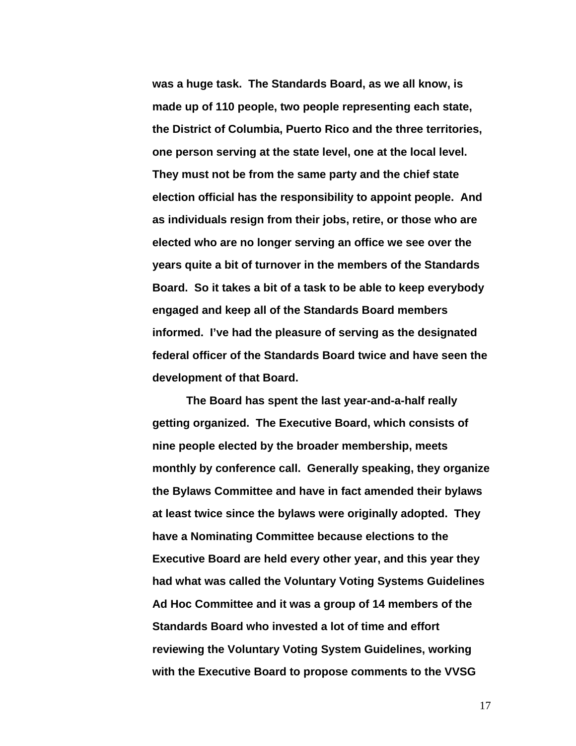**was a huge task. The Standards Board, as we all know, is made up of 110 people, two people representing each state, the District of Columbia, Puerto Rico and the three territories, one person serving at the state level, one at the local level. They must not be from the same party and the chief state election official has the responsibility to appoint people. And as individuals resign from their jobs, retire, or those who are elected who are no longer serving an office we see over the years quite a bit of turnover in the members of the Standards Board. So it takes a bit of a task to be able to keep everybody engaged and keep all of the Standards Board members informed. I've had the pleasure of serving as the designated federal officer of the Standards Board twice and have seen the development of that Board.**

**The Board has spent the last year-and-a-half really getting organized. The Executive Board, which consists of nine people elected by the broader membership, meets monthly by conference call. Generally speaking, they organize the Bylaws Committee and have in fact amended their bylaws at least twice since the bylaws were originally adopted. They have a Nominating Committee because elections to the Executive Board are held every other year, and this year they had what was called the Voluntary Voting Systems Guidelines Ad Hoc Committee and it was a group of 14 members of the Standards Board who invested a lot of time and effort reviewing the Voluntary Voting System Guidelines, working with the Executive Board to propose comments to the VVSG**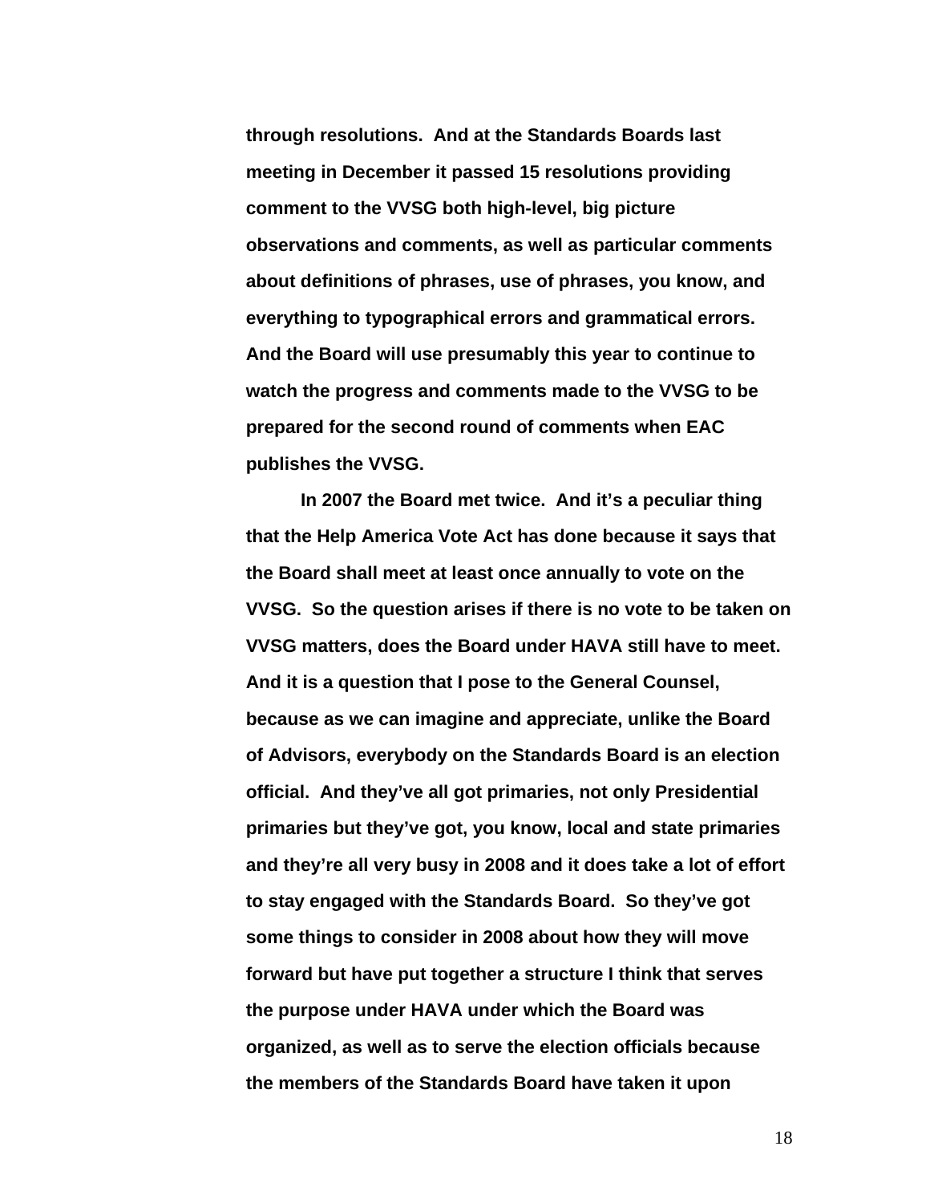through resolutions. And at the Standards Boards last meeting in December it passed 15 resolutions providing comment to the VVSG both high-level, big picture observations and comments, as well as particular comments about definitions of phrases, use of phrases, you know, and everything to typographical errors and grammatical errors. And the Board will use presumably this year to continue to watch the progress and comments made to the VVSG to be prepared for the second round of comments when EAC publishes the VVSG.

In 2007 the Board met twice. And it's a peculiar thing that the Help America Vote Act has done because it says that the Board shall meet at least once annually to vote on the VVSG. So the question arises if there is no vote to be taken on VVSG matters, does the Board under HAVA still have to meet. And it is a question that I pose to the General Counsel, because as we can imagine and appreciate, unlike the Board of Advisors, everybody on the Standards Board is an election official. And they've all got primaries, not only Presidential primaries but they've got, you know, local and state primaries and they're all very busy in 2008 and it does take a lot of effort to stay engaged with the Standards Board. So they've got some things to consider in 2008 about how they will move forward but have put together a structure I think that serves the purpose under HAVA under which the Board was organized, as well as to serve the election officials because the members of the Standards Board have taken it upon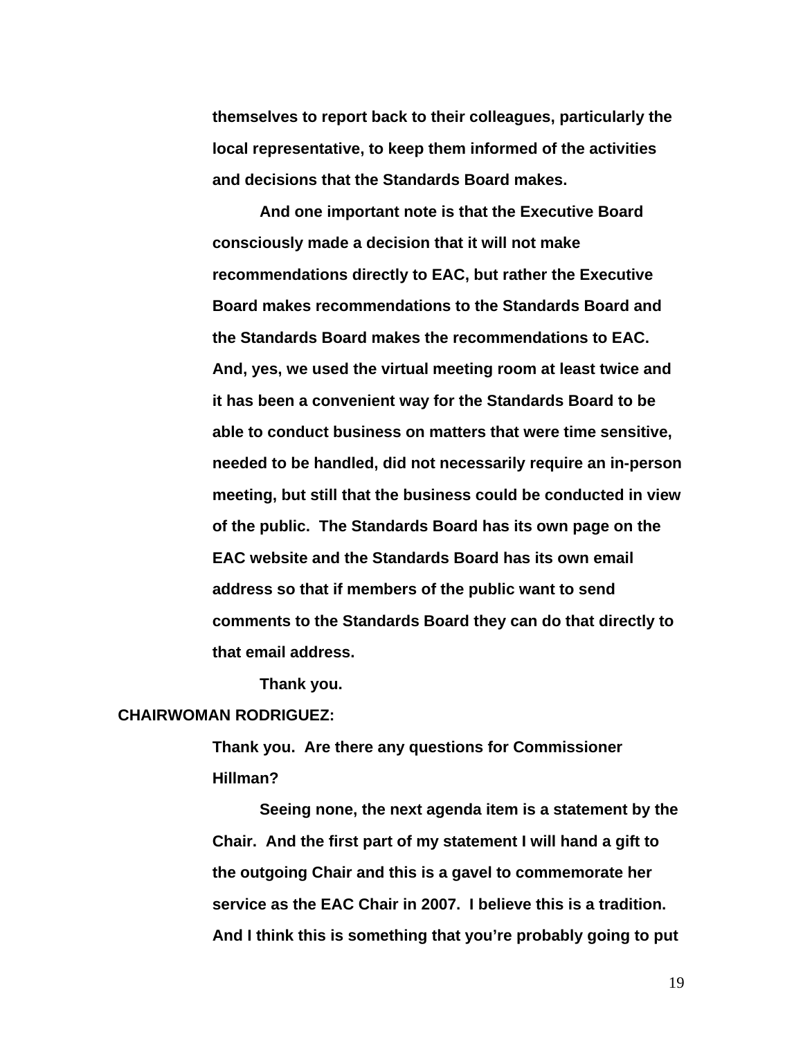**themselves to report back to their colleagues, particularly the local representative, to keep them informed of the activities and decisions that the Standards Board makes.**

**And one important note is that the Executive Board consciously made a decision that it will not make recommendations directly to EAC, but rather the Executive Board makes recommendations to the Standards Board and the Standards Board makes the recommendations to EAC. And, yes, we used the virtual meeting room at least twice and it has been a convenient way for the Standards Board to be able to conduct business on matters that were time sensitive, needed to be handled, did not necessarily require an in-person meeting, but still that the business could be conducted in view of the public. The Standards Board has its own page on the EAC website and the Standards Board has its own email address so that if members of the public want to send comments to the Standards Board they can do that directly to that email address.**

**Thank you.**

**CHAIRWOMAN RODRIGUEZ:**

**Thank you. Are there any questions for Commissioner Hillman?**

**Seeing none, the next agenda item is a statement by the Chair. And the first part of my statement I will hand a gift to the outgoing Chair and this is a gavel to commemorate her service as the EAC Chair in 2007. I believe this is a tradition. And I think this is something that you're probably going to put**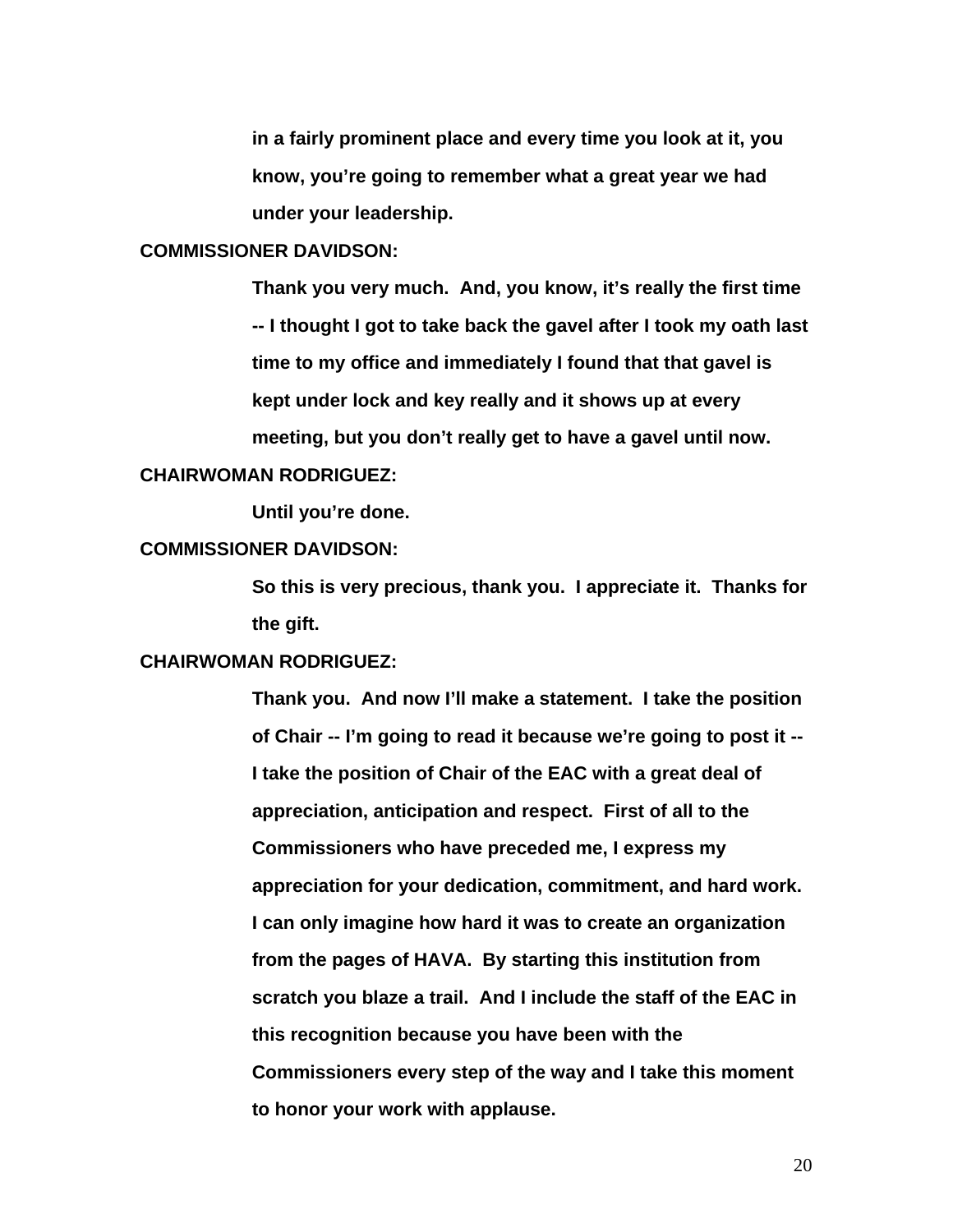**in a fairly prominent place and every time you look at it, you know, you're going to remember what a great year we had under your leadership.**

**COMMISSIONER DAVIDSON:**

**Thank you very much. And, you know, it's really the first time -- I thought I got to take back the gavel after I took my oath last time to my office and immediately I found that that gavel is kept under lock and key really and it shows up at every meeting, but you don't really get to have a gavel until now.**

**CHAIRWOMAN RODRIGUEZ:**

**Until you're done.**

**COMMISSIONER DAVIDSON:**

**So this is very precious, thank you. I appreciate it. Thanks for the gift.**

**CHAIRWOMAN RODRIGUEZ:**

**Thank you. And now I'll make a statement. I take the position of Chair -- I'm going to read it because we're going to post it -- I take the position of Chair of the EAC with a great deal of appreciation, anticipation and respect. First of all to the Commissioners who have preceded me, I express my appreciation for your dedication, commitment, and hard work. I can only imagine how hard it was to create an organization from the pages of HAVA. By starting this institution from scratch you blaze a trail. And I include the staff of the EAC in this recognition because you have been with the Commissioners every step of the way and I take this moment to honor your work with applause.**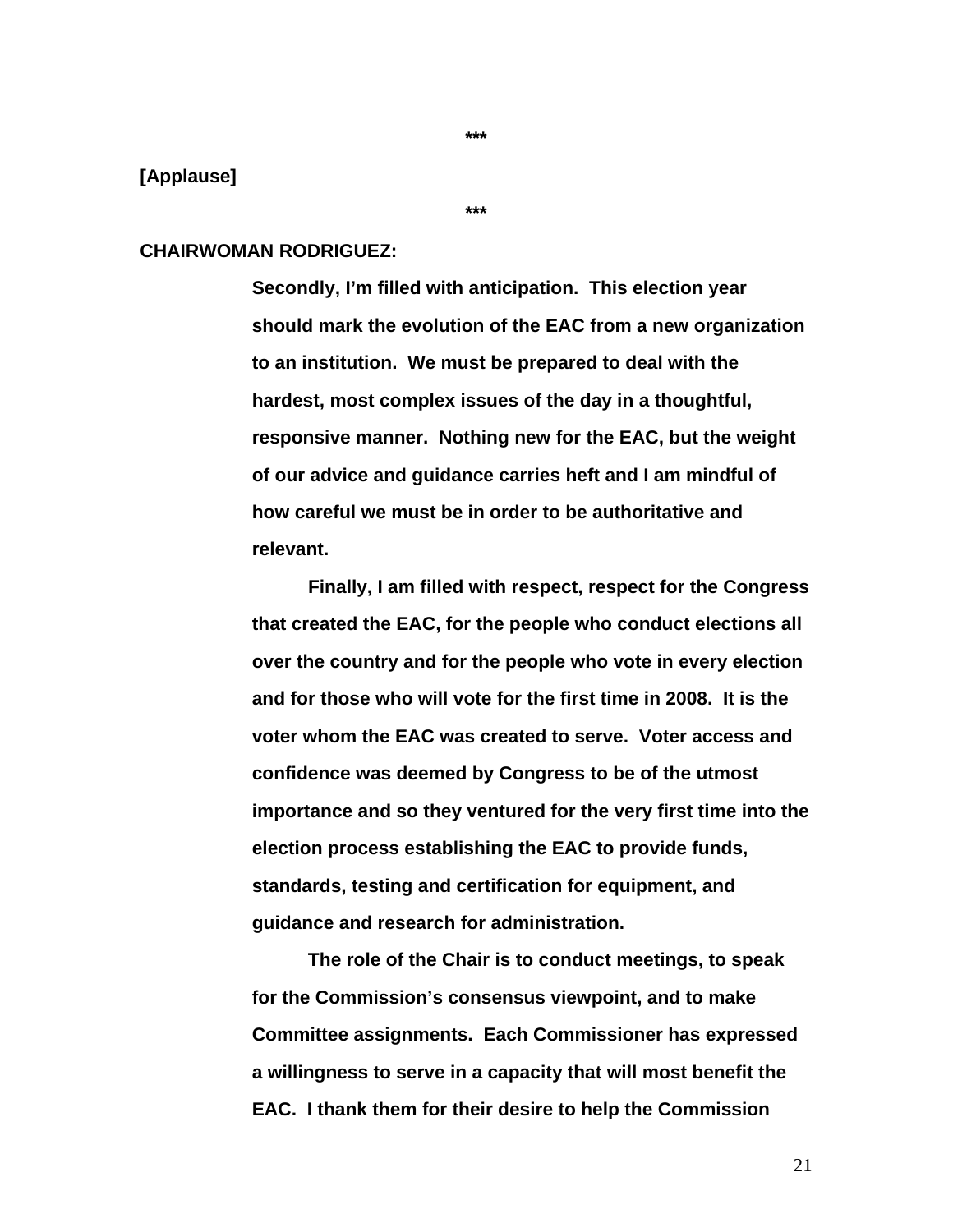***

**[Applause]**

***

**CHAIRWOMAN RODRIGUEZ:**

**Secondly, I'm filled with anticipation. This election year should mark the evolution of the EAC from a new organization to an institution. We must be prepared to deal with the hardest, most complex issues of the day in a thoughtful, responsive manner. Nothing new for the EAC, but the weight of our advice and guidance carries heft and I am mindful of how careful we must be in order to be authoritative and relevant.**

**Finally, I am filled with respect, respect for the Congress that created the EAC, for the people who conduct elections all over the country and for the people who vote in every election and for those who will vote for the first time in 2008. It is the voter whom the EAC was created to serve. Voter access and confidence was deemed by Congress to be of the utmost importance and so they ventured for the very first time into the election process establishing the EAC to provide funds, standards, testing and certification for equipment, and guidance and research for administration.**

**The role of the Chair is to conduct meetings, to speak for the Commission's consensus viewpoint, and to make Committee assignments. Each Commissioner has expressed a willingness to serve in a capacity that will most benefit the EAC. I thank them for their desire to help the Commission**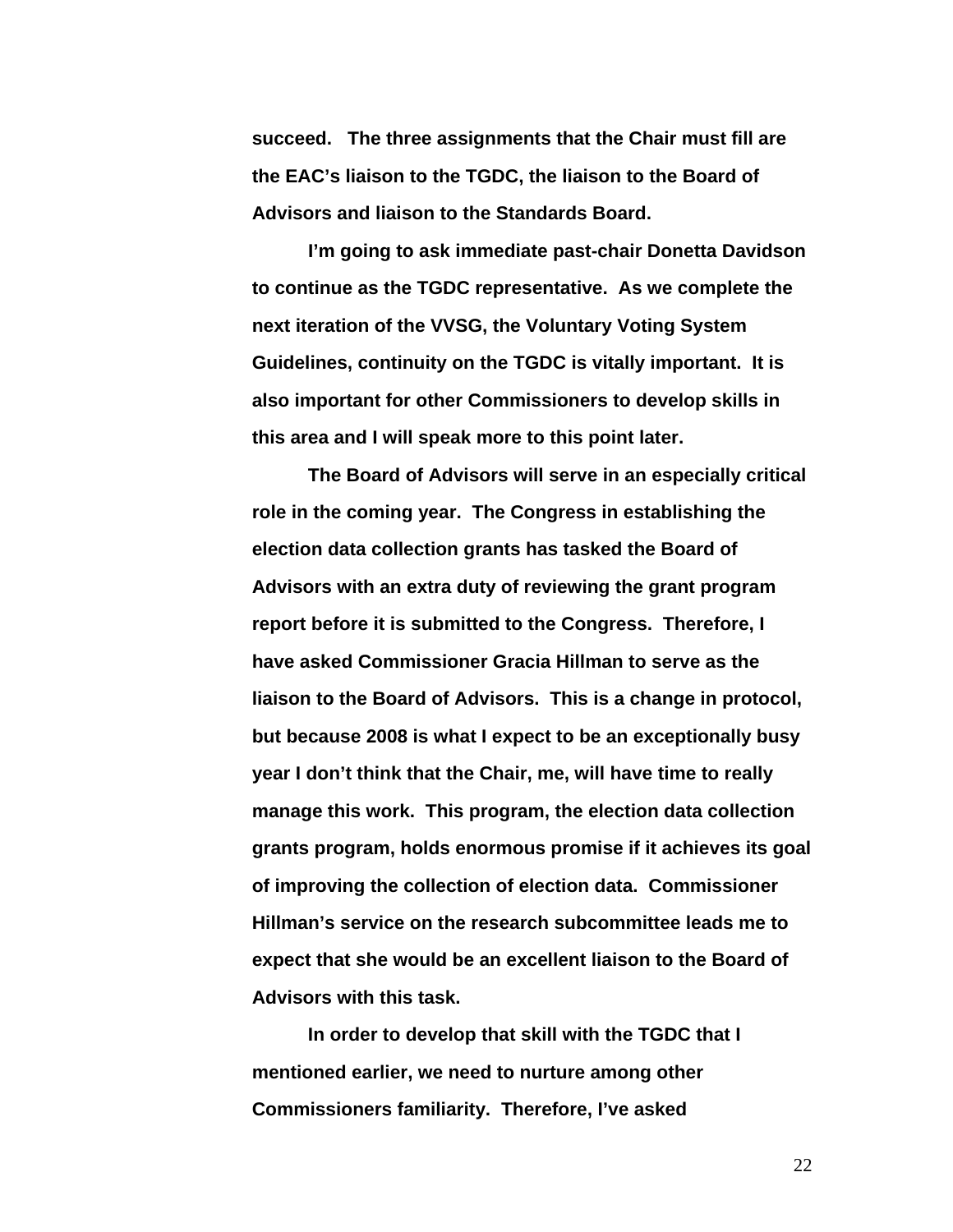**succeed. The three assignments that the Chair must fill are the EAC's liaison to the TGDC, the liaison to the Board of Advisors and liaison to the Standards Board.**

**I'm going to ask immediate past-chair Donetta Davidson to continue as the TGDC representative. As we complete the next iteration of the VVSG, the Voluntary Voting System Guidelines, continuity on the TGDC is vitally important. It is also important for other Commissioners to develop skills in this area and I will speak more to this point later.**

**The Board of Advisors will serve in an especially critical role in the coming year. The Congress in establishing the election data collection grants has tasked the Board of Advisors with an extra duty of reviewing the grant program report before it is submitted to the Congress. Therefore, I have asked Commissioner Gracia Hillman to serve as the liaison to the Board of Advisors. This is a change in protocol, but because 2008 is what I expect to be an exceptionally busy year I don't think that the Chair, me, will have time to really manage this work. This program, the election data collection grants program, holds enormous promise if it achieves its goal of improving the collection of election data. Commissioner Hillman's service on the research subcommittee leads me to expect that she would be an excellent liaison to the Board of Advisors with this task.**

**In order to develop that skill with the TGDC that I mentioned earlier, we need to nurture among other Commissioners familiarity. Therefore, I've asked**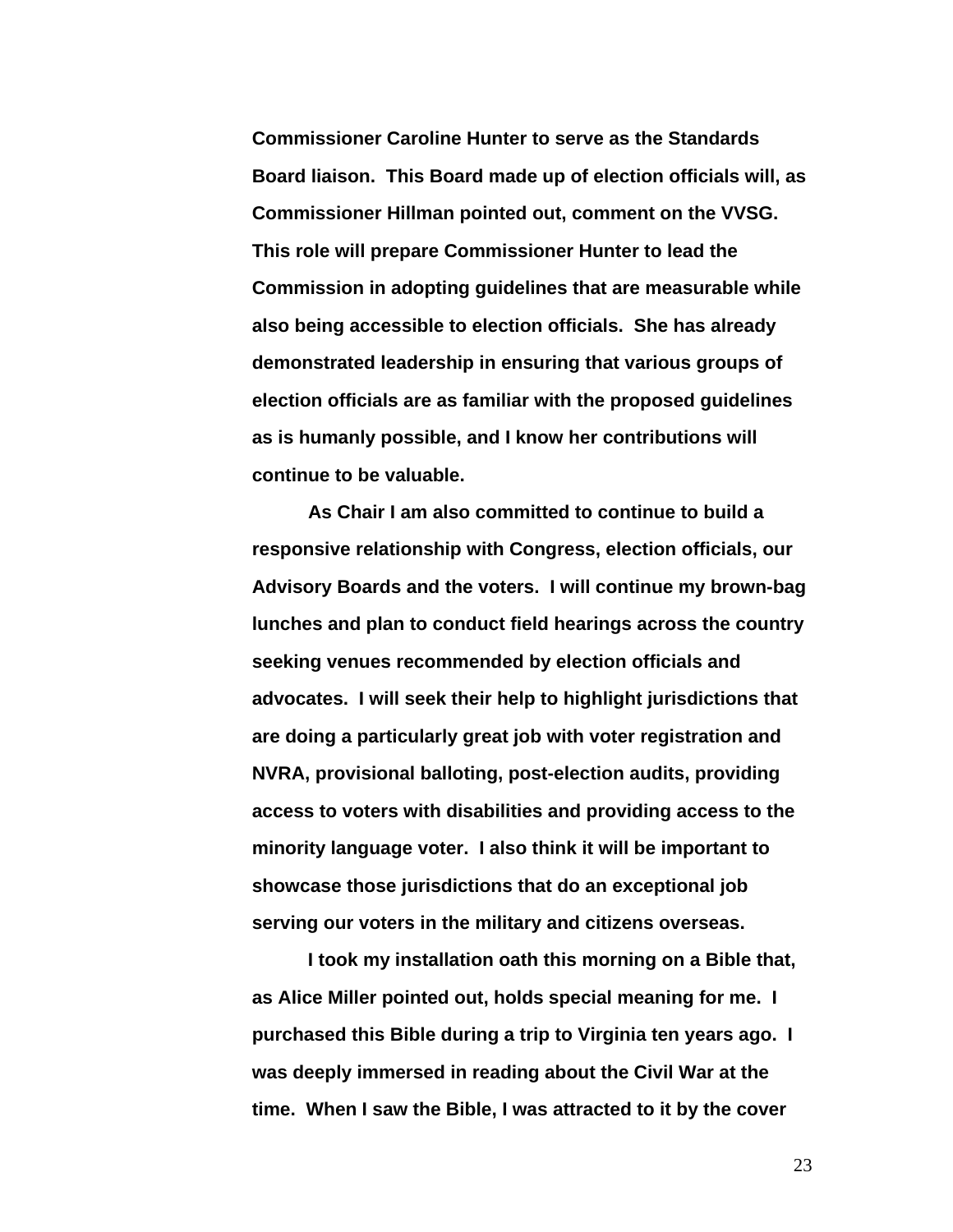**Commissioner Caroline Hunter to serve as the Standards Board liaison. This Board made up of election officials will, as Commissioner Hillman pointed out, comment on the VVSG. This role will prepare Commissioner Hunter to lead the Commission in adopting guidelines that are measurable while also being accessible to election officials. She has already demonstrated leadership in ensuring that various groups of election officials are as familiar with the proposed guidelines as is humanly possible, and I know her contributions will continue to be valuable.**

**As Chair I am also committed to continue to build a responsive relationship with Congress, election officials, our Advisory Boards and the voters. I will continue my brown-bag lunches and plan to conduct field hearings across the country seeking venues recommended by election officials and advocates. I will seek their help to highlight jurisdictions that are doing a particularly great job with voter registration and NVRA, provisional balloting, post-election audits, providing access to voters with disabilities and providing access to the minority language voter. I also think it will be important to showcase those jurisdictions that do an exceptional job serving our voters in the military and citizens overseas.**

**I took my installation oath this morning on a Bible that, as Alice Miller pointed out, holds special meaning for me. I purchased this Bible during a trip to Virginia ten years ago. I was deeply immersed in reading about the Civil War at the time. When I saw the Bible, I was attracted to it by the cover**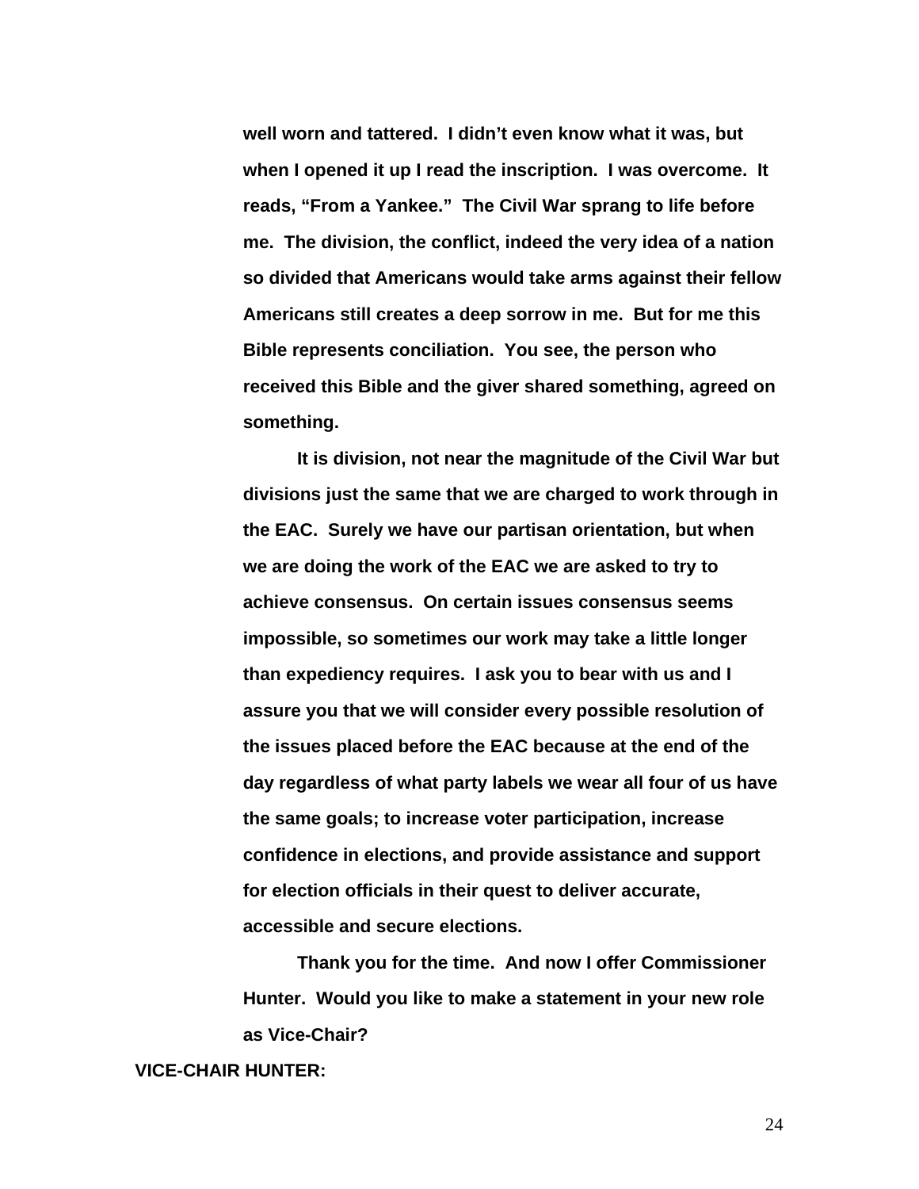**well worn and tattered. I didn't even know what it was, but when I opened it up I read the inscription. I was overcome. It reads, "From a Yankee." The Civil War sprang to life before me. The division, the conflict, indeed the very idea of a nation so divided that Americans would take arms against their fellow Americans still creates a deep sorrow in me. But for me this Bible represents conciliation. You see, the person who received this Bible and the giver shared something, agreed on something.**

**It is division, not near the magnitude of the Civil War but divisions just the same that we are charged to work through in the EAC. Surely we have our partisan orientation, but when we are doing the work of the EAC we are asked to try to achieve consensus. On certain issues consensus seems impossible, so sometimes our work may take a little longer than expediency requires. I ask you to bear with us and I assure you that we will consider every possible resolution of the issues placed before the EAC because at the end of the day regardless of what party labels we wear all four of us have the same goals; to increase voter participation, increase confidence in elections, and provide assistance and support for election officials in their quest to deliver accurate, accessible and secure elections.**

**Thank you for the time. And now I offer Commissioner Hunter. Would you like to make a statement in your new role as Vice-Chair?**

**VICE-CHAIR HUNTER:**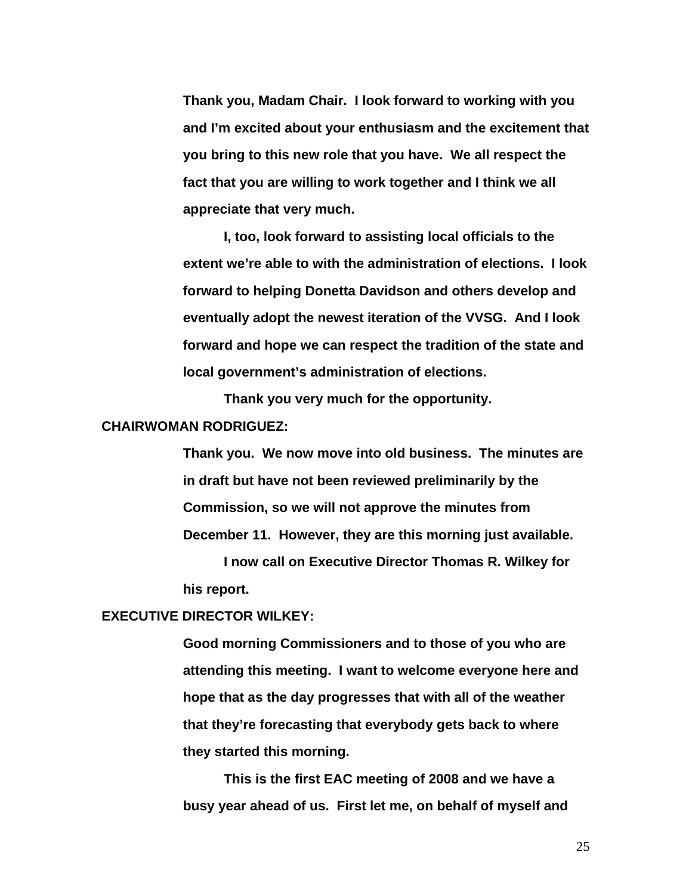Thank you, Madam Chair. I look forward to working with you and I'm excited about your enthusiasm and the excitement that you bring to this new role that you have. We all respect the fact that you are willing to work together and I think we all appreciate that very much.

I, too, look forward to assisting local officials to the extent we're able to with the administration of elections. I look forward to helping Donetta Davidson and others develop and eventually adopt the newest iteration of the VVSG. And I look forward and hope we can respect the tradition of the state and local government's administration of elections.

Thank you very much for the opportunity.

**CHAIRWOMAN RODRIGUEZ:**

Thank you. We now move into old business. The minutes are in draft but have not been reviewed preliminarily by the Commission, so we will not approve the minutes from December 11. However, they are this morning just available.

I now call on Executive Director Thomas R. Wilkey for his report.

**EXECUTIVE DIRECTOR WILKEY:**

Good morning Commissioners and to those of you who are attending this meeting. I want to welcome everyone here and hope that as the day progresses that with all of the weather that they're forecasting that everybody gets back to where they started this morning.

This is the first EAC meeting of 2008 and we have a busy year ahead of us. First let me, on behalf of myself and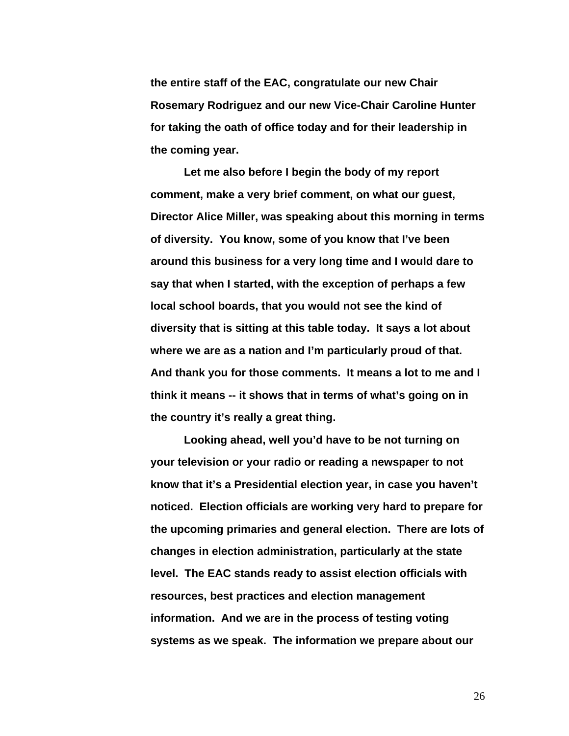the entire staff of the EAC, congratulate our new Chair Rosemary Rodriguez and our new Vice-Chair Caroline Hunter for taking the oath of office today and for their leadership in the coming year.

Let me also before I begin the body of my report comment, make a very brief comment, on what our guest, Director Alice Miller, was speaking about this morning in terms of diversity. You know, some of you know that I've been around this business for a very long time and I would dare to say that when I started, with the exception of perhaps a few local school boards, that you would not see the kind of diversity that is sitting at this table today. It says a lot about where we are as a nation and I'm particularly proud of that. And thank you for those comments. It means a lot to me and I think it means -- it shows that in terms of what's going on in the country it's really a great thing.

Looking ahead, well you'd have to be not turning on your television or your radio or reading a newspaper to not know that it's a Presidential election year, in case you haven't noticed. Election officials are working very hard to prepare for the upcoming primaries and general election. There are lots of changes in election administration, particularly at the state level. The EAC stands ready to assist election officials with resources, best practices and election management information. And we are in the process of testing voting systems as we speak. The information we prepare about our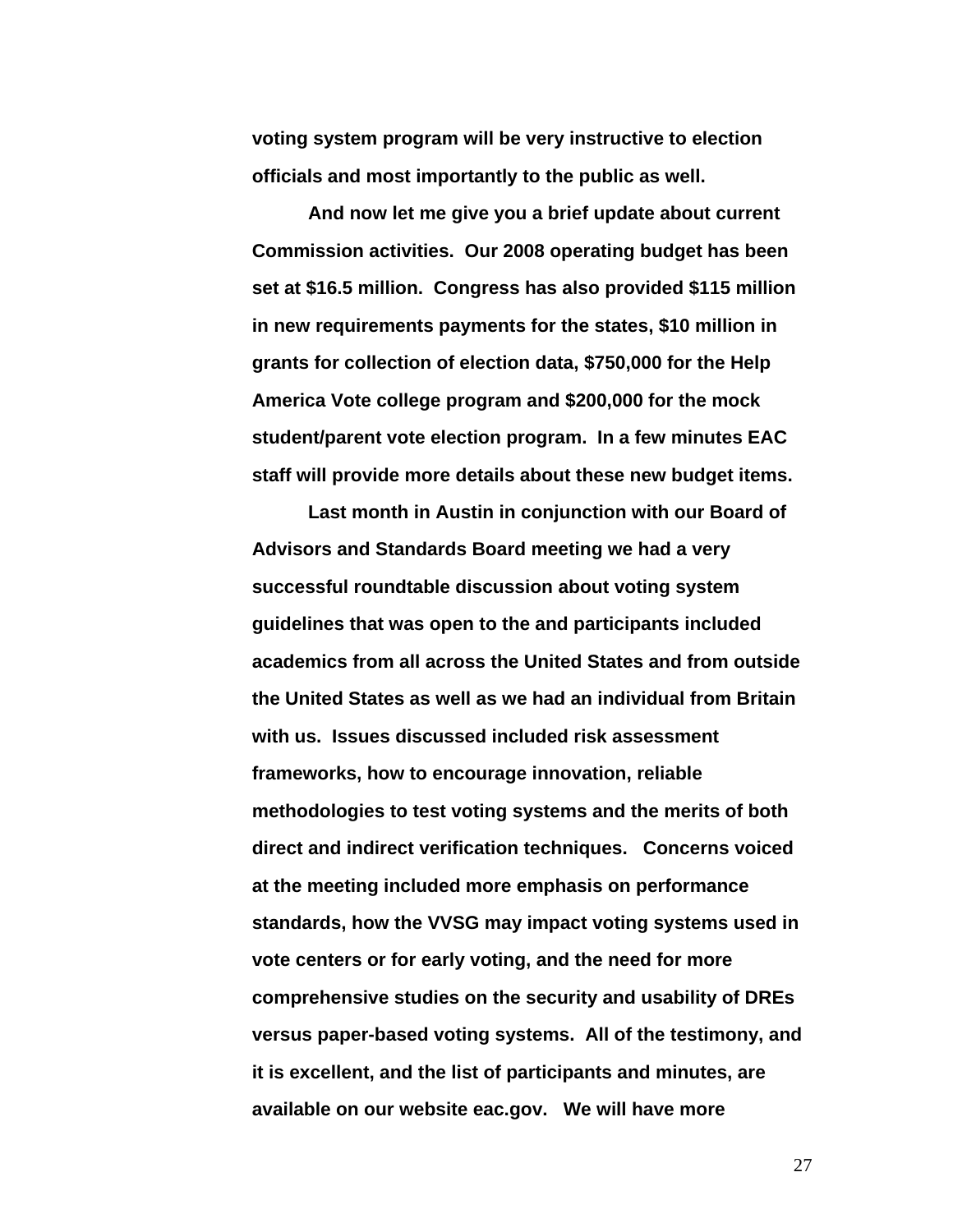**voting system program will be very instructive to election officials and most importantly to the public as well.**

**And now let me give you a brief update about current Commission activities. Our 2008 operating budget has been set at $16.5 million. Congress has also provided $115 million in new requirements payments for the states, $10 million in grants for collection of election data, $750,000 for the Help America Vote college program and $200,000 for the mock student/parent vote election program. In a few minutes EAC staff will provide more details about these new budget items.**

**Last month in Austin in conjunction with our Board of Advisors and Standards Board meeting we had a very successful roundtable discussion about voting system guidelines that was open to the and participants included academics from all across the United States and from outside the United States as well as we had an individual from Britain with us. Issues discussed included risk assessment frameworks, how to encourage innovation, reliable methodologies to test voting systems and the merits of both direct and indirect verification techniques. Concerns voiced at the meeting included more emphasis on performance standards, how the VVSG may impact voting systems used in vote centers or for early voting, and the need for more comprehensive studies on the security and usability of DREs versus paper-based voting systems. All of the testimony, and it is excellent, and the list of participants and minutes, are available on our website eac.gov. We will have more**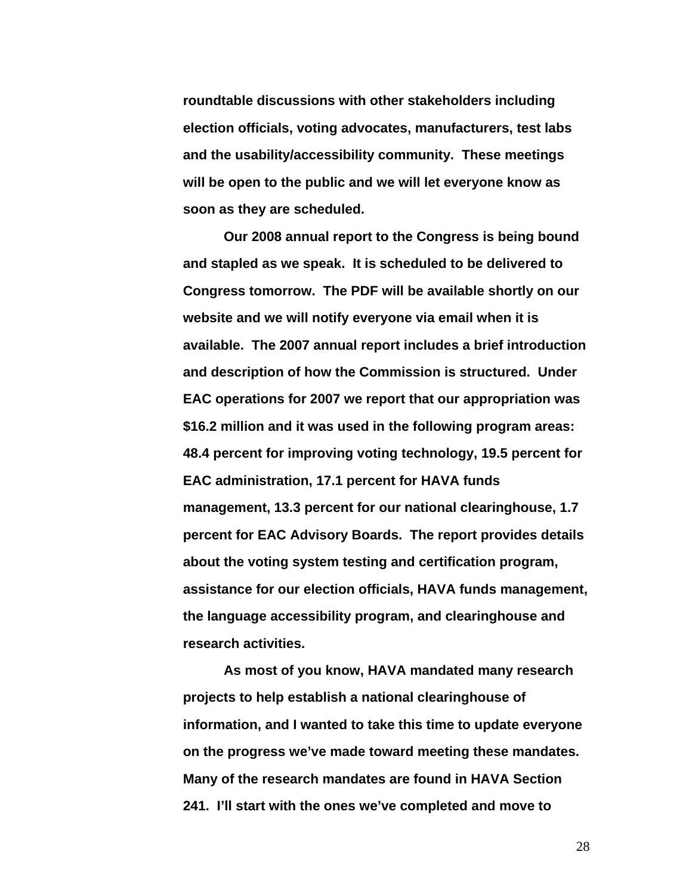**roundtable discussions with other stakeholders including election officials, voting advocates, manufacturers, test labs and the usability/accessibility community. These meetings will be open to the public and we will let everyone know as soon as they are scheduled.**

**Our 2008 annual report to the Congress is being bound and stapled as we speak. It is scheduled to be delivered to Congress tomorrow. The PDF will be available shortly on our website and we will notify everyone via email when it is available. The 2007 annual report includes a brief introduction and description of how the Commission is structured. Under EAC operations for 2007 we report that our appropriation was $16.2 million and it was used in the following program areas: 48.4 percent for improving voting technology, 19.5 percent for EAC administration, 17.1 percent for HAVA funds management, 13.3 percent for our national clearinghouse, 1.7 percent for EAC Advisory Boards. The report provides details about the voting system testing and certification program, assistance for our election officials, HAVA funds management, the language accessibility program, and clearinghouse and research activities.**

**As most of you know, HAVA mandated many research projects to help establish a national clearinghouse of information, and I wanted to take this time to update everyone on the progress we've made toward meeting these mandates. Many of the research mandates are found in HAVA Section 241. I'll start with the ones we've completed and move to**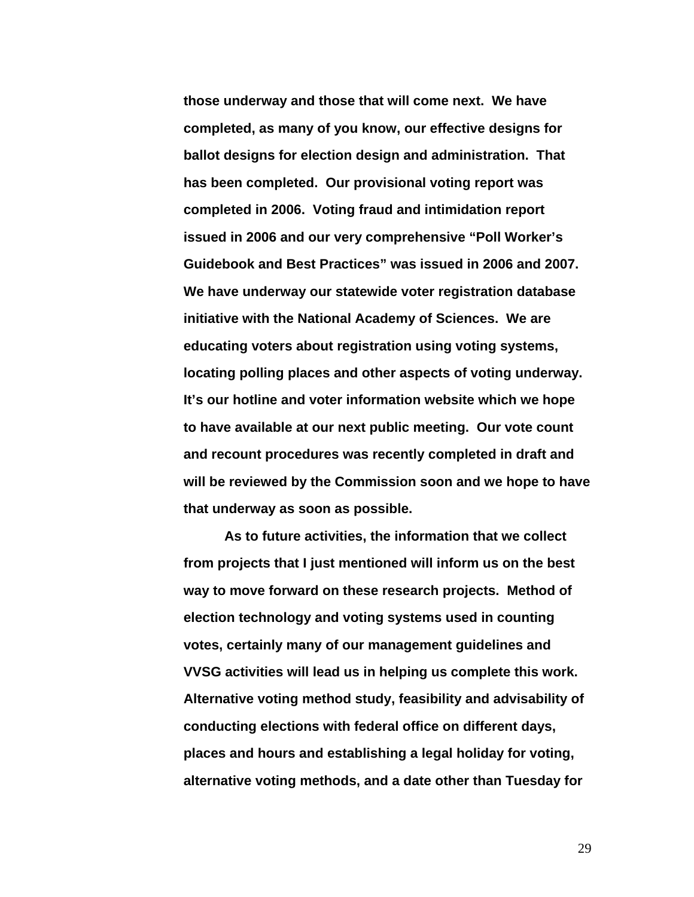**those underway and those that will come next. We have completed, as many of you know, our effective designs for ballot designs for election design and administration. That has been completed. Our provisional voting report was completed in 2006. Voting fraud and intimidation report issued in 2006 and our very comprehensive "Poll Worker's Guidebook and Best Practices" was issued in 2006 and 2007. We have underway our statewide voter registration database initiative with the National Academy of Sciences. We are educating voters about registration using voting systems, locating polling places and other aspects of voting underway. It's our hotline and voter information website which we hope to have available at our next public meeting. Our vote count and recount procedures was recently completed in draft and will be reviewed by the Commission soon and we hope to have that underway as soon as possible.**

**As to future activities, the information that we collect from projects that I just mentioned will inform us on the best way to move forward on these research projects. Method of election technology and voting systems used in counting votes, certainly many of our management guidelines and VVSG activities will lead us in helping us complete this work. Alternative voting method study, feasibility and advisability of conducting elections with federal office on different days, places and hours and establishing a legal holiday for voting, alternative voting methods, and a date other than Tuesday for**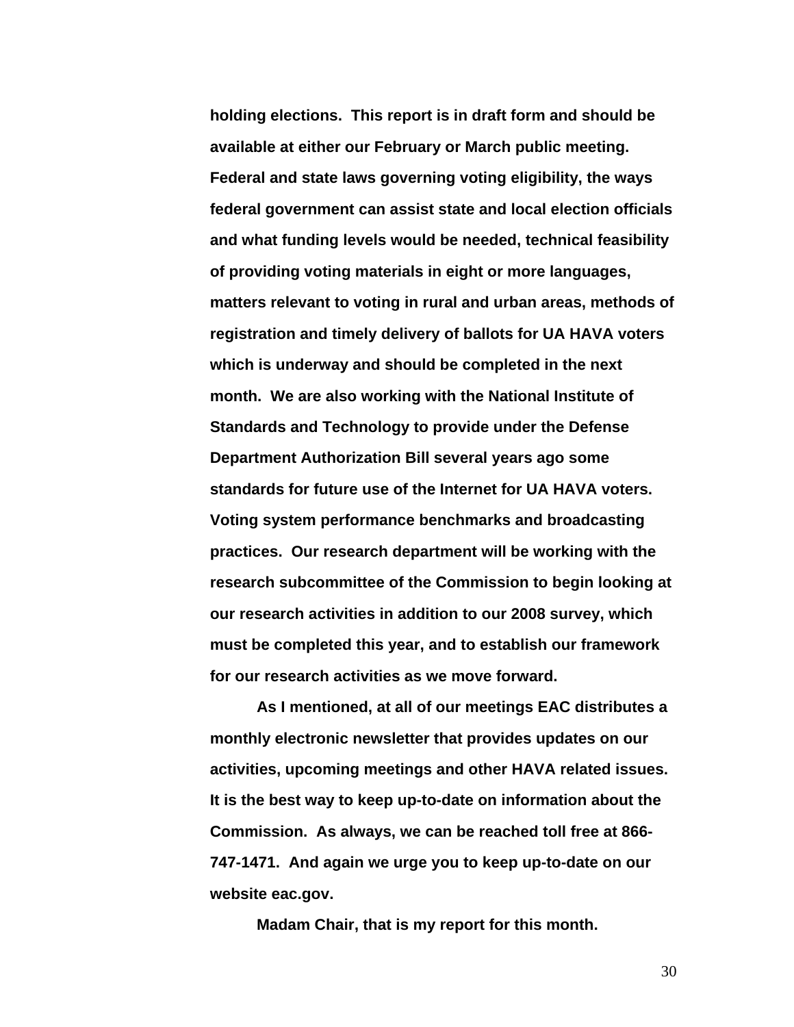**holding elections. This report is in draft form and should be available at either our February or March public meeting. Federal and state laws governing voting eligibility, the ways federal government can assist state and local election officials and what funding levels would be needed, technical feasibility of providing voting materials in eight or more languages, matters relevant to voting in rural and urban areas, methods of registration and timely delivery of ballots for UA HAVA voters which is underway and should be completed in the next month. We are also working with the National Institute of Standards and Technology to provide under the Defense Department Authorization Bill several years ago some standards for future use of the Internet for UA HAVA voters. Voting system performance benchmarks and broadcasting practices. Our research department will be working with the research subcommittee of the Commission to begin looking at our research activities in addition to our 2008 survey, which must be completed this year, and to establish our framework for our research activities as we move forward.**

**As I mentioned, at all of our meetings EAC distributes a monthly electronic newsletter that provides updates on our activities, upcoming meetings and other HAVA related issues. It is the best way to keep up-to-date on information about the Commission. As always, we can be reached toll free at 866-747-1471. And again we urge you to keep up-to-date on our website eac.gov.**

**Madam Chair, that is my report for this month.**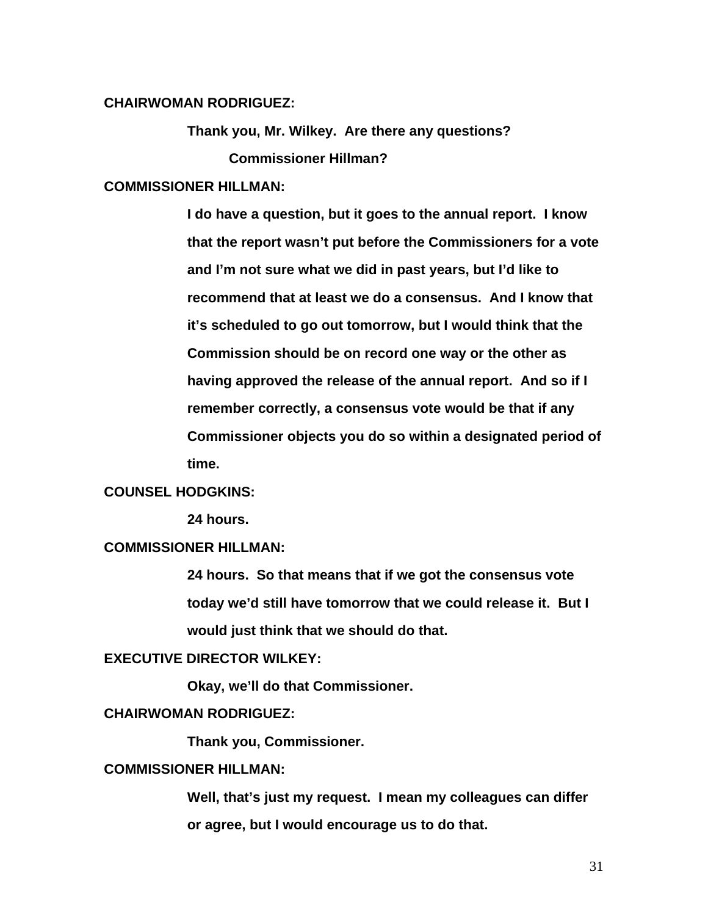**CHAIRWOMAN RODRIGUEZ:**

Thank you, Mr. Wilkey. Are there any questions?

Commissioner Hillman?

**COMMISSIONER HILLMAN:**

I do have a question, but it goes to the annual report. I know that the report wasn't put before the Commissioners for a vote and I'm not sure what we did in past years, but I'd like to recommend that at least we do a consensus. And I know that it's scheduled to go out tomorrow, but I would think that the Commission should be on record one way or the other as having approved the release of the annual report. And so if I remember correctly, a consensus vote would be that if any Commissioner objects you do so within a designated period of time.

**COUNSEL HODGKINS:**

24 hours.

**COMMISSIONER HILLMAN:**

24 hours. So that means that if we got the consensus vote today we'd still have tomorrow that we could release it. But I would just think that we should do that.

**EXECUTIVE DIRECTOR WILKEY:**

Okay, we'll do that Commissioner.

**CHAIRWOMAN RODRIGUEZ:**

Thank you, Commissioner.

**COMMISSIONER HILLMAN:**

Well, that's just my request. I mean my colleagues can differ or agree, but I would encourage us to do that.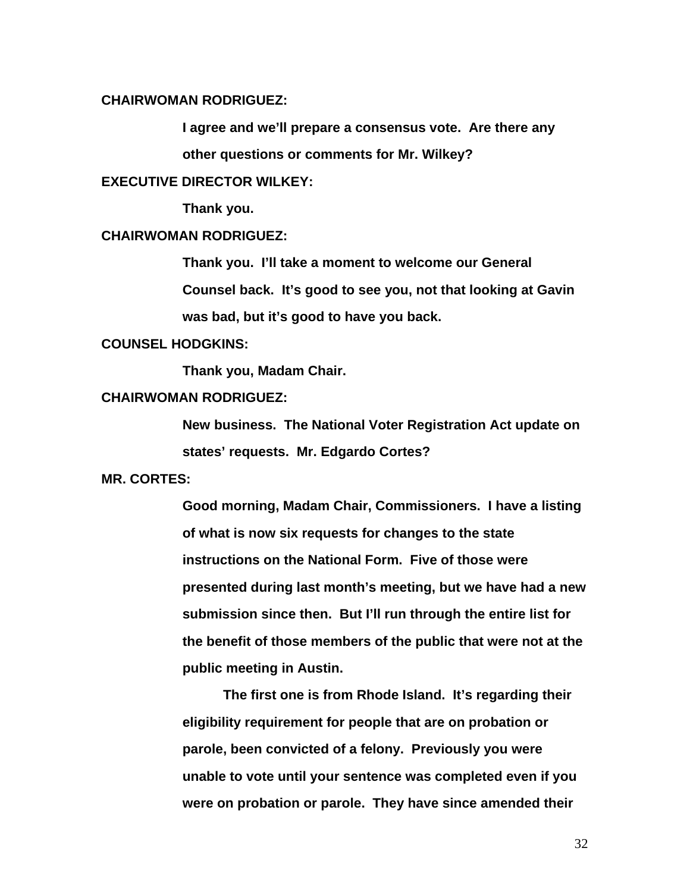**CHAIRWOMAN RODRIGUEZ:**

**I agree and we'll prepare a consensus vote. Are there any other questions or comments for Mr. Wilkey?**

**EXECUTIVE DIRECTOR WILKEY:**

**Thank you.**

**CHAIRWOMAN RODRIGUEZ:**

**Thank you. I'll take a moment to welcome our General Counsel back. It's good to see you, not that looking at Gavin was bad, but it's good to have you back.**

**COUNSEL HODGKINS:**

**Thank you, Madam Chair.**

**CHAIRWOMAN RODRIGUEZ:**

**New business. The National Voter Registration Act update on states' requests. Mr. Edgardo Cortes?**

**MR. CORTES:**

**Good morning, Madam Chair, Commissioners. I have a listing of what is now six requests for changes to the state instructions on the National Form. Five of those were presented during last month's meeting, but we have had a new submission since then. But I'll run through the entire list for the benefit of those members of the public that were not at the public meeting in Austin.**

**The first one is from Rhode Island. It's regarding their eligibility requirement for people that are on probation or parole, been convicted of a felony. Previously you were unable to vote until your sentence was completed even if you were on probation or parole. They have since amended their**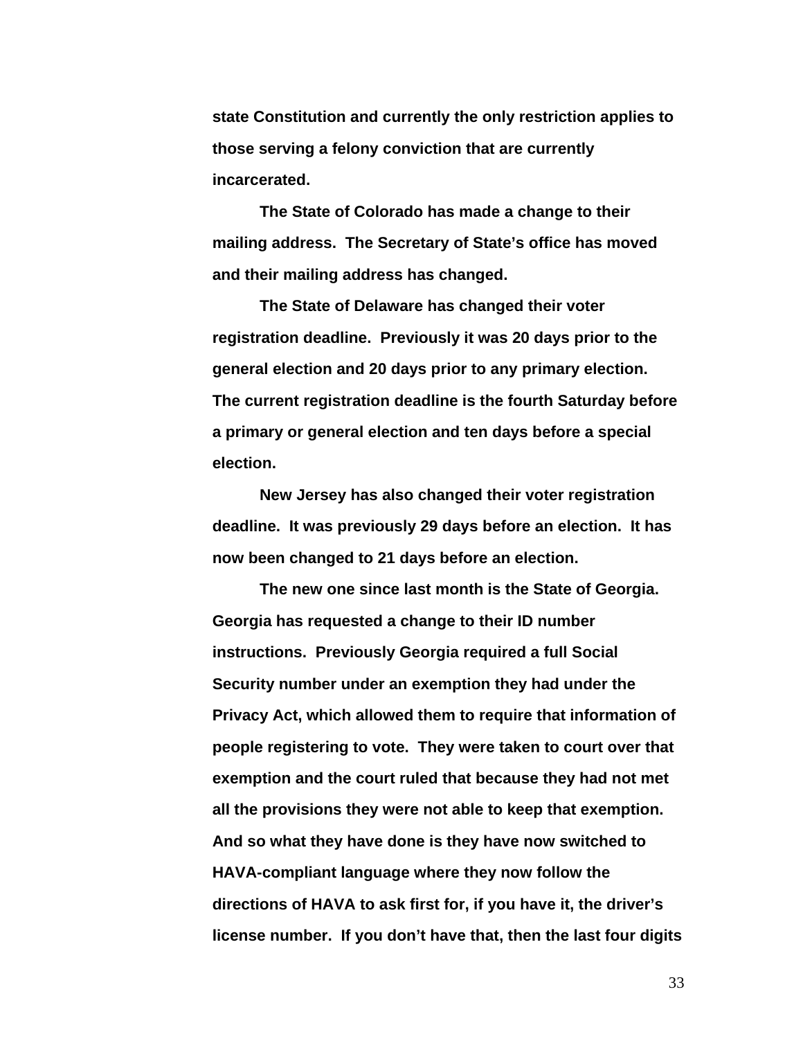**state Constitution and currently the only restriction applies to those serving a felony conviction that are currently incarcerated.**

**The State of Colorado has made a change to their mailing address. The Secretary of State's office has moved and their mailing address has changed.**

**The State of Delaware has changed their voter registration deadline. Previously it was 20 days prior to the general election and 20 days prior to any primary election. The current registration deadline is the fourth Saturday before a primary or general election and ten days before a special election.**

**New Jersey has also changed their voter registration deadline. It was previously 29 days before an election. It has now been changed to 21 days before an election.**

**The new one since last month is the State of Georgia. Georgia has requested a change to their ID number instructions. Previously Georgia required a full Social Security number under an exemption they had under the Privacy Act, which allowed them to require that information of people registering to vote. They were taken to court over that exemption and the court ruled that because they had not met all the provisions they were not able to keep that exemption. And so what they have done is they have now switched to HAVA-compliant language where they now follow the directions of HAVA to ask first for, if you have it, the driver's license number. If you don't have that, then the last four digits**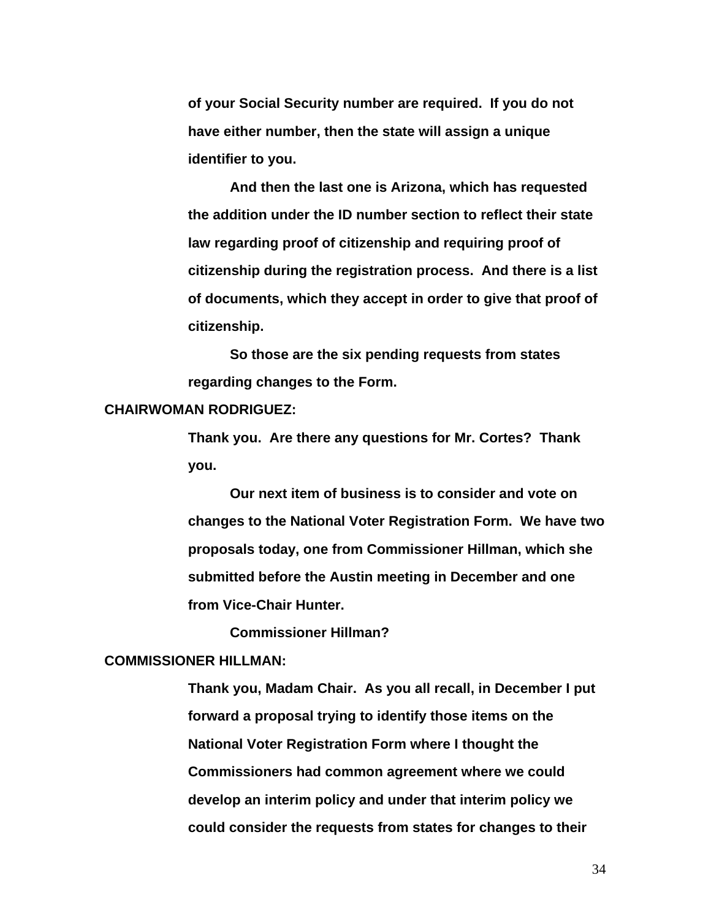**of your Social Security number are required. If you do not have either number, then the state will assign a unique identifier to you.**

**And then the last one is Arizona, which has requested the addition under the ID number section to reflect their state law regarding proof of citizenship and requiring proof of citizenship during the registration process. And there is a list of documents, which they accept in order to give that proof of citizenship.**

**So those are the six pending requests from states regarding changes to the Form.**

**CHAIRWOMAN RODRIGUEZ:**

**Thank you. Are there any questions for Mr. Cortes? Thank you.**

**Our next item of business is to consider and vote on changes to the National Voter Registration Form. We have two proposals today, one from Commissioner Hillman, which she submitted before the Austin meeting in December and one from Vice-Chair Hunter.**

**Commissioner Hillman?**

**COMMISSIONER HILLMAN:**

**Thank you, Madam Chair. As you all recall, in December I put forward a proposal trying to identify those items on the National Voter Registration Form where I thought the Commissioners had common agreement where we could develop an interim policy and under that interim policy we could consider the requests from states for changes to their**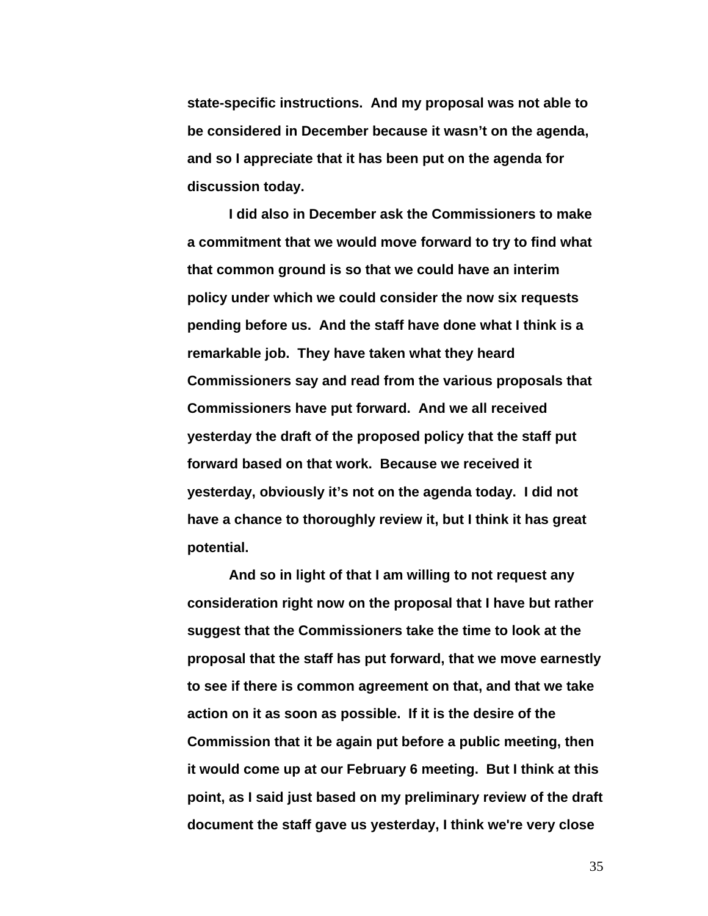**state-specific instructions. And my proposal was not able to be considered in December because it wasn't on the agenda, and so I appreciate that it has been put on the agenda for discussion today.**

**I did also in December ask the Commissioners to make a commitment that we would move forward to try to find what that common ground is so that we could have an interim policy under which we could consider the now six requests pending before us. And the staff have done what I think is a remarkable job. They have taken what they heard Commissioners say and read from the various proposals that Commissioners have put forward. And we all received yesterday the draft of the proposed policy that the staff put forward based on that work. Because we received it yesterday, obviously it's not on the agenda today. I did not have a chance to thoroughly review it, but I think it has great potential.**

**And so in light of that I am willing to not request any consideration right now on the proposal that I have but rather suggest that the Commissioners take the time to look at the proposal that the staff has put forward, that we move earnestly to see if there is common agreement on that, and that we take action on it as soon as possible. If it is the desire of the Commission that it be again put before a public meeting, then it would come up at our February 6 meeting. But I think at this point, as I said just based on my preliminary review of the draft document the staff gave us yesterday, I think we're very close**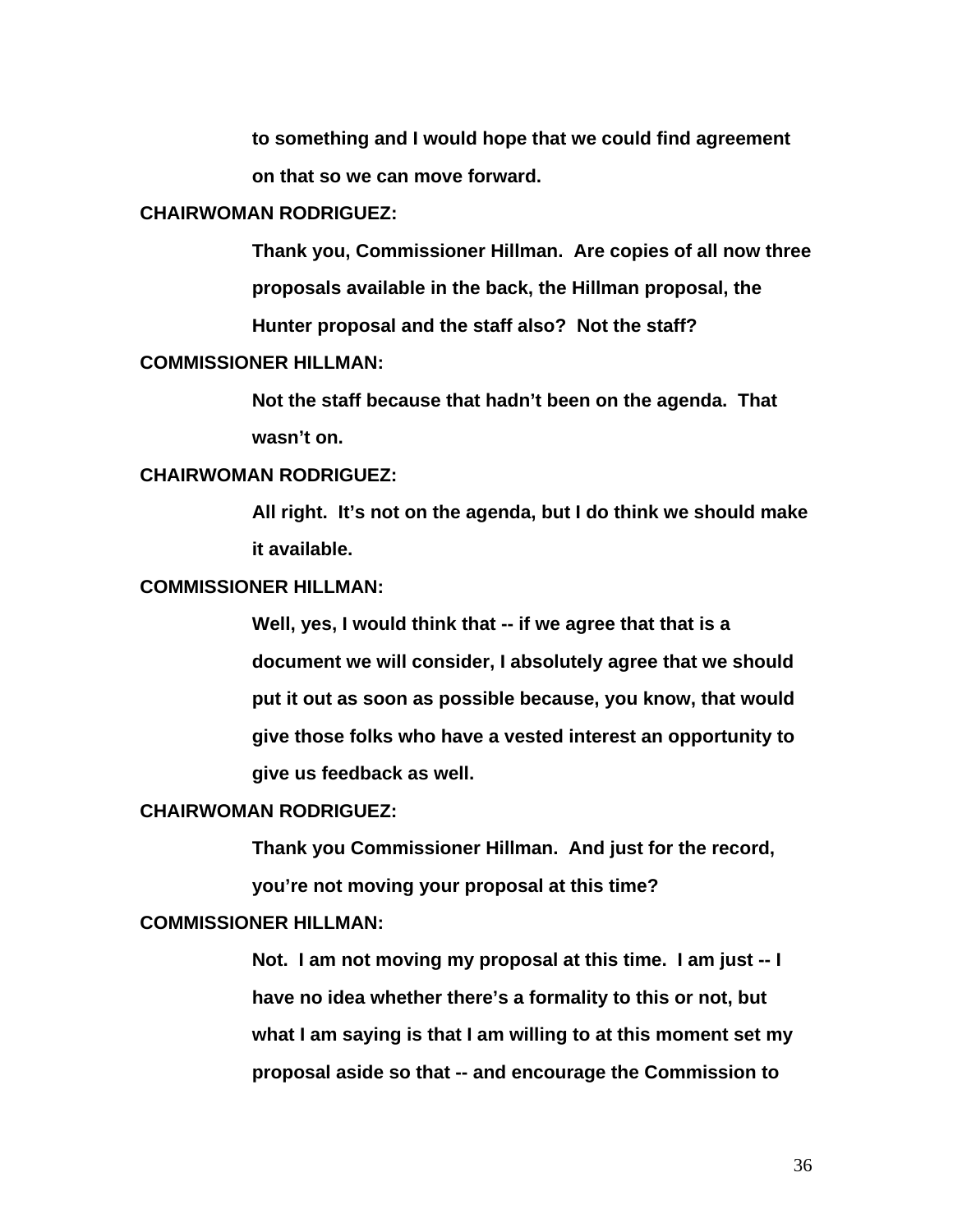to something and I would hope that we could find agreement on that so we can move forward.

**CHAIRWOMAN RODRIGUEZ:**

Thank you, Commissioner Hillman. Are copies of all now three proposals available in the back, the Hillman proposal, the Hunter proposal and the staff also? Not the staff?

**COMMISSIONER HILLMAN:**

Not the staff because that hadn't been on the agenda. That wasn't on.

**CHAIRWOMAN RODRIGUEZ:**

All right. It's not on the agenda, but I do think we should make it available.

**COMMISSIONER HILLMAN:**

Well, yes, I would think that -- if we agree that that is a document we will consider, I absolutely agree that we should put it out as soon as possible because, you know, that would give those folks who have a vested interest an opportunity to give us feedback as well.

**CHAIRWOMAN RODRIGUEZ:**

Thank you Commissioner Hillman. And just for the record, you're not moving your proposal at this time?

**COMMISSIONER HILLMAN:**

Not. I am not moving my proposal at this time. I am just -- I have no idea whether there's a formality to this or not, but what I am saying is that I am willing to at this moment set my proposal aside so that -- and encourage the Commission to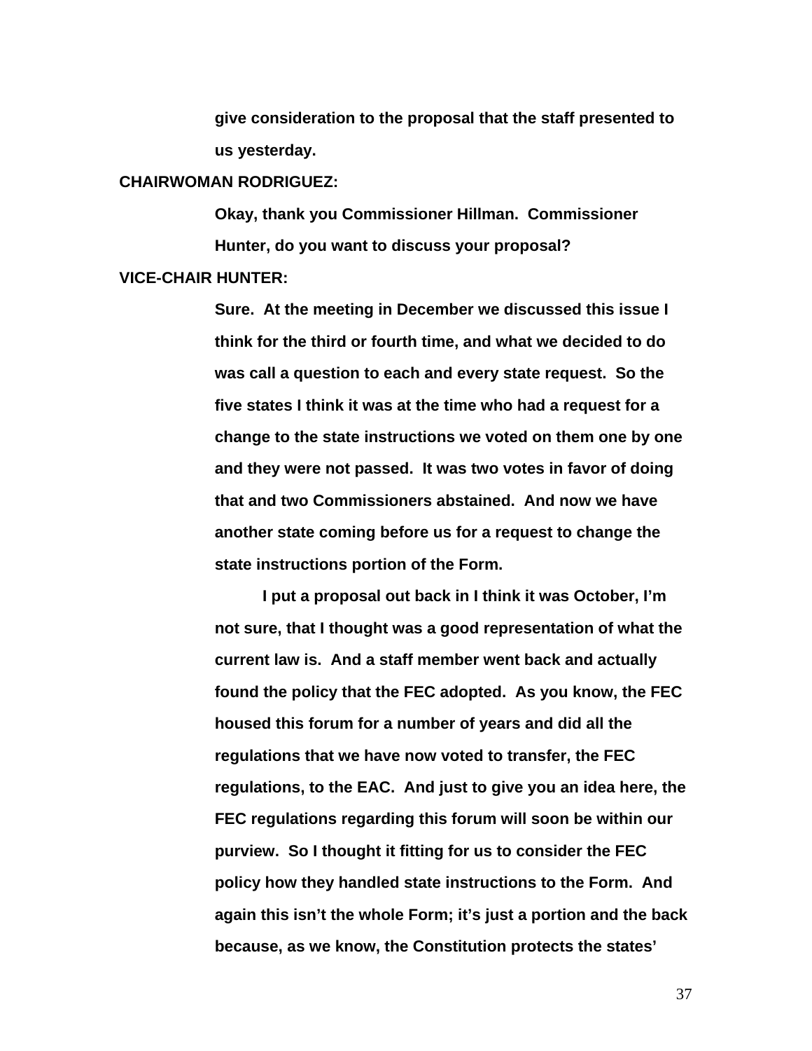**give consideration to the proposal that the staff presented to us yesterday.**

**CHAIRWOMAN RODRIGUEZ:**

**Okay, thank you Commissioner Hillman. Commissioner Hunter, do you want to discuss your proposal?**

**VICE-CHAIR HUNTER:**

**Sure. At the meeting in December we discussed this issue I think for the third or fourth time, and what we decided to do was call a question to each and every state request. So the five states I think it was at the time who had a request for a change to the state instructions we voted on them one by one and they were not passed. It was two votes in favor of doing that and two Commissioners abstained. And now we have another state coming before us for a request to change the state instructions portion of the Form.**

**I put a proposal out back in I think it was October, I'm not sure, that I thought was a good representation of what the current law is. And a staff member went back and actually found the policy that the FEC adopted. As you know, the FEC housed this forum for a number of years and did all the regulations that we have now voted to transfer, the FEC regulations, to the EAC. And just to give you an idea here, the FEC regulations regarding this forum will soon be within our purview. So I thought it fitting for us to consider the FEC policy how they handled state instructions to the Form. And again this isn't the whole Form; it's just a portion and the back because, as we know, the Constitution protects the states'**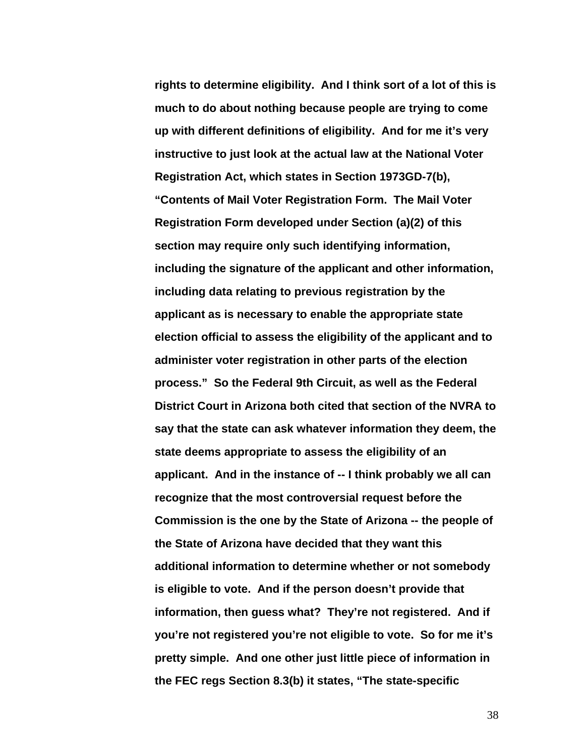**rights to determine eligibility. And I think sort of a lot of this is much to do about nothing because people are trying to come up with different definitions of eligibility. And for me it's very instructive to just look at the actual law at the National Voter Registration Act, which states in Section 1973GD-7(b), "Contents of Mail Voter Registration Form. The Mail Voter Registration Form developed under Section (a)(2) of this section may require only such identifying information, including the signature of the applicant and other information, including data relating to previous registration by the applicant as is necessary to enable the appropriate state election official to assess the eligibility of the applicant and to administer voter registration in other parts of the election process." So the Federal 9th Circuit, as well as the Federal District Court in Arizona both cited that section of the NVRA to say that the state can ask whatever information they deem, the state deems appropriate to assess the eligibility of an applicant. And in the instance of -- I think probably we all can recognize that the most controversial request before the Commission is the one by the State of Arizona -- the people of the State of Arizona have decided that they want this additional information to determine whether or not somebody is eligible to vote. And if the person doesn't provide that information, then guess what? They're not registered. And if you're not registered you're not eligible to vote. So for me it's pretty simple. And one other just little piece of information in the FEC regs Section 8.3(b) it states, "The state-specific**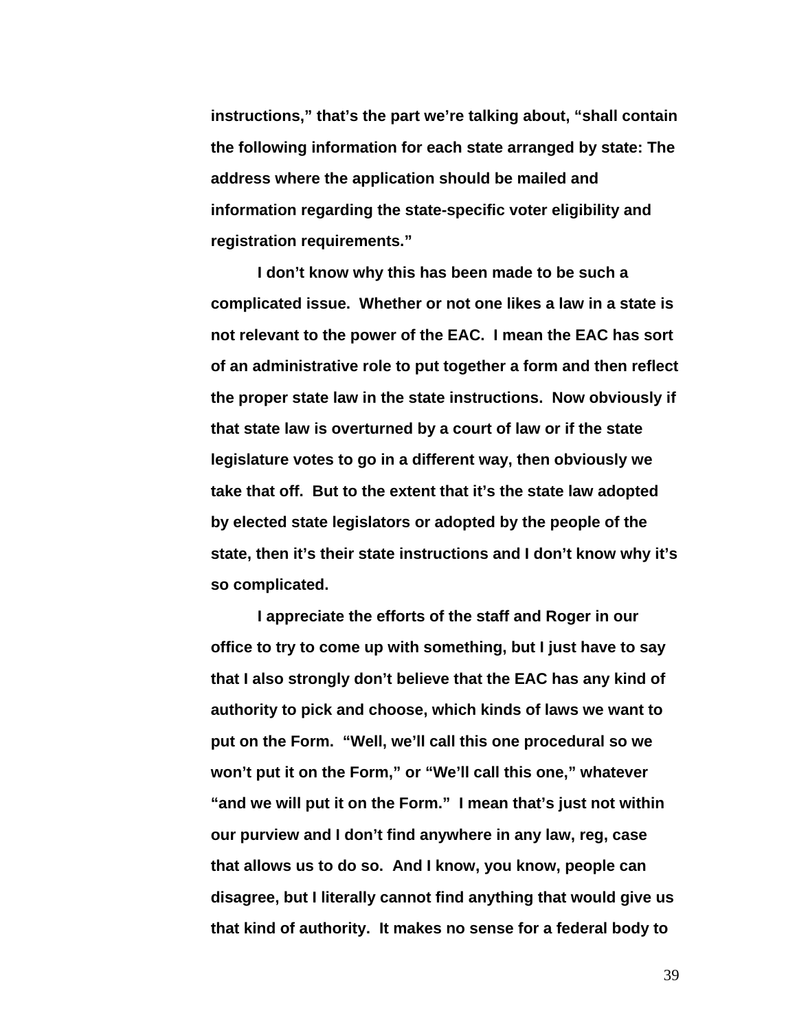**instructions," that's the part we're talking about, "shall contain the following information for each state arranged by state: The address where the application should be mailed and information regarding the state-specific voter eligibility and registration requirements."**

**I don't know why this has been made to be such a complicated issue. Whether or not one likes a law in a state is not relevant to the power of the EAC. I mean the EAC has sort of an administrative role to put together a form and then reflect the proper state law in the state instructions. Now obviously if that state law is overturned by a court of law or if the state legislature votes to go in a different way, then obviously we take that off. But to the extent that it's the state law adopted by elected state legislators or adopted by the people of the state, then it's their state instructions and I don't know why it's so complicated.**

**I appreciate the efforts of the staff and Roger in our office to try to come up with something, but I just have to say that I also strongly don't believe that the EAC has any kind of authority to pick and choose, which kinds of laws we want to put on the Form. "Well, we'll call this one procedural so we won't put it on the Form," or "We'll call this one," whatever "and we will put it on the Form." I mean that's just not within our purview and I don't find anywhere in any law, reg, case that allows us to do so. And I know, you know, people can disagree, but I literally cannot find anything that would give us that kind of authority. It makes no sense for a federal body to**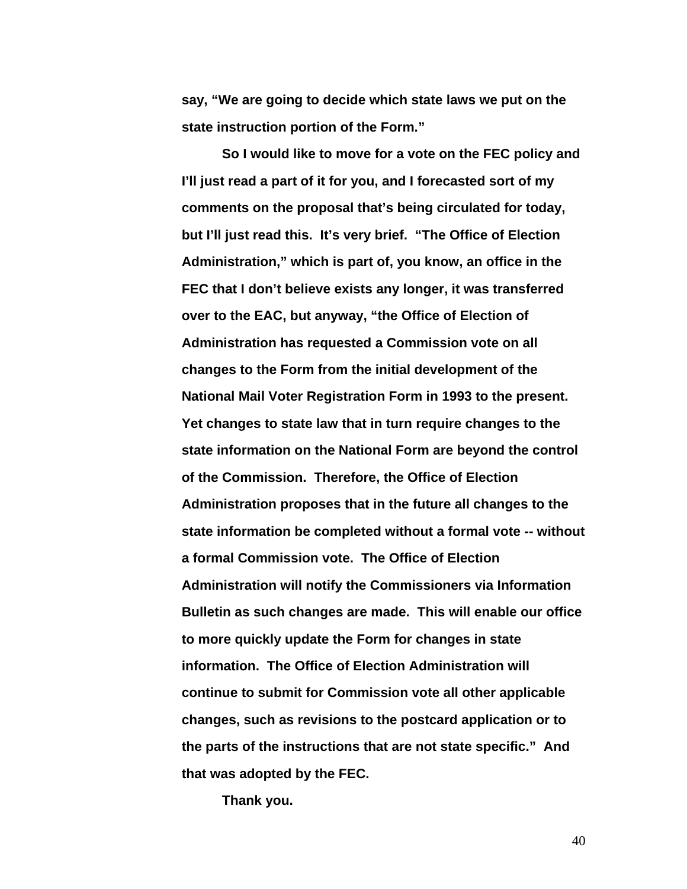**say, "We are going to decide which state laws we put on the state instruction portion of the Form."**

**So I would like to move for a vote on the FEC policy and I'll just read a part of it for you, and I forecasted sort of my comments on the proposal that's being circulated for today, but I'll just read this. It's very brief. "The Office of Election Administration," which is part of, you know, an office in the FEC that I don't believe exists any longer, it was transferred over to the EAC, but anyway, "the Office of Election of Administration has requested a Commission vote on all changes to the Form from the initial development of the National Mail Voter Registration Form in 1993 to the present. Yet changes to state law that in turn require changes to the state information on the National Form are beyond the control of the Commission. Therefore, the Office of Election Administration proposes that in the future all changes to the state information be completed without a formal vote -- without a formal Commission vote. The Office of Election Administration will notify the Commissioners via Information Bulletin as such changes are made. This will enable our office to more quickly update the Form for changes in state information. The Office of Election Administration will continue to submit for Commission vote all other applicable changes, such as revisions to the postcard application or to the parts of the instructions that are not state specific." And that was adopted by the FEC.**

**Thank you.**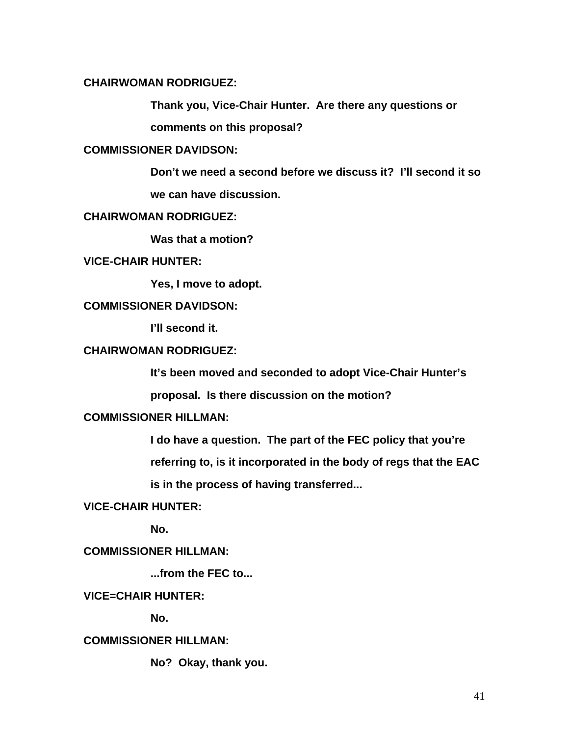**CHAIRWOMAN RODRIGUEZ:**

**Thank you, Vice-Chair Hunter. Are there any questions or comments on this proposal?**

**COMMISSIONER DAVIDSON:**

**Don't we need a second before we discuss it? I'll second it so we can have discussion.**

**CHAIRWOMAN RODRIGUEZ:**

**Was that a motion?**

**VICE-CHAIR HUNTER:**

**Yes, I move to adopt.**

**COMMISSIONER DAVIDSON:**

**I'll second it.**

**CHAIRWOMAN RODRIGUEZ:**

**It's been moved and seconded to adopt Vice-Chair Hunter's proposal. Is there discussion on the motion?**

**COMMISSIONER HILLMAN:**

**I do have a question. The part of the FEC policy that you're referring to, is it incorporated in the body of regs that the EAC is in the process of having transferred...**

**VICE-CHAIR HUNTER:**

**No.**

**COMMISSIONER HILLMAN:**

**...from the FEC to...**

**VICE=CHAIR HUNTER:**

**No.**

**COMMISSIONER HILLMAN:**

**No? Okay, thank you.**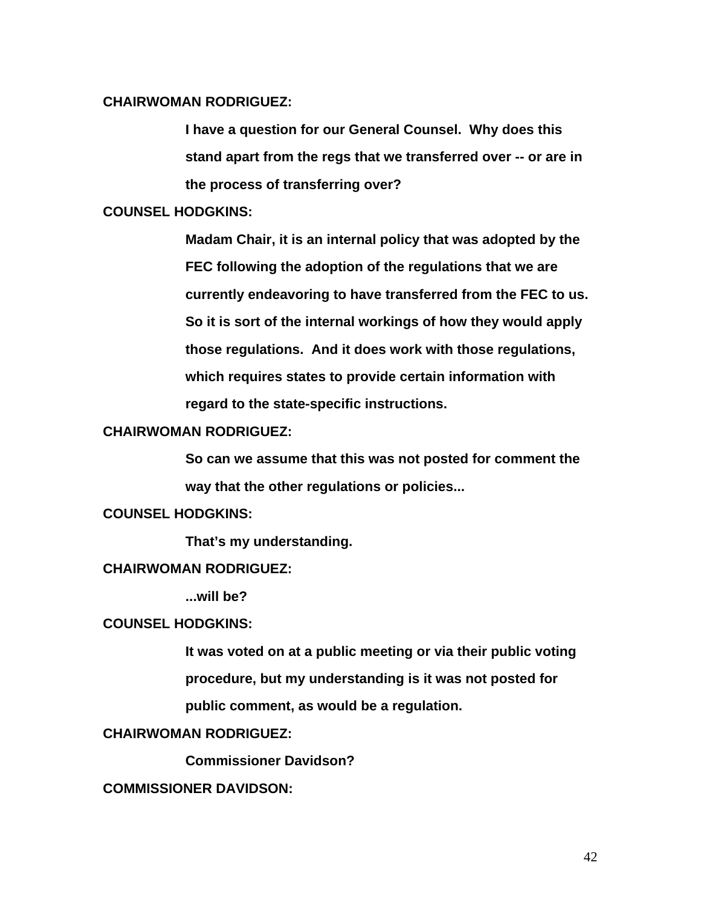**CHAIRWOMAN RODRIGUEZ:**

**I have a question for our General Counsel. Why does this stand apart from the regs that we transferred over -- or are in the process of transferring over?**

**COUNSEL HODGKINS:**

**Madam Chair, it is an internal policy that was adopted by the FEC following the adoption of the regulations that we are currently endeavoring to have transferred from the FEC to us. So it is sort of the internal workings of how they would apply those regulations. And it does work with those regulations, which requires states to provide certain information with regard to the state-specific instructions.**

**CHAIRWOMAN RODRIGUEZ:**

**So can we assume that this was not posted for comment the way that the other regulations or policies...**

**COUNSEL HODGKINS:**

**That's my understanding.**

**CHAIRWOMAN RODRIGUEZ:**

**...will be?**

**COUNSEL HODGKINS:**

**It was voted on at a public meeting or via their public voting procedure, but my understanding is it was not posted for public comment, as would be a regulation.**

**CHAIRWOMAN RODRIGUEZ:**

**Commissioner Davidson?**

**COMMISSIONER DAVIDSON:**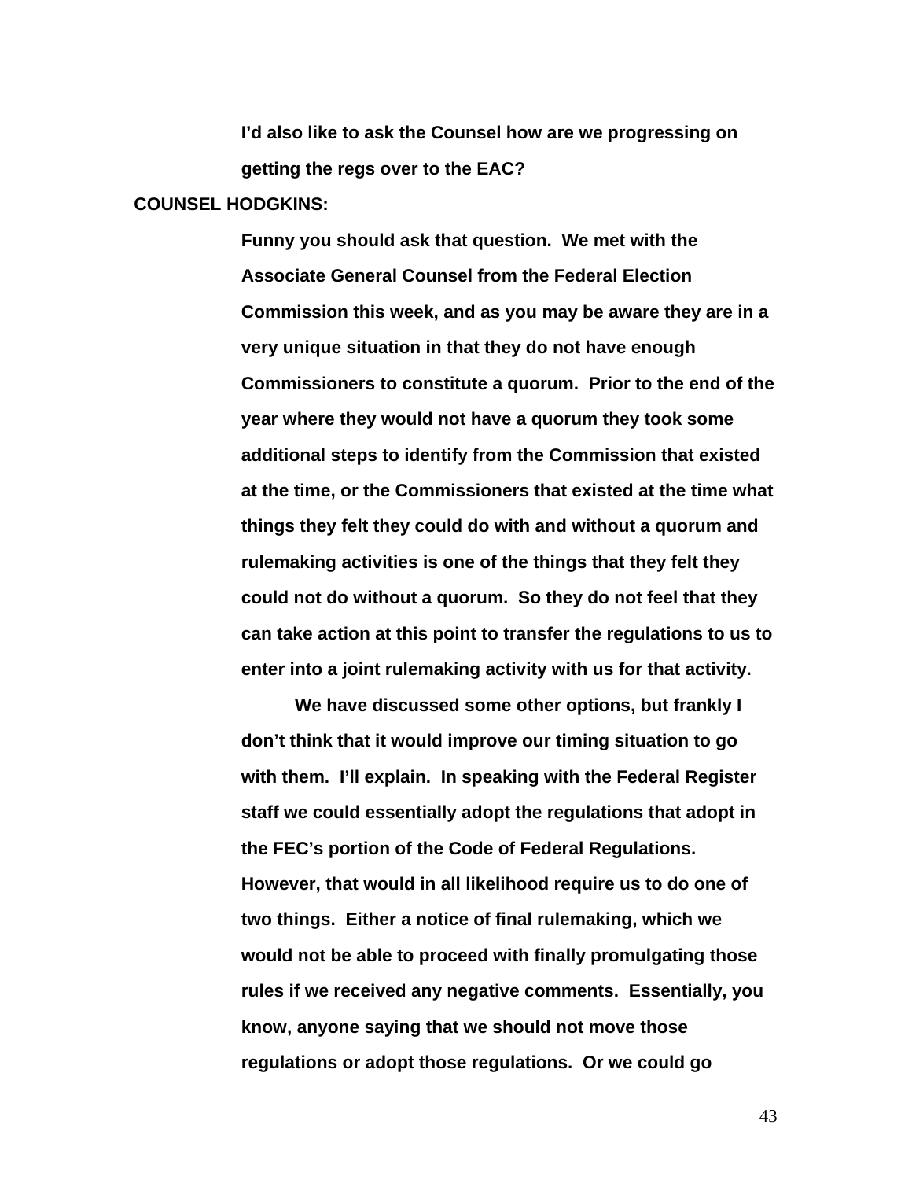**I'd also like to ask the Counsel how are we progressing on getting the regs over to the EAC?**

**COUNSEL HODGKINS:**

**Funny you should ask that question. We met with the Associate General Counsel from the Federal Election Commission this week, and as you may be aware they are in a very unique situation in that they do not have enough Commissioners to constitute a quorum. Prior to the end of the year where they would not have a quorum they took some additional steps to identify from the Commission that existed at the time, or the Commissioners that existed at the time what things they felt they could do with and without a quorum and rulemaking activities is one of the things that they felt they could not do without a quorum. So they do not feel that they can take action at this point to transfer the regulations to us to enter into a joint rulemaking activity with us for that activity.**

**We have discussed some other options, but frankly I don't think that it would improve our timing situation to go with them. I'll explain. In speaking with the Federal Register staff we could essentially adopt the regulations that adopt in the FEC's portion of the Code of Federal Regulations. However, that would in all likelihood require us to do one of two things. Either a notice of final rulemaking, which we would not be able to proceed with finally promulgating those rules if we received any negative comments. Essentially, you know, anyone saying that we should not move those regulations or adopt those regulations. Or we could go**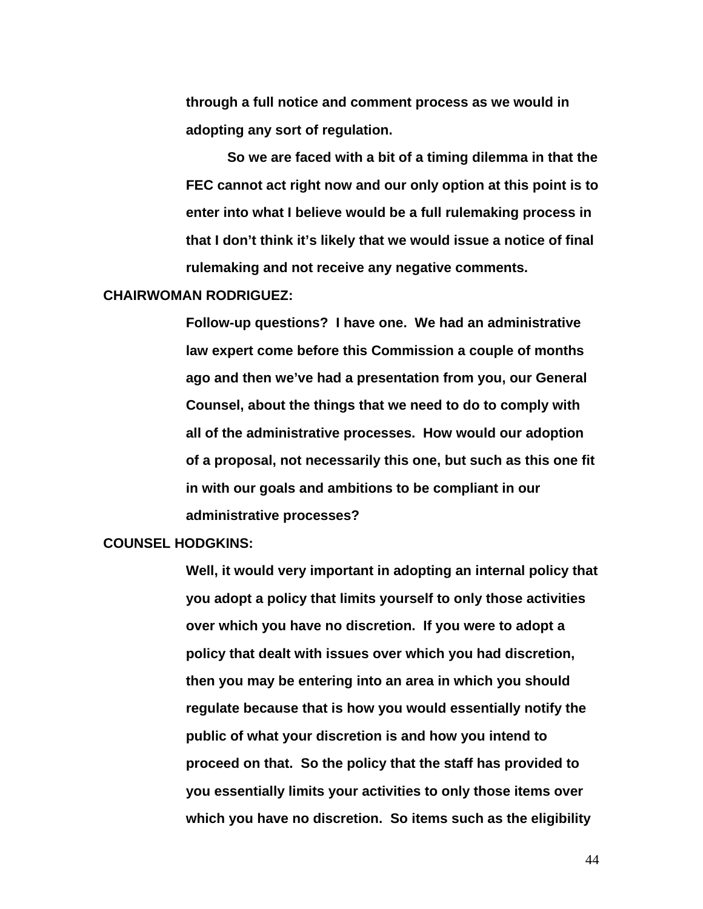**through a full notice and comment process as we would in adopting any sort of regulation.**

**So we are faced with a bit of a timing dilemma in that the FEC cannot act right now and our only option at this point is to enter into what I believe would be a full rulemaking process in that I don't think it's likely that we would issue a notice of final rulemaking and not receive any negative comments.**

**CHAIRWOMAN RODRIGUEZ:**

**Follow-up questions? I have one. We had an administrative law expert come before this Commission a couple of months ago and then we've had a presentation from you, our General Counsel, about the things that we need to do to comply with all of the administrative processes. How would our adoption of a proposal, not necessarily this one, but such as this one fit in with our goals and ambitions to be compliant in our administrative processes?**

**COUNSEL HODGKINS:**

**Well, it would very important in adopting an internal policy that you adopt a policy that limits yourself to only those activities over which you have no discretion. If you were to adopt a policy that dealt with issues over which you had discretion, then you may be entering into an area in which you should regulate because that is how you would essentially notify the public of what your discretion is and how you intend to proceed on that. So the policy that the staff has provided to you essentially limits your activities to only those items over which you have no discretion. So items such as the eligibility**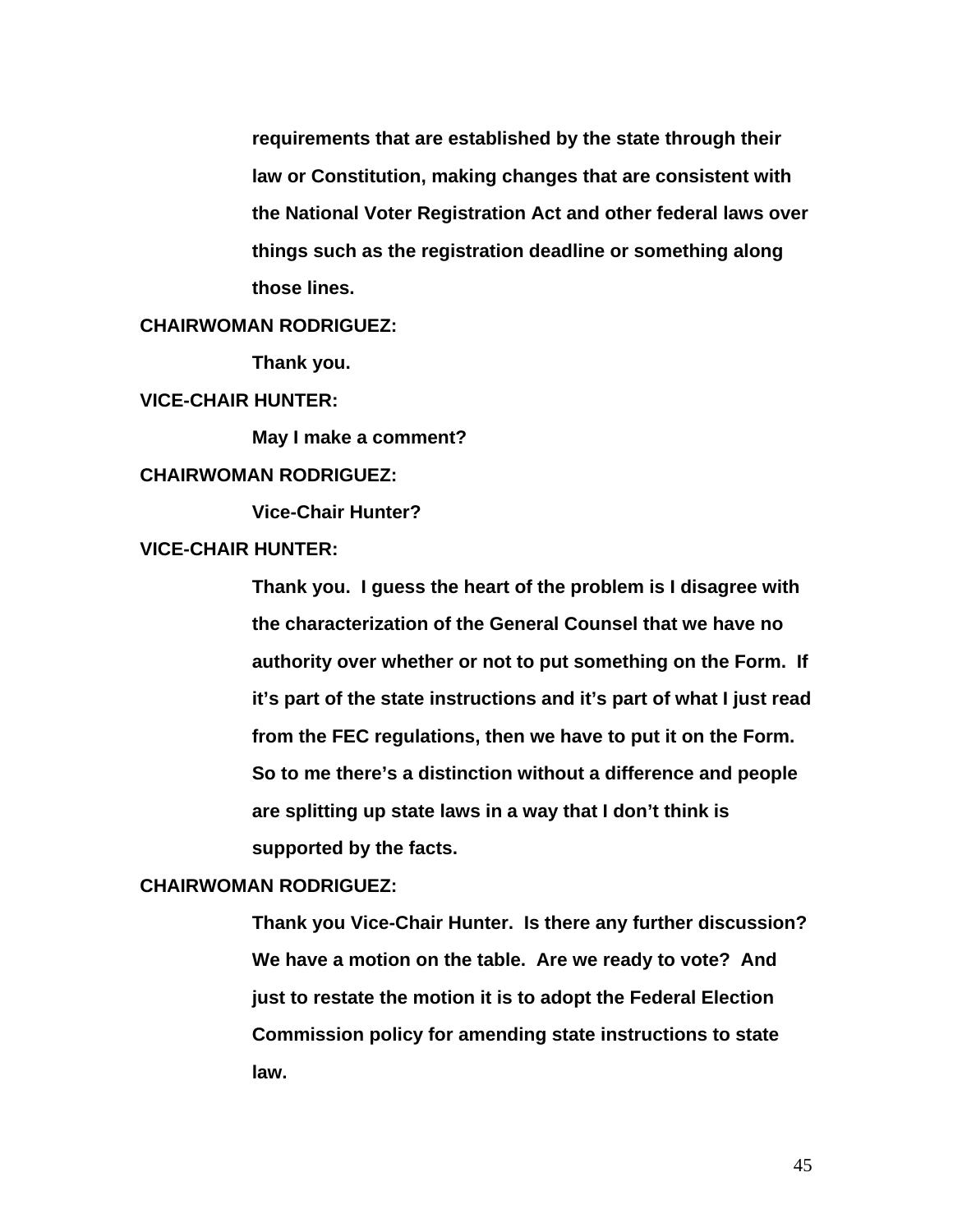**requirements that are established by the state through their law or Constitution, making changes that are consistent with the National Voter Registration Act and other federal laws over things such as the registration deadline or something along those lines.**

**CHAIRWOMAN RODRIGUEZ:**

**Thank you.**

**VICE-CHAIR HUNTER:**

**May I make a comment?**

**CHAIRWOMAN RODRIGUEZ:**

**Vice-Chair Hunter?**

**VICE-CHAIR HUNTER:**

**Thank you. I guess the heart of the problem is I disagree with the characterization of the General Counsel that we have no authority over whether or not to put something on the Form. If it's part of the state instructions and it's part of what I just read from the FEC regulations, then we have to put it on the Form. So to me there's a distinction without a difference and people are splitting up state laws in a way that I don't think is supported by the facts.**

**CHAIRWOMAN RODRIGUEZ:**

**Thank you Vice-Chair Hunter. Is there any further discussion? We have a motion on the table. Are we ready to vote? And just to restate the motion it is to adopt the Federal Election Commission policy for amending state instructions to state law.**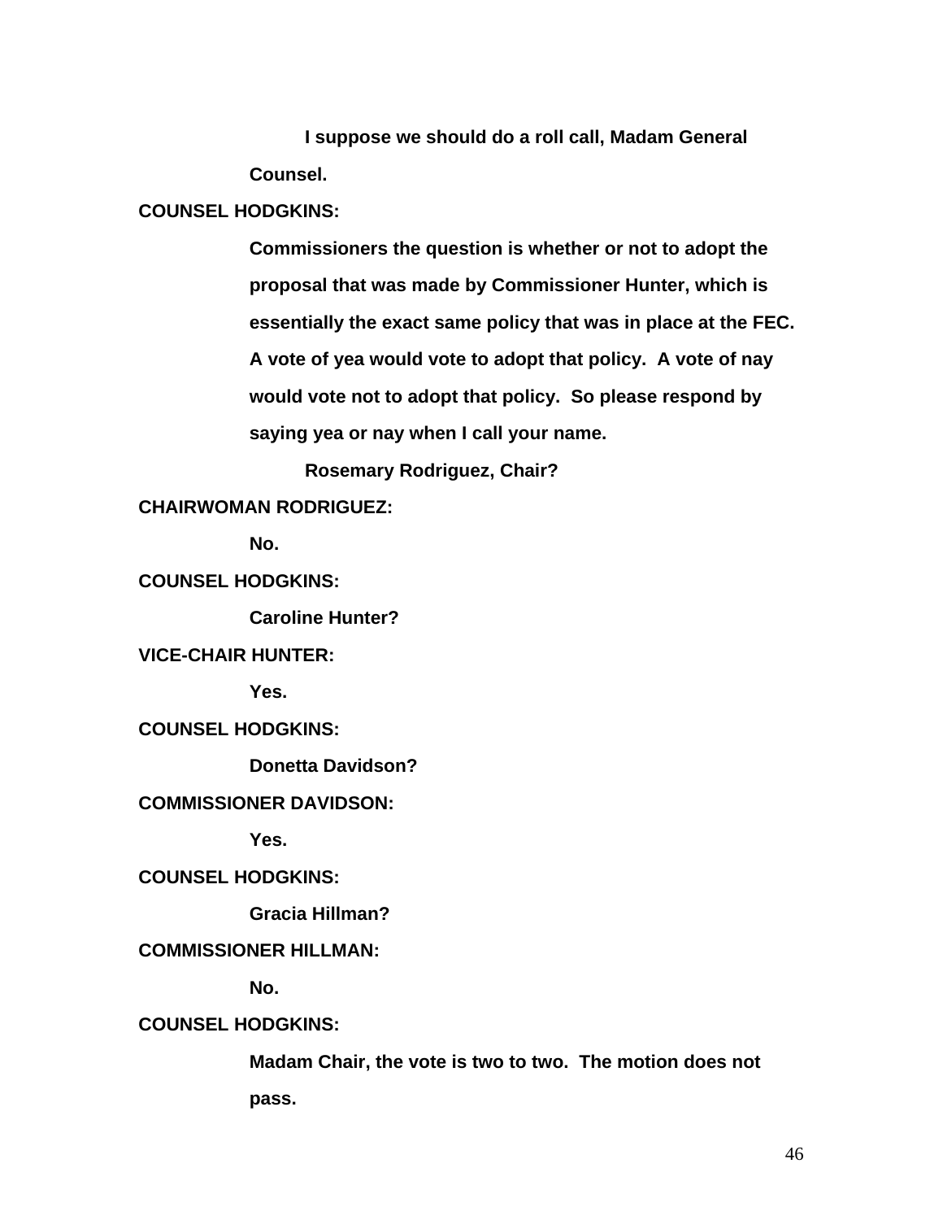**I suppose we should do a roll call, Madam General Counsel.**

**COUNSEL HODGKINS:**

**Commissioners the question is whether or not to adopt the proposal that was made by Commissioner Hunter, which is essentially the exact same policy that was in place at the FEC. A vote of yea would vote to adopt that policy. A vote of nay would vote not to adopt that policy. So please respond by saying yea or nay when I call your name.**

**Rosemary Rodriguez, Chair?**

**CHAIRWOMAN RODRIGUEZ:**

**No.**

**COUNSEL HODGKINS:**

**Caroline Hunter?**

**VICE-CHAIR HUNTER:**

**Yes.**

**COUNSEL HODGKINS:**

**Donetta Davidson?**

**COMMISSIONER DAVIDSON:**

**Yes.**

**COUNSEL HODGKINS:**

**Gracia Hillman?**

**COMMISSIONER HILLMAN:**

**No.**

**COUNSEL HODGKINS:**

**Madam Chair, the vote is two to two. The motion does not pass.**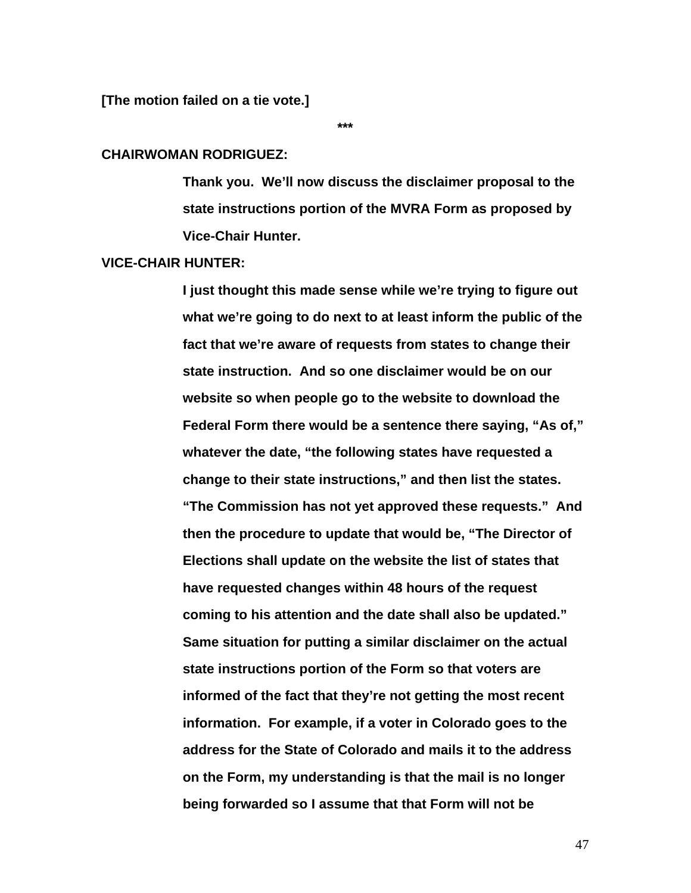**[The motion failed on a tie vote.]**

**\*\*\***

**CHAIRWOMAN RODRIGUEZ:**

> **Thank you. We'll now discuss the disclaimer proposal to the state instructions portion of the MVRA Form as proposed by Vice-Chair Hunter.**

**VICE-CHAIR HUNTER:**

> **I just thought this made sense while we're trying to figure out what we're going to do next to at least inform the public of the fact that we're aware of requests from states to change their state instruction. And so one disclaimer would be on our website so when people go to the website to download the Federal Form there would be a sentence there saying, "As of," whatever the date, "the following states have requested a change to their state instructions," and then list the states. "The Commission has not yet approved these requests." And then the procedure to update that would be, "The Director of Elections shall update on the website the list of states that have requested changes within 48 hours of the request coming to his attention and the date shall also be updated." Same situation for putting a similar disclaimer on the actual state instructions portion of the Form so that voters are informed of the fact that they're not getting the most recent information. For example, if a voter in Colorado goes to the address for the State of Colorado and mails it to the address on the Form, my understanding is that the mail is no longer being forwarded so I assume that that Form will not be**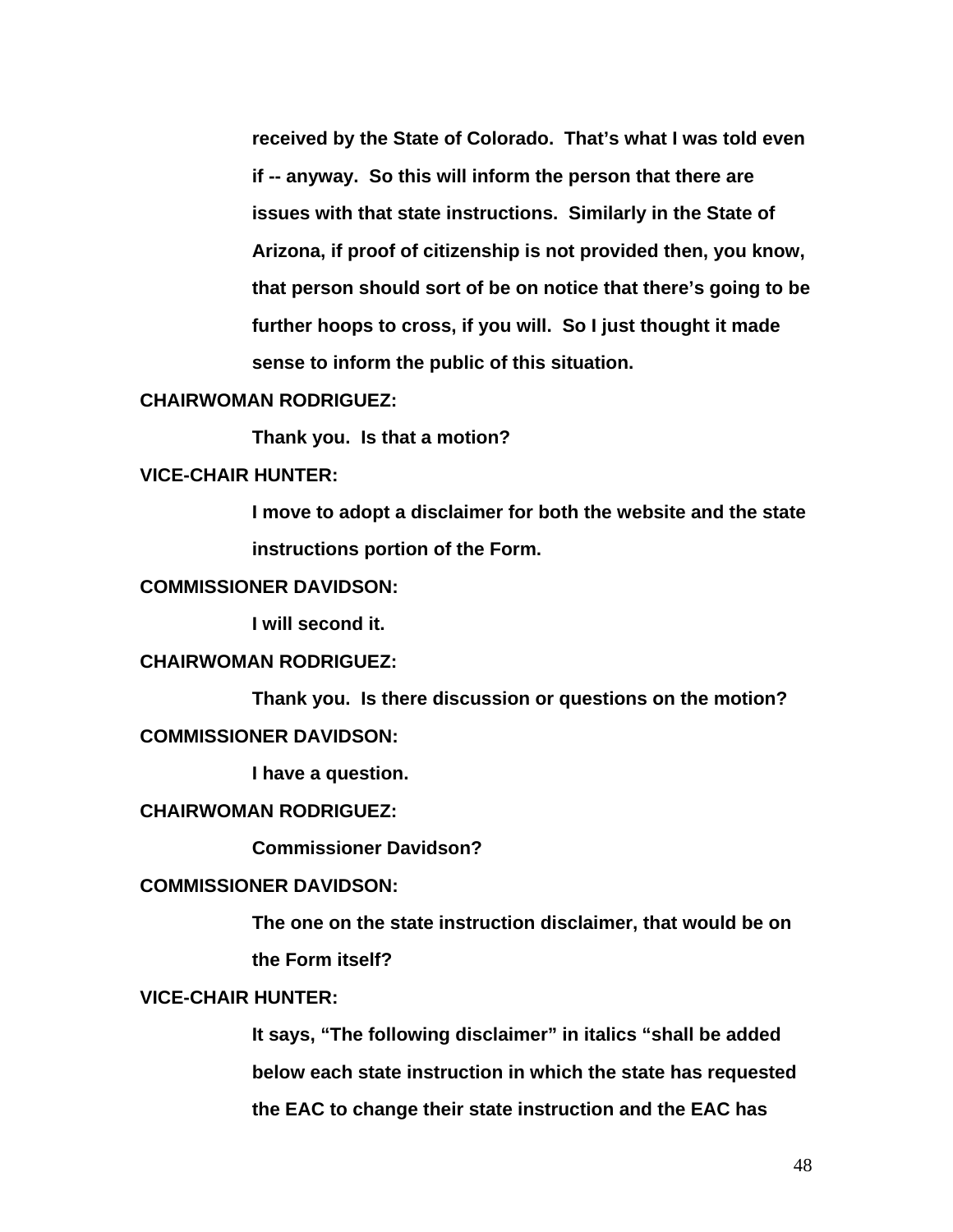**received by the State of Colorado. That's what I was told even if -- anyway. So this will inform the person that there are issues with that state instructions. Similarly in the State of Arizona, if proof of citizenship is not provided then, you know, that person should sort of be on notice that there's going to be further hoops to cross, if you will. So I just thought it made sense to inform the public of this situation.**

**CHAIRWOMAN RODRIGUEZ:**

**Thank you. Is that a motion?**

**VICE-CHAIR HUNTER:**

**I move to adopt a disclaimer for both the website and the state instructions portion of the Form.**

**COMMISSIONER DAVIDSON:**

**I will second it.**

**CHAIRWOMAN RODRIGUEZ:**

**Thank you. Is there discussion or questions on the motion?**

**COMMISSIONER DAVIDSON:**

**I have a question.**

**CHAIRWOMAN RODRIGUEZ:**

**Commissioner Davidson?**

**COMMISSIONER DAVIDSON:**

**The one on the state instruction disclaimer, that would be on the Form itself?**

**VICE-CHAIR HUNTER:**

**It says, "The following disclaimer" in italics "shall be added below each state instruction in which the state has requested the EAC to change their state instruction and the EAC has**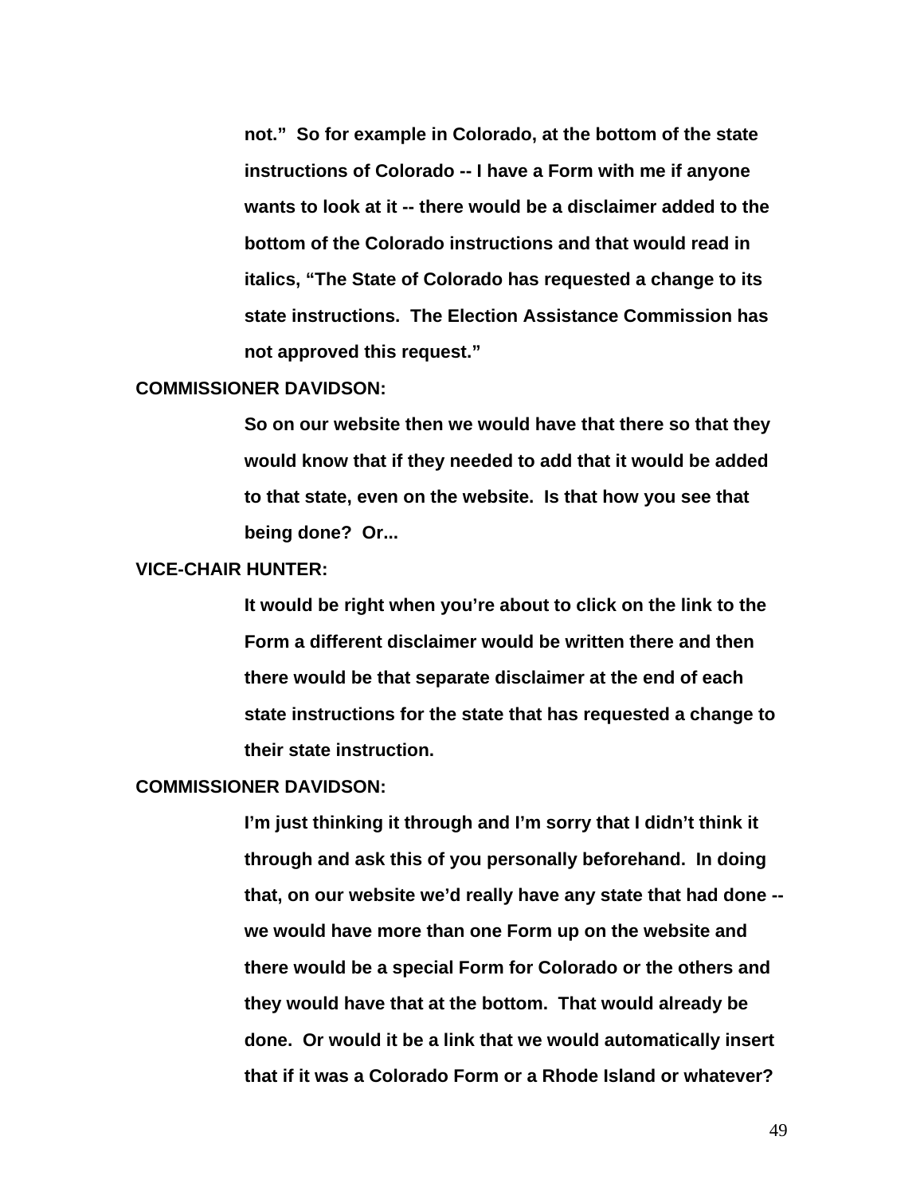**not." So for example in Colorado, at the bottom of the state instructions of Colorado -- I have a Form with me if anyone wants to look at it -- there would be a disclaimer added to the bottom of the Colorado instructions and that would read in italics, "The State of Colorado has requested a change to its state instructions. The Election Assistance Commission has not approved this request."**

**COMMISSIONER DAVIDSON:**

**So on our website then we would have that there so that they would know that if they needed to add that it would be added to that state, even on the website. Is that how you see that being done? Or...**

**VICE-CHAIR HUNTER:**

**It would be right when you're about to click on the link to the Form a different disclaimer would be written there and then there would be that separate disclaimer at the end of each state instructions for the state that has requested a change to their state instruction.**

**COMMISSIONER DAVIDSON:**

**I'm just thinking it through and I'm sorry that I didn't think it through and ask this of you personally beforehand. In doing that, on our website we'd really have any state that had done -- we would have more than one Form up on the website and there would be a special Form for Colorado or the others and they would have that at the bottom. That would already be done. Or would it be a link that we would automatically insert that if it was a Colorado Form or a Rhode Island or whatever?**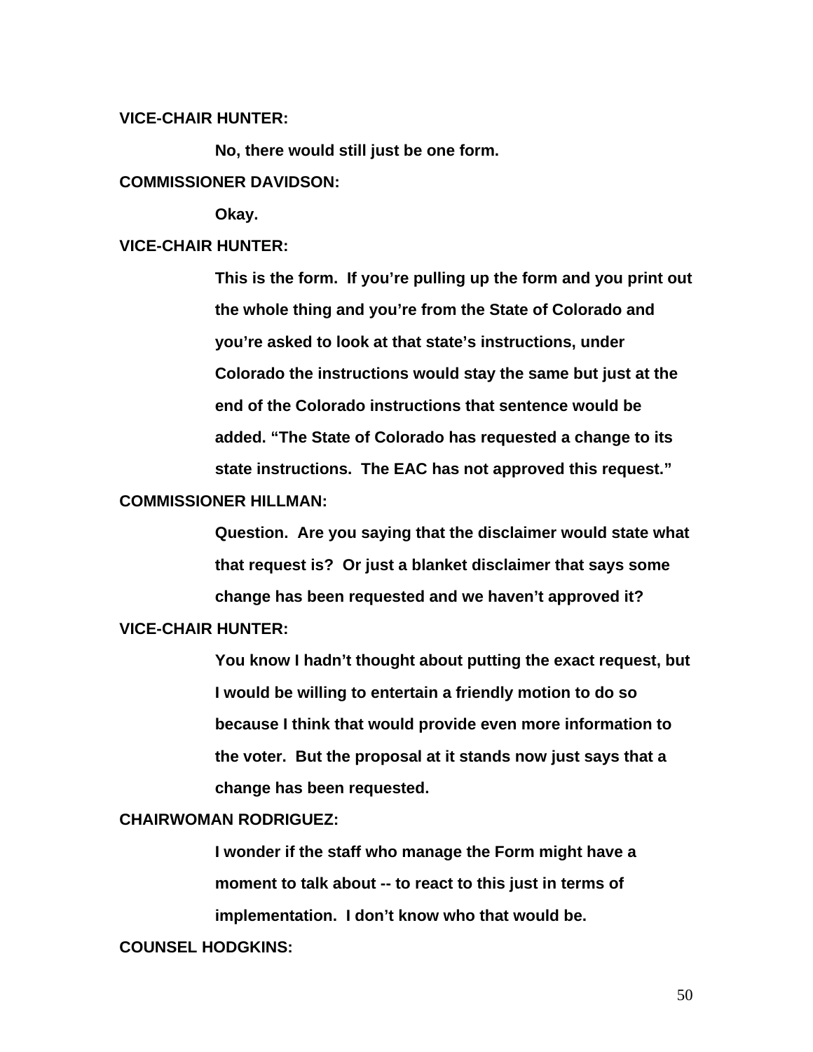**VICE-CHAIR HUNTER:**

**No, there would still just be one form.**

**COMMISSIONER DAVIDSON:**

**Okay.**

**VICE-CHAIR HUNTER:**

**This is the form. If you're pulling up the form and you print out the whole thing and you're from the State of Colorado and you're asked to look at that state's instructions, under Colorado the instructions would stay the same but just at the end of the Colorado instructions that sentence would be added. "The State of Colorado has requested a change to its state instructions. The EAC has not approved this request."**

**COMMISSIONER HILLMAN:**

**Question. Are you saying that the disclaimer would state what that request is? Or just a blanket disclaimer that says some change has been requested and we haven't approved it?**

**VICE-CHAIR HUNTER:**

**You know I hadn't thought about putting the exact request, but I would be willing to entertain a friendly motion to do so because I think that would provide even more information to the voter. But the proposal at it stands now just says that a change has been requested.**

**CHAIRWOMAN RODRIGUEZ:**

**I wonder if the staff who manage the Form might have a moment to talk about -- to react to this just in terms of implementation. I don't know who that would be.**

**COUNSEL HODGKINS:**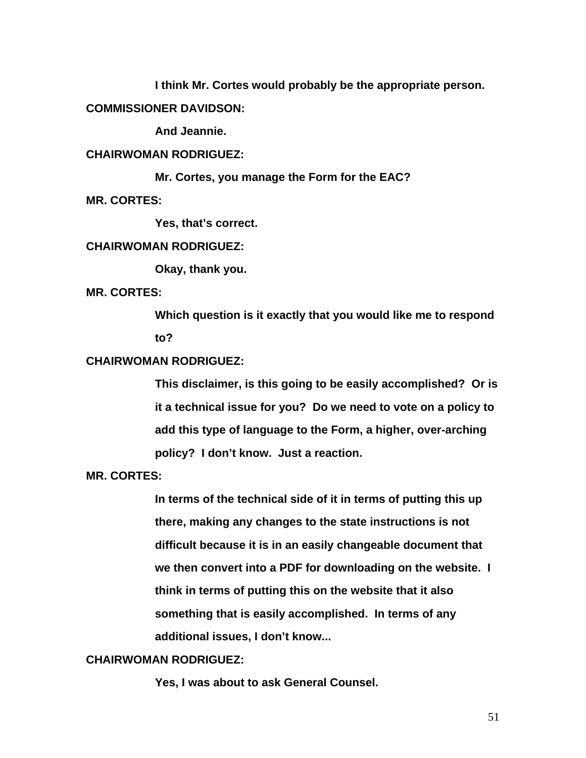I think Mr. Cortes would probably be the appropriate person.

**COMMISSIONER DAVIDSON:**

And Jeannie.

**CHAIRWOMAN RODRIGUEZ:**

Mr. Cortes, you manage the Form for the EAC?

**MR. CORTES:**

Yes, that's correct.

**CHAIRWOMAN RODRIGUEZ:**

Okay, thank you.

**MR. CORTES:**

Which question is it exactly that you would like me to respond to?

**CHAIRWOMAN RODRIGUEZ:**

This disclaimer, is this going to be easily accomplished? Or is it a technical issue for you? Do we need to vote on a policy to add this type of language to the Form, a higher, over-arching policy? I don't know. Just a reaction.

**MR. CORTES:**

In terms of the technical side of it in terms of putting this up there, making any changes to the state instructions is not difficult because it is in an easily changeable document that we then convert into a PDF for downloading on the website. I think in terms of putting this on the website that it also something that is easily accomplished. In terms of any additional issues, I don't know...

**CHAIRWOMAN RODRIGUEZ:**

Yes, I was about to ask General Counsel.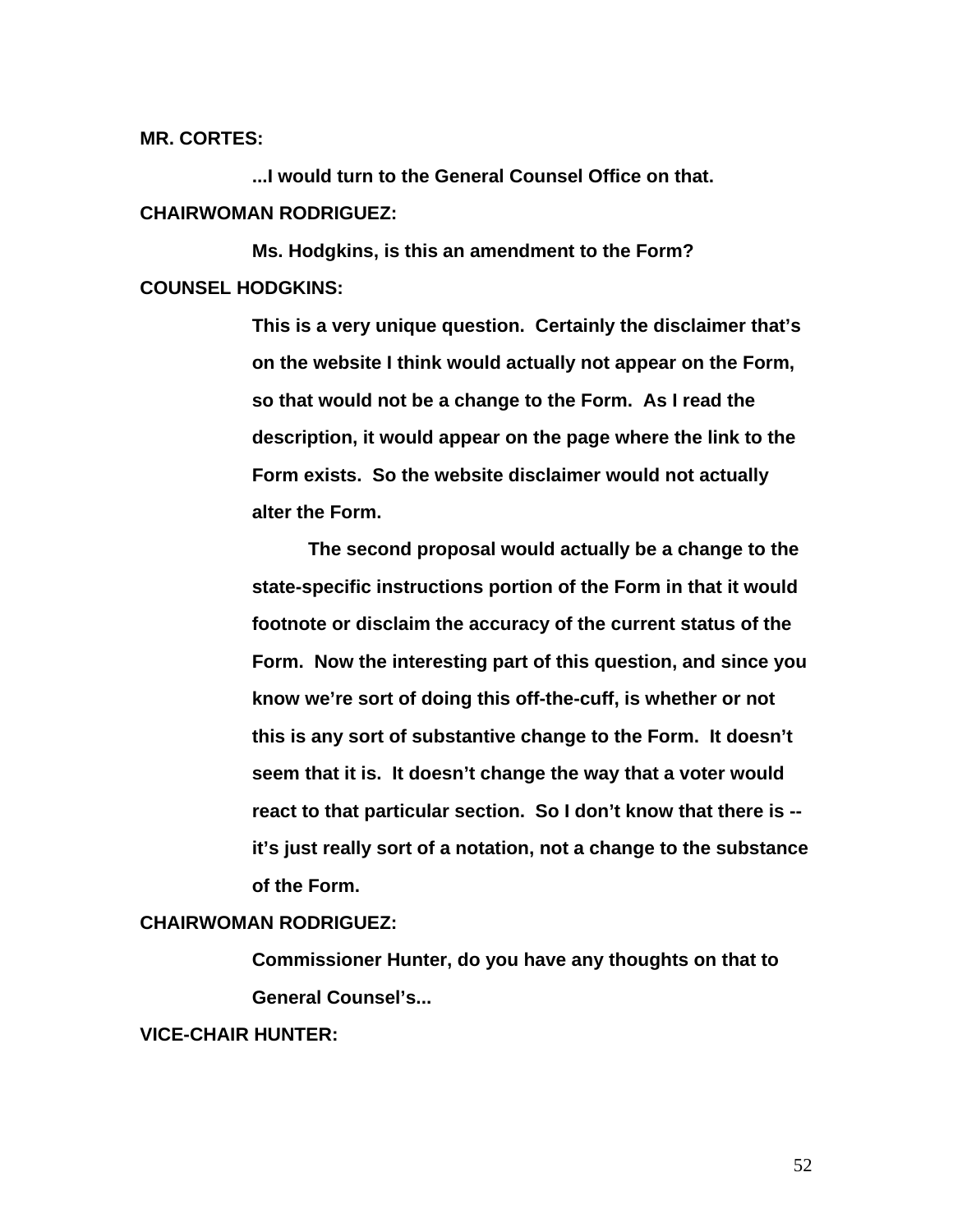**MR. CORTES:**

...I would turn to the General Counsel Office on that.

**CHAIRWOMAN RODRIGUEZ:**

Ms. Hodgkins, is this an amendment to the Form?

**COUNSEL HODGKINS:**

This is a very unique question. Certainly the disclaimer that's on the website I think would actually not appear on the Form, so that would not be a change to the Form. As I read the description, it would appear on the page where the link to the Form exists. So the website disclaimer would not actually alter the Form.

The second proposal would actually be a change to the state-specific instructions portion of the Form in that it would footnote or disclaim the accuracy of the current status of the Form. Now the interesting part of this question, and since you know we're sort of doing this off-the-cuff, is whether or not this is any sort of substantive change to the Form. It doesn't seem that it is. It doesn't change the way that a voter would react to that particular section. So I don't know that there is -- it's just really sort of a notation, not a change to the substance of the Form.

**CHAIRWOMAN RODRIGUEZ:**

Commissioner Hunter, do you have any thoughts on that to General Counsel's...

**VICE-CHAIR HUNTER:**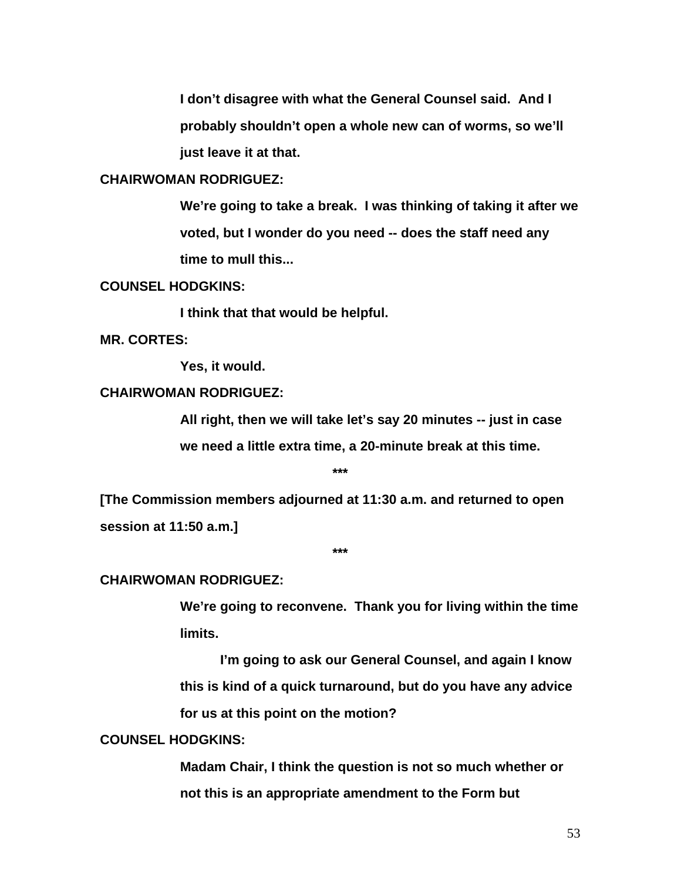**I don't disagree with what the General Counsel said. And I probably shouldn't open a whole new can of worms, so we'll just leave it at that.**

**CHAIRWOMAN RODRIGUEZ:**

**We're going to take a break. I was thinking of taking it after we voted, but I wonder do you need -- does the staff need any time to mull this...**

**COUNSEL HODGKINS:**

**I think that that would be helpful.**

**MR. CORTES:**

**Yes, it would.**

**CHAIRWOMAN RODRIGUEZ:**

**All right, then we will take let's say 20 minutes -- just in case we need a little extra time, a 20-minute break at this time.**

**\*\*\***

**[The Commission members adjourned at 11:30 a.m. and returned to open session at 11:50 a.m.]**

**\*\*\***

**CHAIRWOMAN RODRIGUEZ:**

**We're going to reconvene. Thank you for living within the time limits.**

**I'm going to ask our General Counsel, and again I know this is kind of a quick turnaround, but do you have any advice for us at this point on the motion?**

**COUNSEL HODGKINS:**

**Madam Chair, I think the question is not so much whether or not this is an appropriate amendment to the Form but**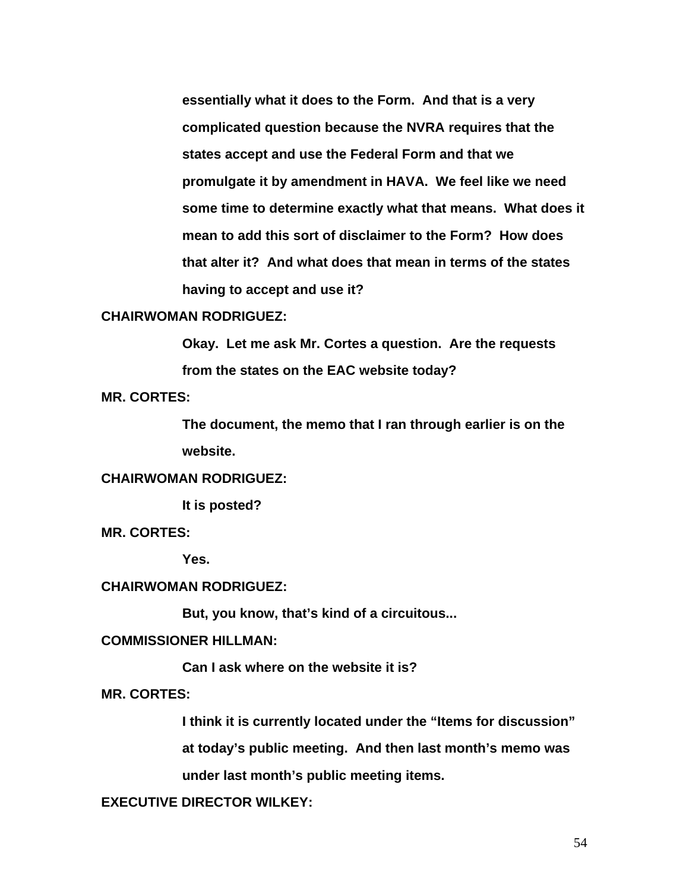essentially what it does to the Form. And that is a very complicated question because the NVRA requires that the states accept and use the Federal Form and that we promulgate it by amendment in HAVA. We feel like we need some time to determine exactly what that means. What does it mean to add this sort of disclaimer to the Form? How does that alter it? And what does that mean in terms of the states having to accept and use it?

**CHAIRWOMAN RODRIGUEZ:**

Okay. Let me ask Mr. Cortes a question. Are the requests from the states on the EAC website today?

**MR. CORTES:**

The document, the memo that I ran through earlier is on the website.

**CHAIRWOMAN RODRIGUEZ:**

It is posted?

**MR. CORTES:**

Yes.

**CHAIRWOMAN RODRIGUEZ:**

But, you know, that's kind of a circuitous...

**COMMISSIONER HILLMAN:**

Can I ask where on the website it is?

**MR. CORTES:**

I think it is currently located under the "Items for discussion" at today's public meeting. And then last month's memo was under last month's public meeting items.

**EXECUTIVE DIRECTOR WILKEY:**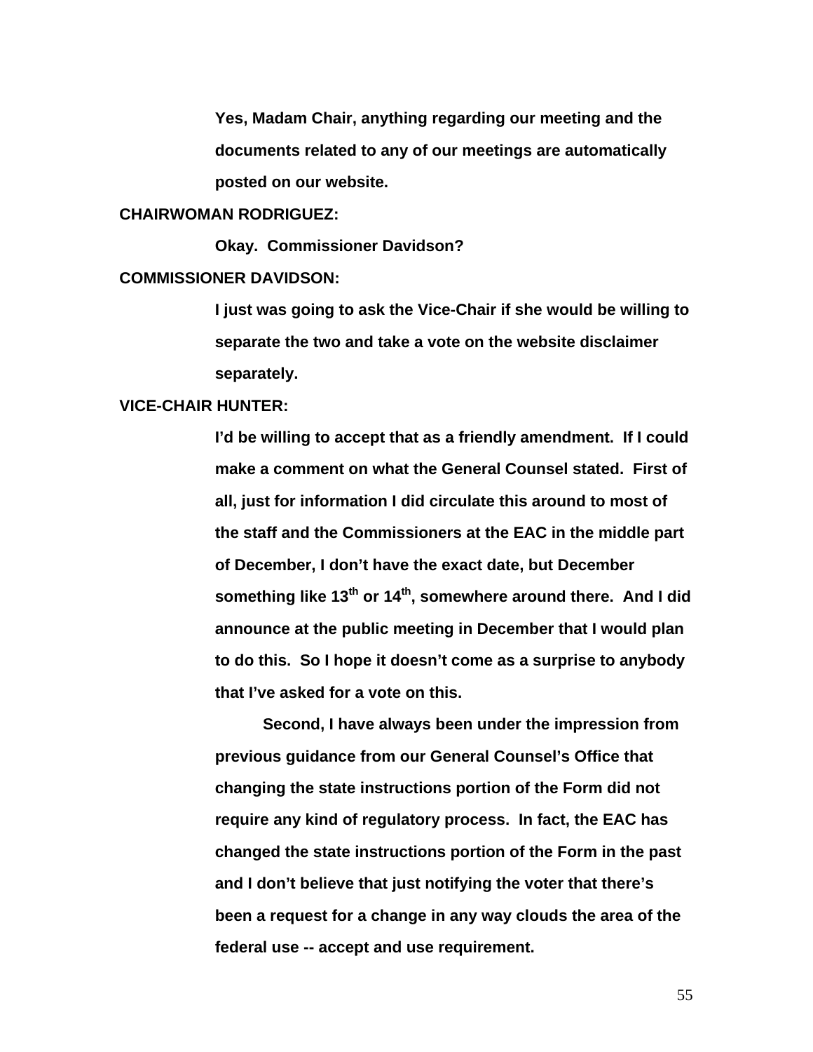**Yes, Madam Chair, anything regarding our meeting and the documents related to any of our meetings are automatically posted on our website.**

**CHAIRWOMAN RODRIGUEZ:**

**Okay. Commissioner Davidson?**

**COMMISSIONER DAVIDSON:**

**I just was going to ask the Vice-Chair if she would be willing to separate the two and take a vote on the website disclaimer separately.**

**VICE-CHAIR HUNTER:**

**I'd be willing to accept that as a friendly amendment. If I could make a comment on what the General Counsel stated. First of all, just for information I did circulate this around to most of the staff and the Commissioners at the EAC in the middle part of December, I don't have the exact date, but December something like 13th or 14th, somewhere around there. And I did announce at the public meeting in December that I would plan to do this. So I hope it doesn't come as a surprise to anybody that I've asked for a vote on this.**

**Second, I have always been under the impression from previous guidance from our General Counsel's Office that changing the state instructions portion of the Form did not require any kind of regulatory process. In fact, the EAC has changed the state instructions portion of the Form in the past and I don't believe that just notifying the voter that there's been a request for a change in any way clouds the area of the federal use -- accept and use requirement.**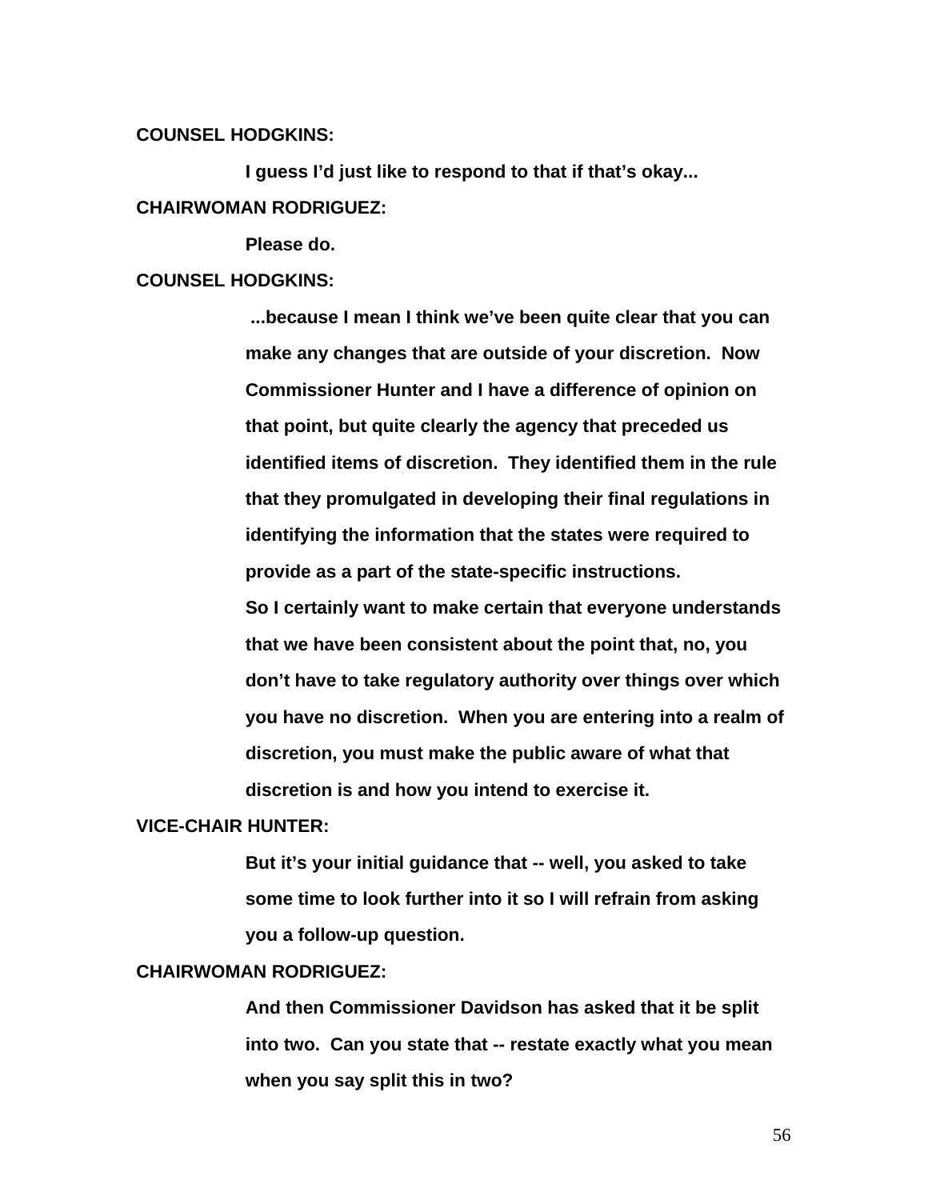**COUNSEL HODGKINS:**

**I guess I'd just like to respond to that if that's okay...**

**CHAIRWOMAN RODRIGUEZ:**

**Please do.**

**COUNSEL HODGKINS:**

**...because I mean I think we've been quite clear that you can make any changes that are outside of your discretion. Now Commissioner Hunter and I have a difference of opinion on that point, but quite clearly the agency that preceded us identified items of discretion. They identified them in the rule that they promulgated in developing their final regulations in identifying the information that the states were required to provide as a part of the state-specific instructions.**

**So I certainly want to make certain that everyone understands that we have been consistent about the point that, no, you don't have to take regulatory authority over things over which you have no discretion. When you are entering into a realm of discretion, you must make the public aware of what that discretion is and how you intend to exercise it.**

**VICE-CHAIR HUNTER:**

**But it's your initial guidance that -- well, you asked to take some time to look further into it so I will refrain from asking you a follow-up question.**

**CHAIRWOMAN RODRIGUEZ:**

**And then Commissioner Davidson has asked that it be split into two. Can you state that -- restate exactly what you mean when you say split this in two?**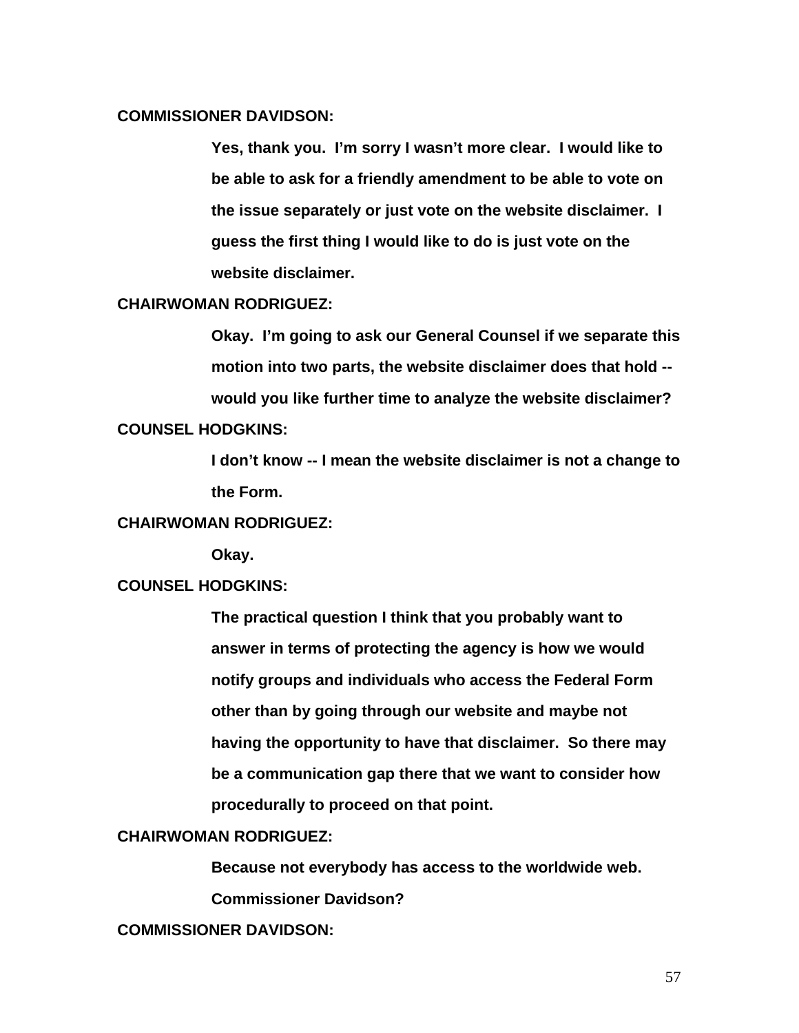**COMMISSIONER DAVIDSON:**

**Yes, thank you. I'm sorry I wasn't more clear. I would like to be able to ask for a friendly amendment to be able to vote on the issue separately or just vote on the website disclaimer. I guess the first thing I would like to do is just vote on the website disclaimer.**

**CHAIRWOMAN RODRIGUEZ:**

**Okay. I'm going to ask our General Counsel if we separate this motion into two parts, the website disclaimer does that hold -- would you like further time to analyze the website disclaimer?**

**COUNSEL HODGKINS:**

**I don't know -- I mean the website disclaimer is not a change to the Form.**

**CHAIRWOMAN RODRIGUEZ:**

**Okay.**

**COUNSEL HODGKINS:**

**The practical question I think that you probably want to answer in terms of protecting the agency is how we would notify groups and individuals who access the Federal Form other than by going through our website and maybe not having the opportunity to have that disclaimer. So there may be a communication gap there that we want to consider how procedurally to proceed on that point.**

**CHAIRWOMAN RODRIGUEZ:**

**Because not everybody has access to the worldwide web. Commissioner Davidson?**

**COMMISSIONER DAVIDSON:**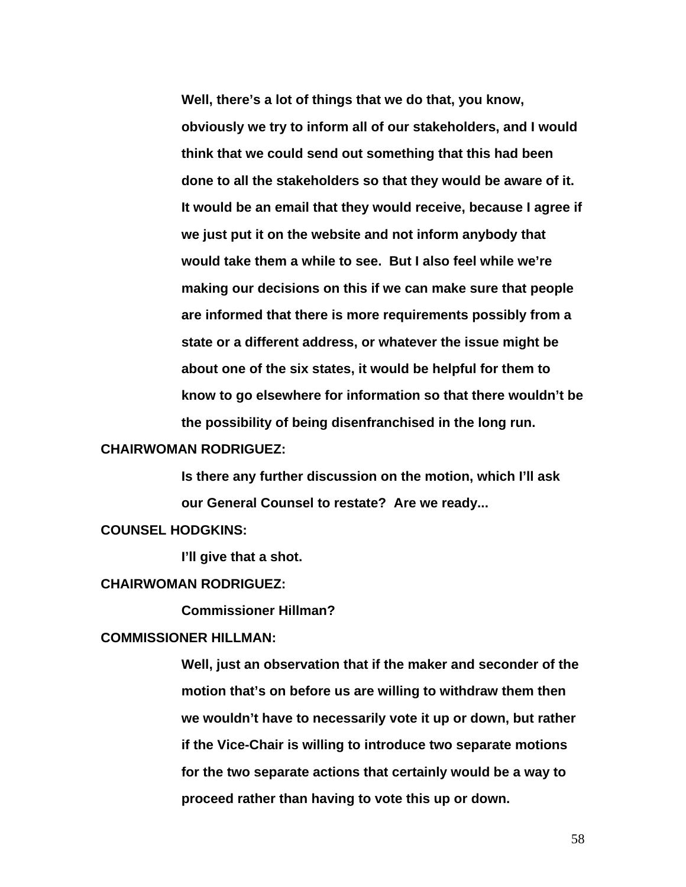Well, there's a lot of things that we do that, you know, obviously we try to inform all of our stakeholders, and I would think that we could send out something that this had been done to all the stakeholders so that they would be aware of it. It would be an email that they would receive, because I agree if we just put it on the website and not inform anybody that would take them a while to see. But I also feel while we're making our decisions on this if we can make sure that people are informed that there is more requirements possibly from a state or a different address, or whatever the issue might be about one of the six states, it would be helpful for them to know to go elsewhere for information so that there wouldn't be the possibility of being disenfranchised in the long run.

**CHAIRWOMAN RODRIGUEZ:**

Is there any further discussion on the motion, which I'll ask our General Counsel to restate? Are we ready...

**COUNSEL HODGKINS:**

I'll give that a shot.

**CHAIRWOMAN RODRIGUEZ:**

Commissioner Hillman?

**COMMISSIONER HILLMAN:**

Well, just an observation that if the maker and seconder of the motion that's on before us are willing to withdraw them then we wouldn't have to necessarily vote it up or down, but rather if the Vice-Chair is willing to introduce two separate motions for the two separate actions that certainly would be a way to proceed rather than having to vote this up or down.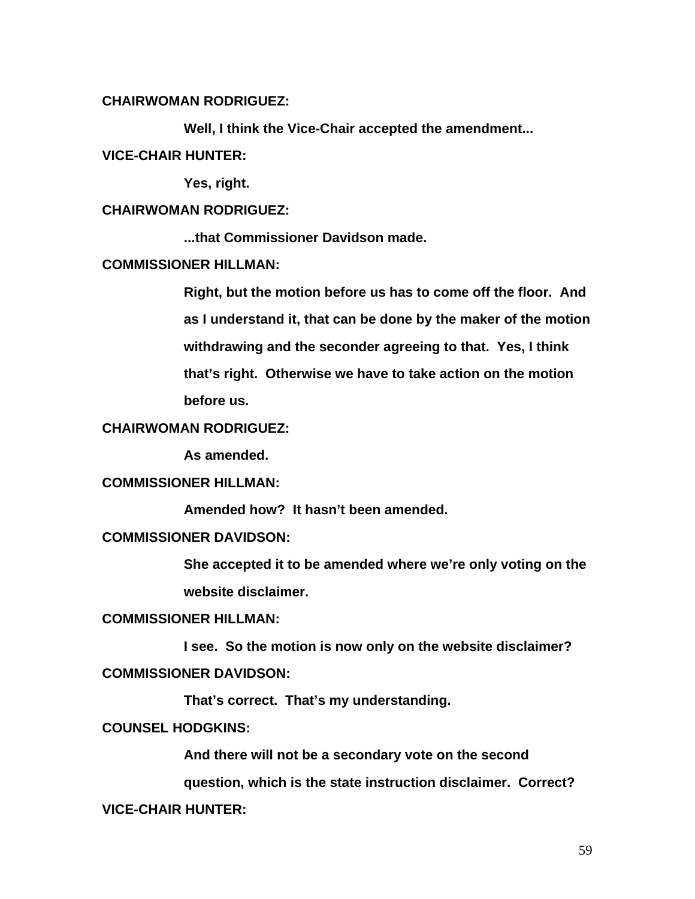**CHAIRWOMAN RODRIGUEZ:**

**Well, I think the Vice-Chair accepted the amendment...**

**VICE-CHAIR HUNTER:**

**Yes, right.**

**CHAIRWOMAN RODRIGUEZ:**

**...that Commissioner Davidson made.**

**COMMISSIONER HILLMAN:**

**Right, but the motion before us has to come off the floor. And as I understand it, that can be done by the maker of the motion withdrawing and the seconder agreeing to that. Yes, I think that's right. Otherwise we have to take action on the motion before us.**

**CHAIRWOMAN RODRIGUEZ:**

**As amended.**

**COMMISSIONER HILLMAN:**

**Amended how? It hasn't been amended.**

**COMMISSIONER DAVIDSON:**

**She accepted it to be amended where we're only voting on the website disclaimer.**

**COMMISSIONER HILLMAN:**

**I see. So the motion is now only on the website disclaimer?**

**COMMISSIONER DAVIDSON:**

**That's correct. That's my understanding.**

**COUNSEL HODGKINS:**

**And there will not be a secondary vote on the second question, which is the state instruction disclaimer. Correct?**

**VICE-CHAIR HUNTER:**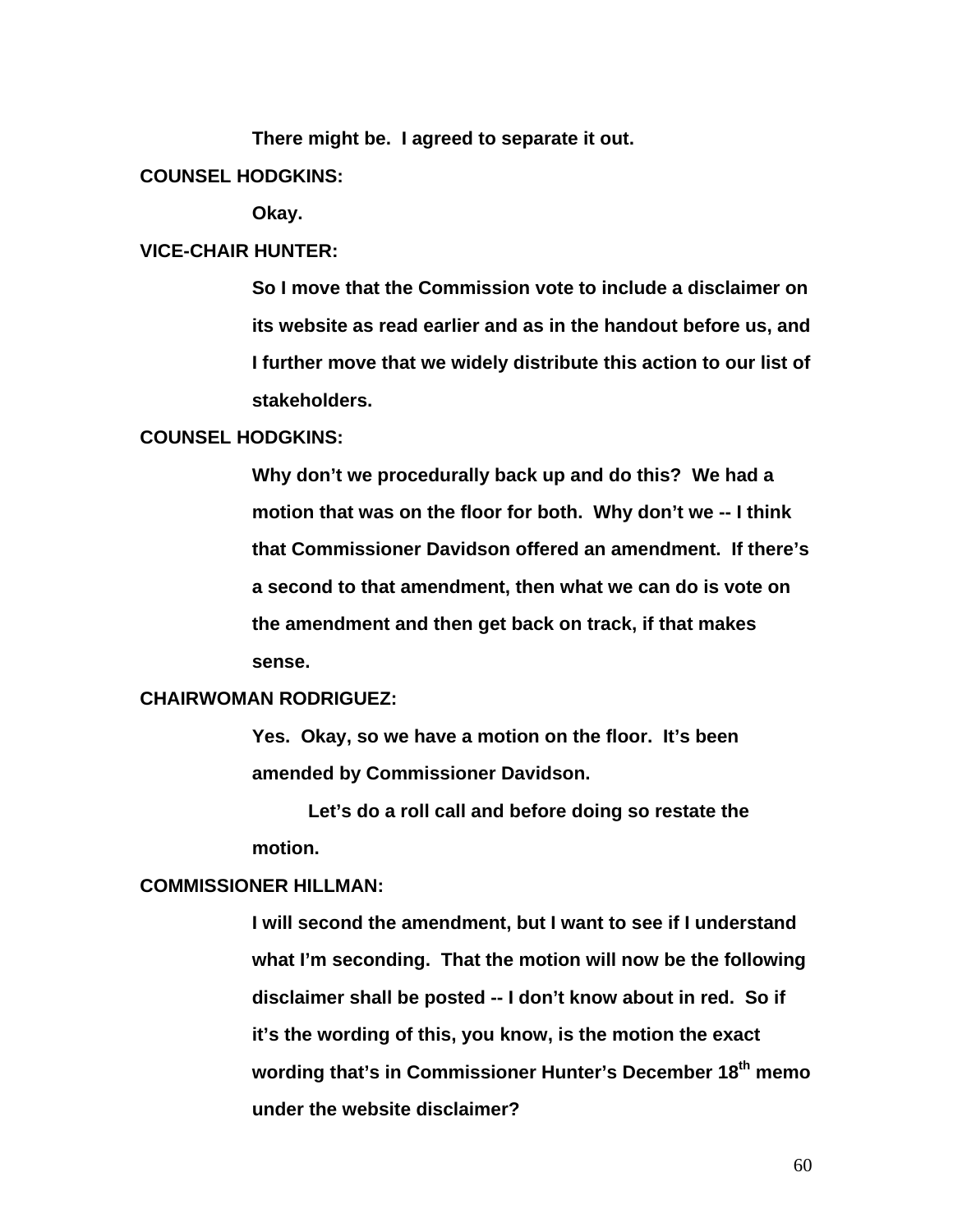**There might be. I agreed to separate it out.**

**COUNSEL HODGKINS:**

**Okay.**

**VICE-CHAIR HUNTER:**

**So I move that the Commission vote to include a disclaimer on its website as read earlier and as in the handout before us, and I further move that we widely distribute this action to our list of stakeholders.**

**COUNSEL HODGKINS:**

**Why don't we procedurally back up and do this? We had a motion that was on the floor for both. Why don't we -- I think that Commissioner Davidson offered an amendment. If there's a second to that amendment, then what we can do is vote on the amendment and then get back on track, if that makes sense.**

**CHAIRWOMAN RODRIGUEZ:**

**Yes. Okay, so we have a motion on the floor. It's been amended by Commissioner Davidson.**

**Let's do a roll call and before doing so restate the motion.**

**COMMISSIONER HILLMAN:**

**I will second the amendment, but I want to see if I understand what I'm seconding. That the motion will now be the following disclaimer shall be posted -- I don't know about in red. So if it's the wording of this, you know, is the motion the exact wording that's in Commissioner Hunter's December 18th memo under the website disclaimer?**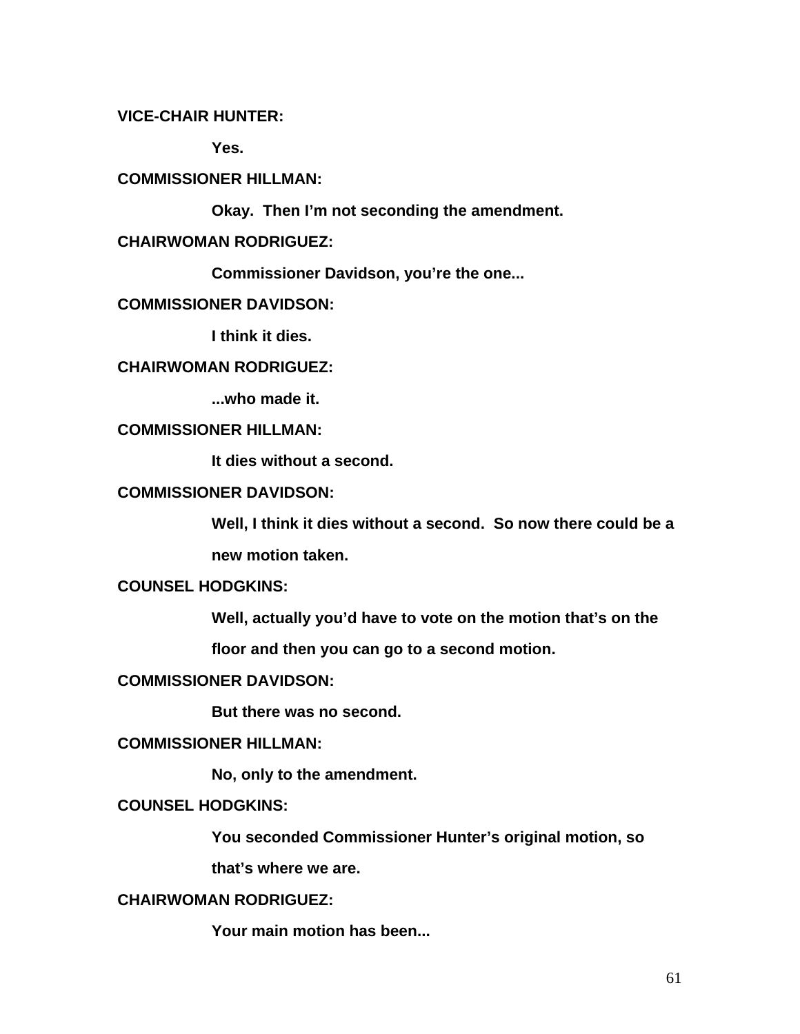**VICE-CHAIR HUNTER:**

**Yes.**

**COMMISSIONER HILLMAN:**

**Okay. Then I'm not seconding the amendment.**

**CHAIRWOMAN RODRIGUEZ:**

**Commissioner Davidson, you're the one...**

**COMMISSIONER DAVIDSON:**

**I think it dies.**

**CHAIRWOMAN RODRIGUEZ:**

**...who made it.**

**COMMISSIONER HILLMAN:**

**It dies without a second.**

**COMMISSIONER DAVIDSON:**

**Well, I think it dies without a second. So now there could be a new motion taken.**

**COUNSEL HODGKINS:**

**Well, actually you'd have to vote on the motion that's on the floor and then you can go to a second motion.**

**COMMISSIONER DAVIDSON:**

**But there was no second.**

**COMMISSIONER HILLMAN:**

**No, only to the amendment.**

**COUNSEL HODGKINS:**

**You seconded Commissioner Hunter's original motion, so that's where we are.**

**CHAIRWOMAN RODRIGUEZ:**

**Your main motion has been...**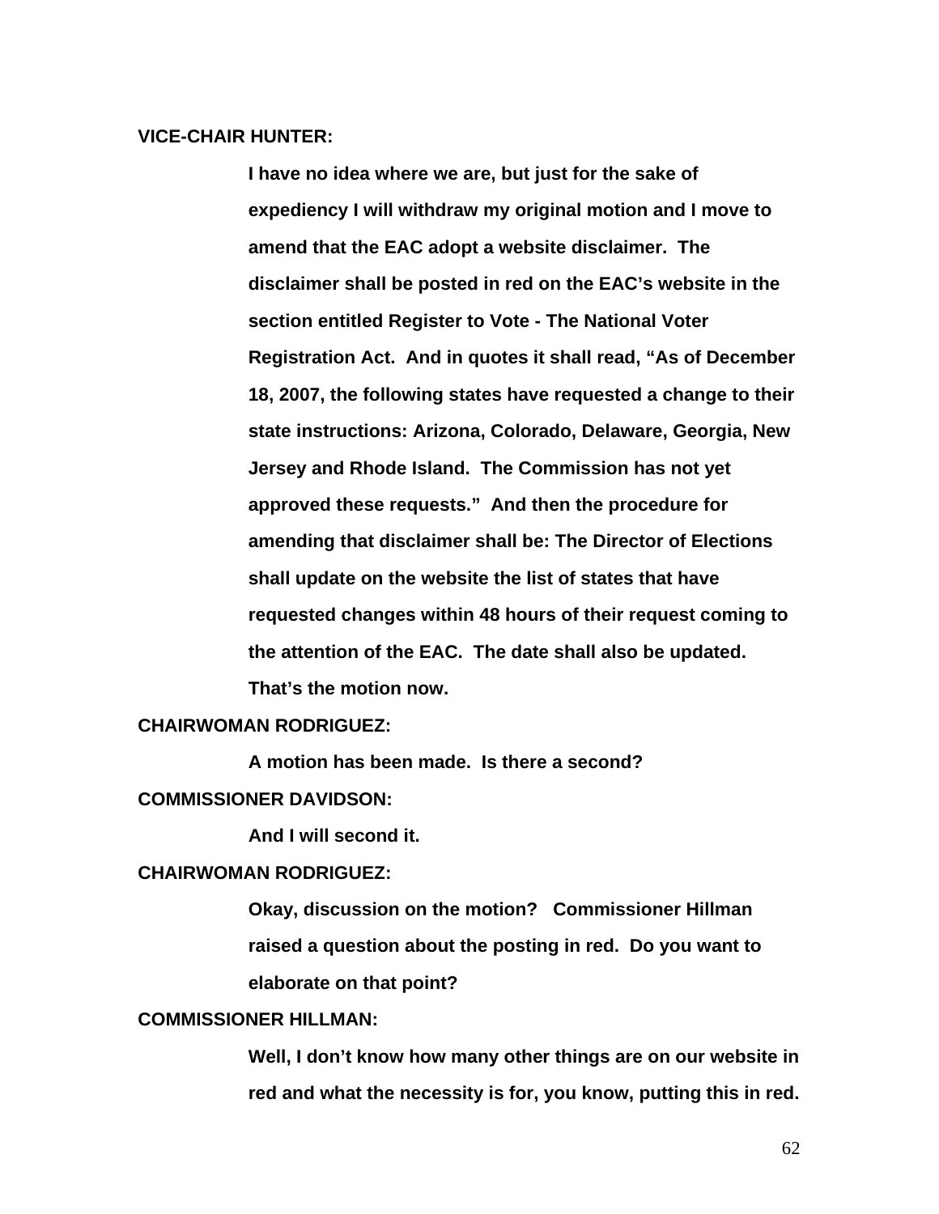**VICE-CHAIR HUNTER:**

**I have no idea where we are, but just for the sake of expediency I will withdraw my original motion and I move to amend that the EAC adopt a website disclaimer. The disclaimer shall be posted in red on the EAC's website in the section entitled Register to Vote - The National Voter Registration Act. And in quotes it shall read, "As of December 18, 2007, the following states have requested a change to their state instructions: Arizona, Colorado, Delaware, Georgia, New Jersey and Rhode Island. The Commission has not yet approved these requests." And then the procedure for amending that disclaimer shall be: The Director of Elections shall update on the website the list of states that have requested changes within 48 hours of their request coming to the attention of the EAC. The date shall also be updated. That's the motion now.**

**CHAIRWOMAN RODRIGUEZ:**

**A motion has been made. Is there a second?**

**COMMISSIONER DAVIDSON:**

**And I will second it.**

**CHAIRWOMAN RODRIGUEZ:**

**Okay, discussion on the motion? Commissioner Hillman raised a question about the posting in red. Do you want to elaborate on that point?**

**COMMISSIONER HILLMAN:**

**Well, I don't know how many other things are on our website in red and what the necessity is for, you know, putting this in red.**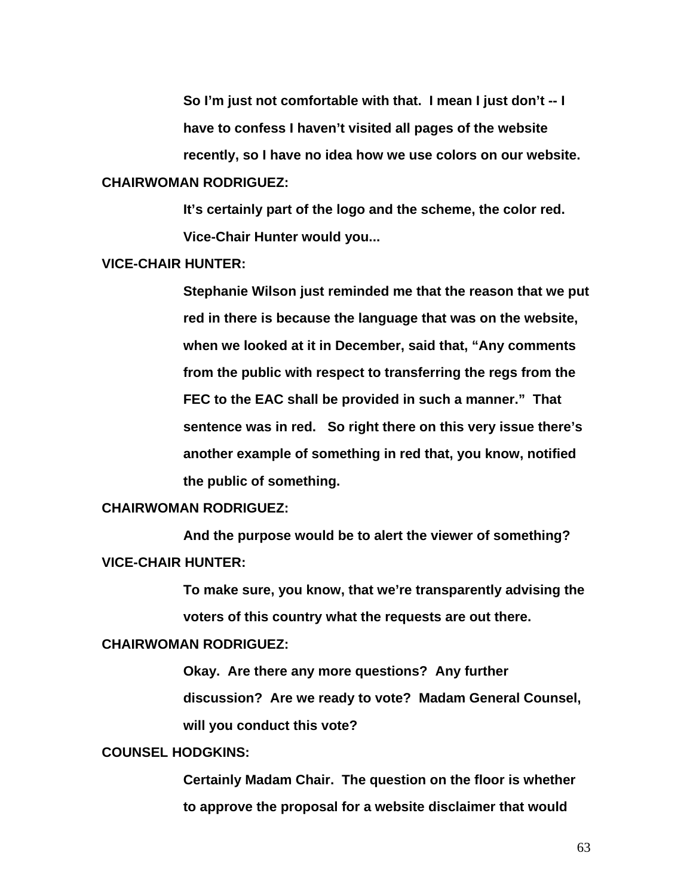So I'm just not comfortable with that. I mean I just don't -- I have to confess I haven't visited all pages of the website recently, so I have no idea how we use colors on our website.

**CHAIRWOMAN RODRIGUEZ:**

It's certainly part of the logo and the scheme, the color red. Vice-Chair Hunter would you...

**VICE-CHAIR HUNTER:**

Stephanie Wilson just reminded me that the reason that we put red in there is because the language that was on the website, when we looked at it in December, said that, "Any comments from the public with respect to transferring the regs from the FEC to the EAC shall be provided in such a manner." That sentence was in red. So right there on this very issue there's another example of something in red that, you know, notified the public of something.

**CHAIRWOMAN RODRIGUEZ:**

And the purpose would be to alert the viewer of something?

**VICE-CHAIR HUNTER:**

To make sure, you know, that we're transparently advising the voters of this country what the requests are out there.

**CHAIRWOMAN RODRIGUEZ:**

Okay. Are there any more questions? Any further discussion? Are we ready to vote? Madam General Counsel, will you conduct this vote?

**COUNSEL HODGKINS:**

Certainly Madam Chair. The question on the floor is whether to approve the proposal for a website disclaimer that would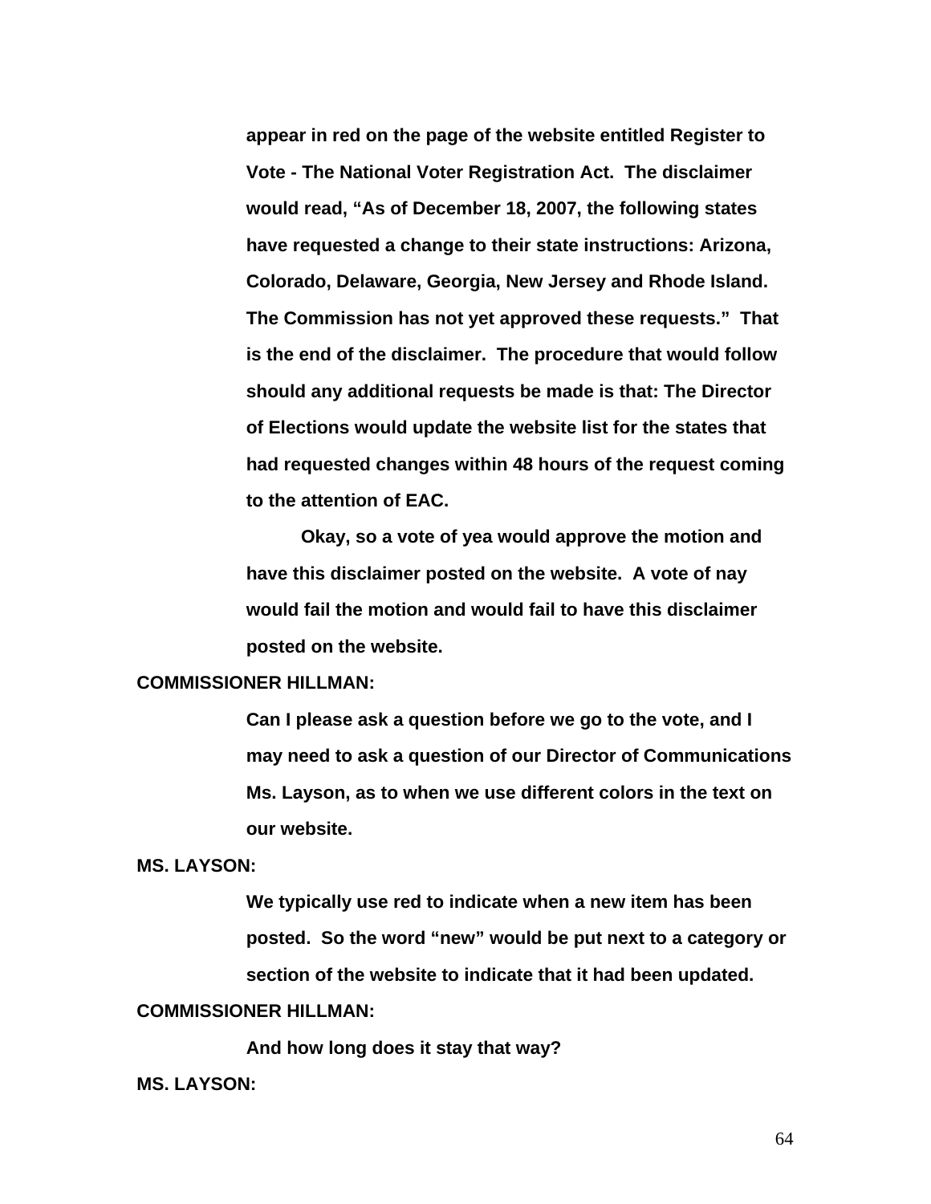**appear in red on the page of the website entitled Register to Vote - The National Voter Registration Act. The disclaimer would read, "As of December 18, 2007, the following states have requested a change to their state instructions: Arizona, Colorado, Delaware, Georgia, New Jersey and Rhode Island. The Commission has not yet approved these requests." That is the end of the disclaimer. The procedure that would follow should any additional requests be made is that: The Director of Elections would update the website list for the states that had requested changes within 48 hours of the request coming to the attention of EAC.**

**Okay, so a vote of yea would approve the motion and have this disclaimer posted on the website. A vote of nay would fail the motion and would fail to have this disclaimer posted on the website.**

**COMMISSIONER HILLMAN:**

**Can I please ask a question before we go to the vote, and I may need to ask a question of our Director of Communications Ms. Layson, as to when we use different colors in the text on our website.**

**MS. LAYSON:**

**We typically use red to indicate when a new item has been posted. So the word "new" would be put next to a category or section of the website to indicate that it had been updated.**

**COMMISSIONER HILLMAN:**

**And how long does it stay that way?**

**MS. LAYSON:**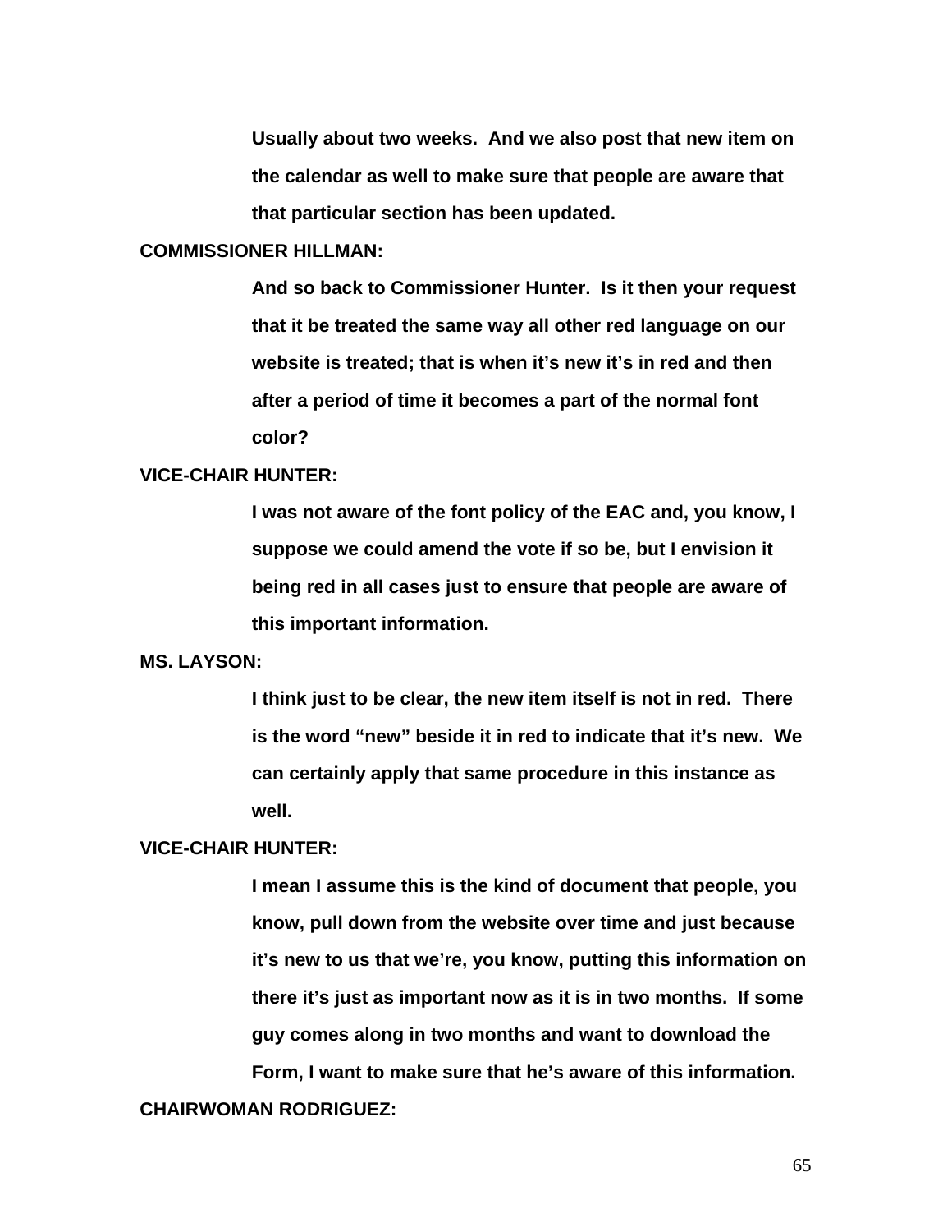**Usually about two weeks. And we also post that new item on the calendar as well to make sure that people are aware that that particular section has been updated.**

**COMMISSIONER HILLMAN:**

**And so back to Commissioner Hunter. Is it then your request that it be treated the same way all other red language on our website is treated; that is when it's new it's in red and then after a period of time it becomes a part of the normal font color?**

**VICE-CHAIR HUNTER:**

**I was not aware of the font policy of the EAC and, you know, I suppose we could amend the vote if so be, but I envision it being red in all cases just to ensure that people are aware of this important information.**

**MS. LAYSON:**

**I think just to be clear, the new item itself is not in red. There is the word "new" beside it in red to indicate that it's new. We can certainly apply that same procedure in this instance as well.**

**VICE-CHAIR HUNTER:**

**I mean I assume this is the kind of document that people, you know, pull down from the website over time and just because it's new to us that we're, you know, putting this information on there it's just as important now as it is in two months. If some guy comes along in two months and want to download the Form, I want to make sure that he's aware of this information.**

**CHAIRWOMAN RODRIGUEZ:**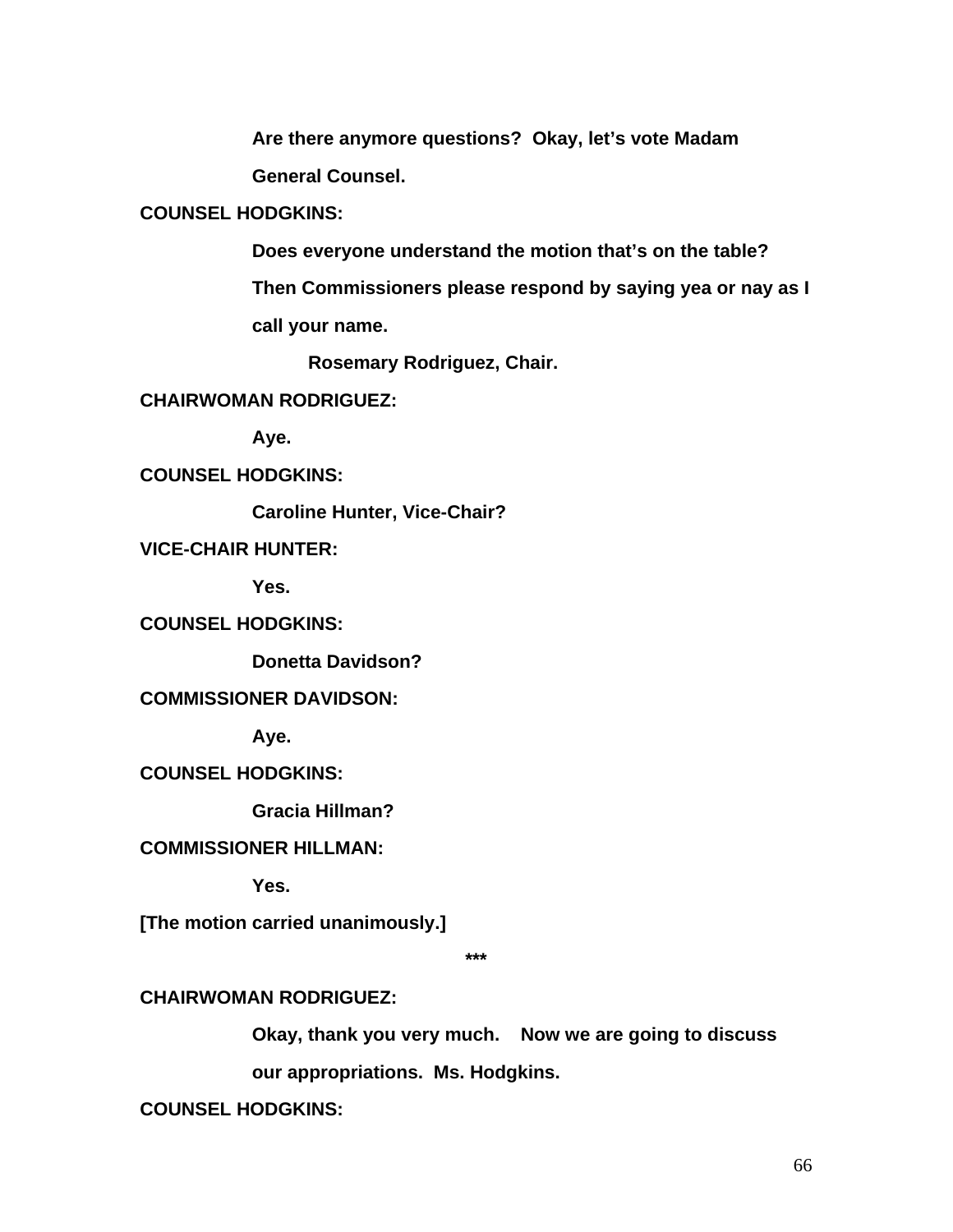Are there anymore questions?  Okay, let's vote Madam General Counsel.

**COUNSEL HODGKINS:**

Does everyone understand the motion that's on the table? Then Commissioners please respond by saying yea or nay as I call your name.

Rosemary Rodriguez, Chair.

**CHAIRWOMAN RODRIGUEZ:**

Aye.

**COUNSEL HODGKINS:**

Caroline Hunter, Vice-Chair?

**VICE-CHAIR HUNTER:**

Yes.

**COUNSEL HODGKINS:**

Donetta Davidson?

**COMMISSIONER DAVIDSON:**

Aye.

**COUNSEL HODGKINS:**

Gracia Hillman?

**COMMISSIONER HILLMAN:**

Yes.

[The motion carried unanimously.]

***

**CHAIRWOMAN RODRIGUEZ:**

Okay, thank you very much.    Now we are going to discuss our appropriations.  Ms. Hodgkins.

**COUNSEL HODGKINS:**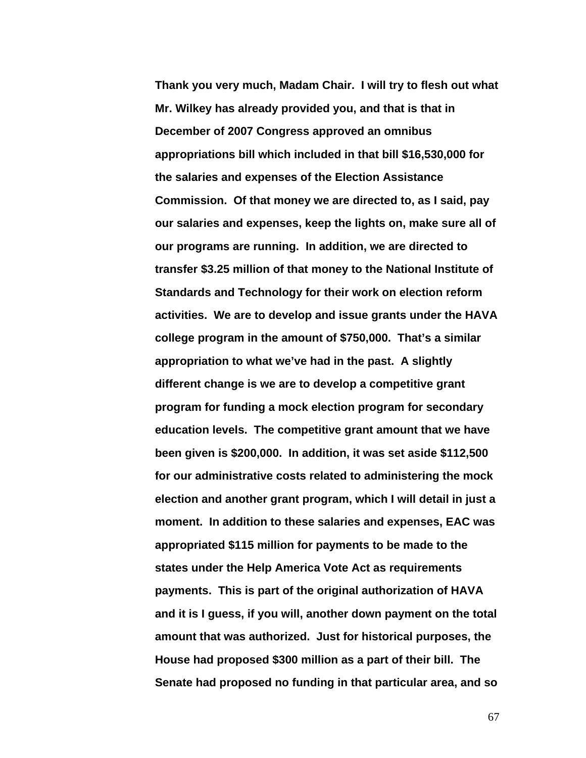Thank you very much, Madam Chair. I will try to flesh out what Mr. Wilkey has already provided you, and that is that in December of 2007 Congress approved an omnibus appropriations bill which included in that bill $16,530,000 for the salaries and expenses of the Election Assistance Commission. Of that money we are directed to, as I said, pay our salaries and expenses, keep the lights on, make sure all of our programs are running. In addition, we are directed to transfer $3.25 million of that money to the National Institute of Standards and Technology for their work on election reform activities. We are to develop and issue grants under the HAVA college program in the amount of $750,000. That's a similar appropriation to what we've had in the past. A slightly different change is we are to develop a competitive grant program for funding a mock election program for secondary education levels. The competitive grant amount that we have been given is $200,000. In addition, it was set aside $112,500 for our administrative costs related to administering the mock election and another grant program, which I will detail in just a moment. In addition to these salaries and expenses, EAC was appropriated $115 million for payments to be made to the states under the Help America Vote Act as requirements payments. This is part of the original authorization of HAVA and it is I guess, if you will, another down payment on the total amount that was authorized. Just for historical purposes, the House had proposed $300 million as a part of their bill. The Senate had proposed no funding in that particular area, and so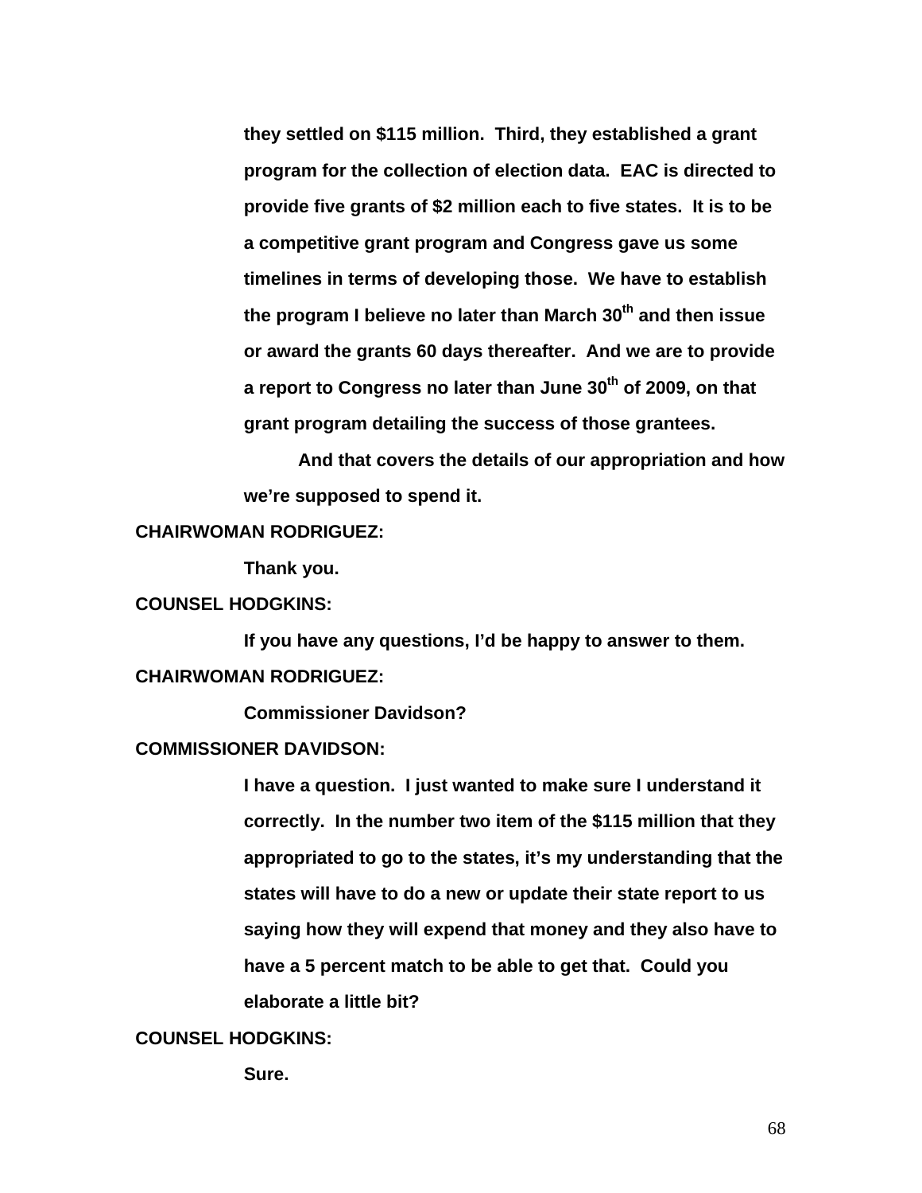**they settled on $115 million. Third, they established a grant program for the collection of election data. EAC is directed to provide five grants of $2 million each to five states. It is to be a competitive grant program and Congress gave us some timelines in terms of developing those. We have to establish the program I believe no later than March 30th and then issue or award the grants 60 days thereafter. And we are to provide a report to Congress no later than June 30th of 2009, on that grant program detailing the success of those grantees.**

**And that covers the details of our appropriation and how we're supposed to spend it.**

**CHAIRWOMAN RODRIGUEZ:**

**Thank you.**

**COUNSEL HODGKINS:**

**If you have any questions, I'd be happy to answer to them.**

**CHAIRWOMAN RODRIGUEZ:**

**Commissioner Davidson?**

**COMMISSIONER DAVIDSON:**

**I have a question. I just wanted to make sure I understand it correctly. In the number two item of the $115 million that they appropriated to go to the states, it's my understanding that the states will have to do a new or update their state report to us saying how they will expend that money and they also have to have a 5 percent match to be able to get that. Could you elaborate a little bit?**

**COUNSEL HODGKINS:**

**Sure.**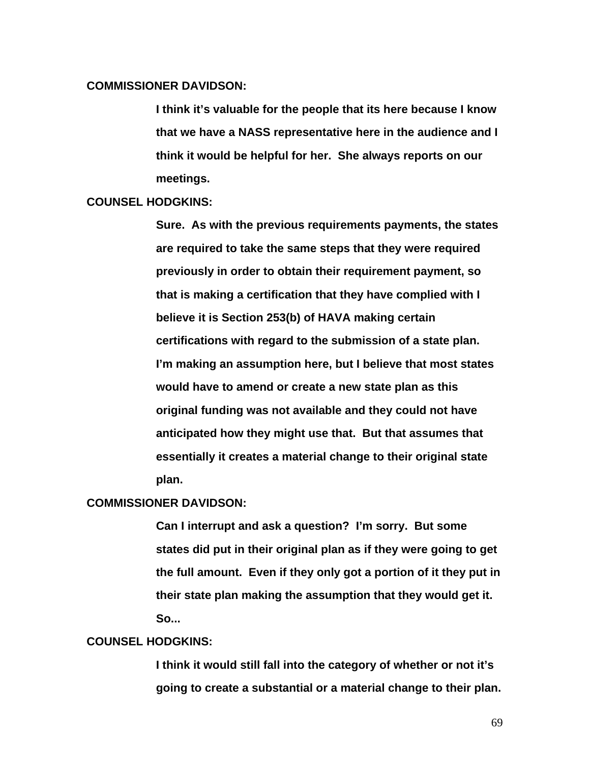**COMMISSIONER DAVIDSON:**

**I think it's valuable for the people that its here because I know that we have a NASS representative here in the audience and I think it would be helpful for her. She always reports on our meetings.**

**COUNSEL HODGKINS:**

**Sure. As with the previous requirements payments, the states are required to take the same steps that they were required previously in order to obtain their requirement payment, so that is making a certification that they have complied with I believe it is Section 253(b) of HAVA making certain certifications with regard to the submission of a state plan. I'm making an assumption here, but I believe that most states would have to amend or create a new state plan as this original funding was not available and they could not have anticipated how they might use that. But that assumes that essentially it creates a material change to their original state plan.**

**COMMISSIONER DAVIDSON:**

**Can I interrupt and ask a question? I'm sorry. But some states did put in their original plan as if they were going to get the full amount. Even if they only got a portion of it they put in their state plan making the assumption that they would get it. So...**

**COUNSEL HODGKINS:**

**I think it would still fall into the category of whether or not it's going to create a substantial or a material change to their plan.**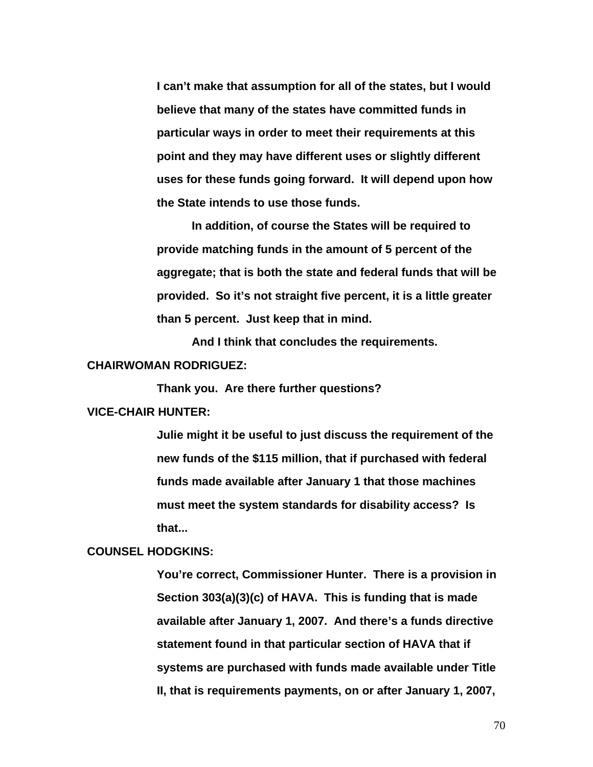**I can't make that assumption for all of the states, but I would believe that many of the states have committed funds in particular ways in order to meet their requirements at this point and they may have different uses or slightly different uses for these funds going forward. It will depend upon how the State intends to use those funds.**

**In addition, of course the States will be required to provide matching funds in the amount of 5 percent of the aggregate; that is both the state and federal funds that will be provided. So it's not straight five percent, it is a little greater than 5 percent. Just keep that in mind.**

**And I think that concludes the requirements.**

**CHAIRWOMAN RODRIGUEZ:**

**Thank you. Are there further questions?**

**VICE-CHAIR HUNTER:**

**Julie might it be useful to just discuss the requirement of the new funds of the $115 million, that if purchased with federal funds made available after January 1 that those machines must meet the system standards for disability access? Is that...**

**COUNSEL HODGKINS:**

**You're correct, Commissioner Hunter. There is a provision in Section 303(a)(3)(c) of HAVA. This is funding that is made available after January 1, 2007. And there's a funds directive statement found in that particular section of HAVA that if systems are purchased with funds made available under Title II, that is requirements payments, on or after January 1, 2007,**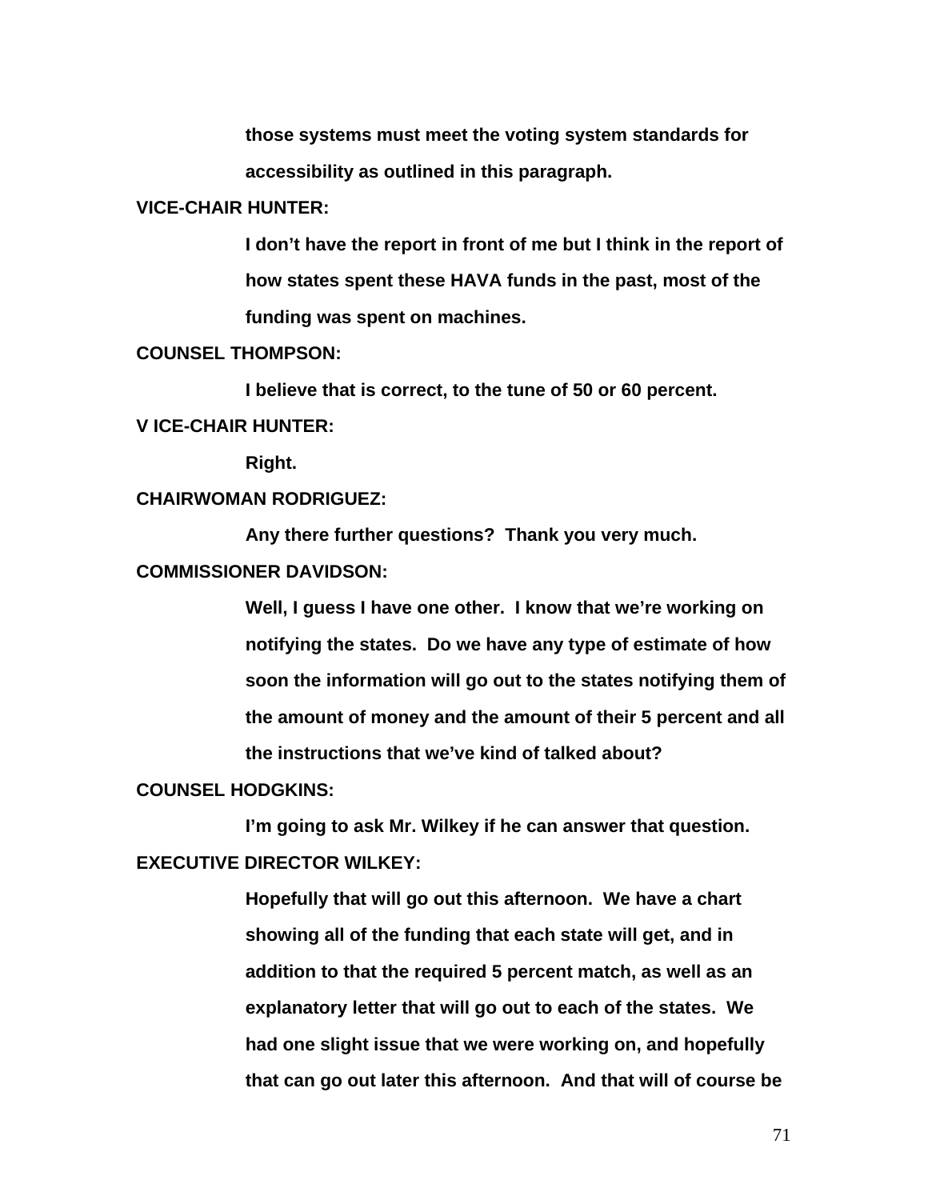**those systems must meet the voting system standards for accessibility as outlined in this paragraph.**

**VICE-CHAIR HUNTER:**

**I don't have the report in front of me but I think in the report of how states spent these HAVA funds in the past, most of the funding was spent on machines.**

**COUNSEL THOMPSON:**

**I believe that is correct, to the tune of 50 or 60 percent.**

**V ICE-CHAIR HUNTER:**

**Right.**

**CHAIRWOMAN RODRIGUEZ:**

**Any there further questions? Thank you very much.**

**COMMISSIONER DAVIDSON:**

**Well, I guess I have one other. I know that we're working on notifying the states. Do we have any type of estimate of how soon the information will go out to the states notifying them of the amount of money and the amount of their 5 percent and all the instructions that we've kind of talked about?**

**COUNSEL HODGKINS:**

**I'm going to ask Mr. Wilkey if he can answer that question.**

**EXECUTIVE DIRECTOR WILKEY:**

**Hopefully that will go out this afternoon. We have a chart showing all of the funding that each state will get, and in addition to that the required 5 percent match, as well as an explanatory letter that will go out to each of the states. We had one slight issue that we were working on, and hopefully that can go out later this afternoon. And that will of course be**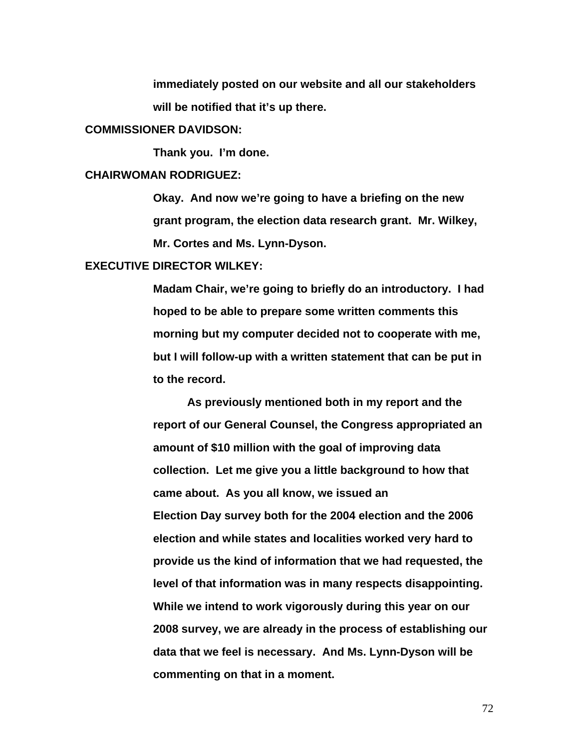**immediately posted on our website and all our stakeholders will be notified that it's up there.**

**COMMISSIONER DAVIDSON:**

**Thank you. I'm done.**

**CHAIRWOMAN RODRIGUEZ:**

**Okay. And now we're going to have a briefing on the new grant program, the election data research grant. Mr. Wilkey, Mr. Cortes and Ms. Lynn-Dyson.**

**EXECUTIVE DIRECTOR WILKEY:**

**Madam Chair, we're going to briefly do an introductory. I had hoped to be able to prepare some written comments this morning but my computer decided not to cooperate with me, but I will follow-up with a written statement that can be put in to the record.**

**As previously mentioned both in my report and the report of our General Counsel, the Congress appropriated an amount of $10 million with the goal of improving data collection. Let me give you a little background to how that came about. As you all know, we issued an Election Day survey both for the 2004 election and the 2006 election and while states and localities worked very hard to provide us the kind of information that we had requested, the level of that information was in many respects disappointing. While we intend to work vigorously during this year on our 2008 survey, we are already in the process of establishing our data that we feel is necessary. And Ms. Lynn-Dyson will be commenting on that in a moment.**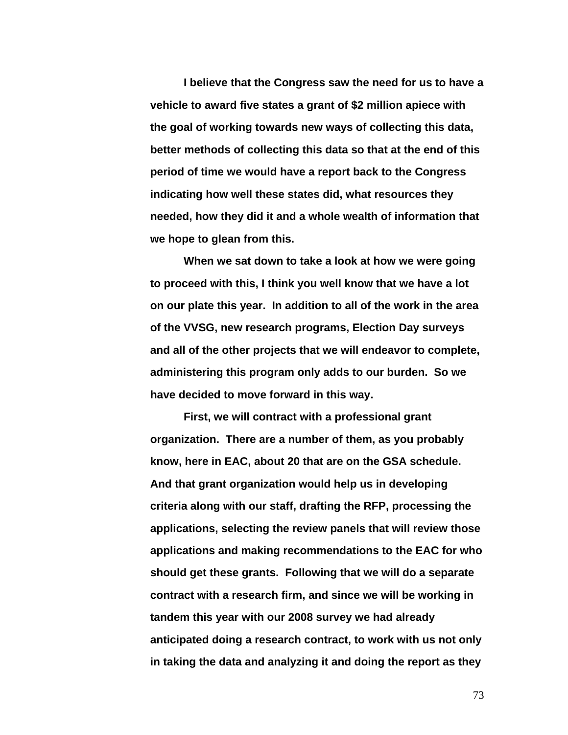I believe that the Congress saw the need for us to have a vehicle to award five states a grant of $2 million apiece with the goal of working towards new ways of collecting this data, better methods of collecting this data so that at the end of this period of time we would have a report back to the Congress indicating how well these states did, what resources they needed, how they did it and a whole wealth of information that we hope to glean from this.

When we sat down to take a look at how we were going to proceed with this, I think you well know that we have a lot on our plate this year. In addition to all of the work in the area of the VVSG, new research programs, Election Day surveys and all of the other projects that we will endeavor to complete, administering this program only adds to our burden. So we have decided to move forward in this way.

First, we will contract with a professional grant organization. There are a number of them, as you probably know, here in EAC, about 20 that are on the GSA schedule. And that grant organization would help us in developing criteria along with our staff, drafting the RFP, processing the applications, selecting the review panels that will review those applications and making recommendations to the EAC for who should get these grants. Following that we will do a separate contract with a research firm, and since we will be working in tandem this year with our 2008 survey we had already anticipated doing a research contract, to work with us not only in taking the data and analyzing it and doing the report as they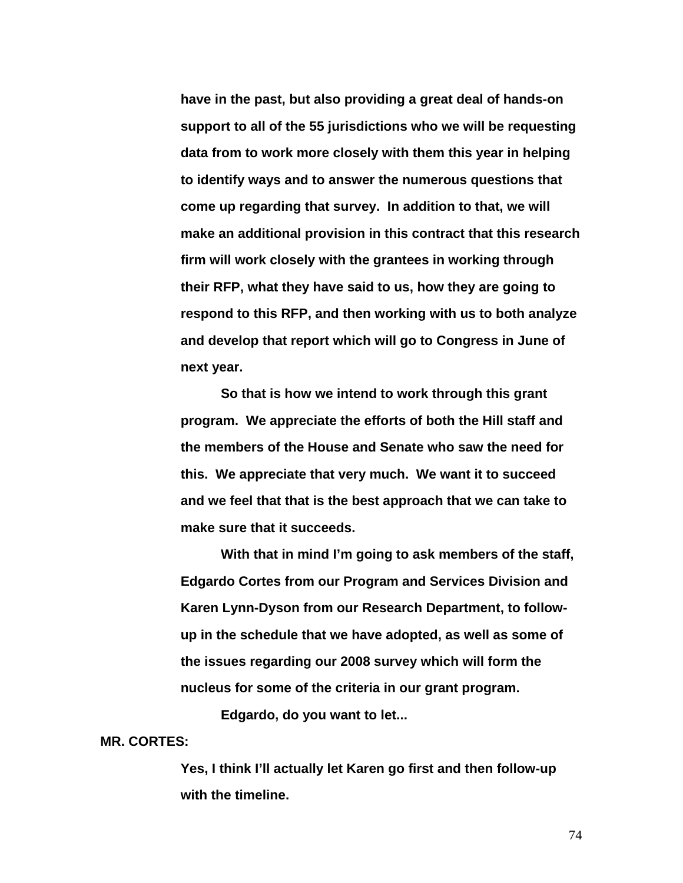**have in the past, but also providing a great deal of hands-on support to all of the 55 jurisdictions who we will be requesting data from to work more closely with them this year in helping to identify ways and to answer the numerous questions that come up regarding that survey. In addition to that, we will make an additional provision in this contract that this research firm will work closely with the grantees in working through their RFP, what they have said to us, how they are going to respond to this RFP, and then working with us to both analyze and develop that report which will go to Congress in June of next year.**

**So that is how we intend to work through this grant program. We appreciate the efforts of both the Hill staff and the members of the House and Senate who saw the need for this. We appreciate that very much. We want it to succeed and we feel that that is the best approach that we can take to make sure that it succeeds.**

**With that in mind I'm going to ask members of the staff, Edgardo Cortes from our Program and Services Division and Karen Lynn-Dyson from our Research Department, to follow-up in the schedule that we have adopted, as well as some of the issues regarding our 2008 survey which will form the nucleus for some of the criteria in our grant program.**

**Edgardo, do you want to let...**

**MR. CORTES:**

**Yes, I think I'll actually let Karen go first and then follow-up with the timeline.**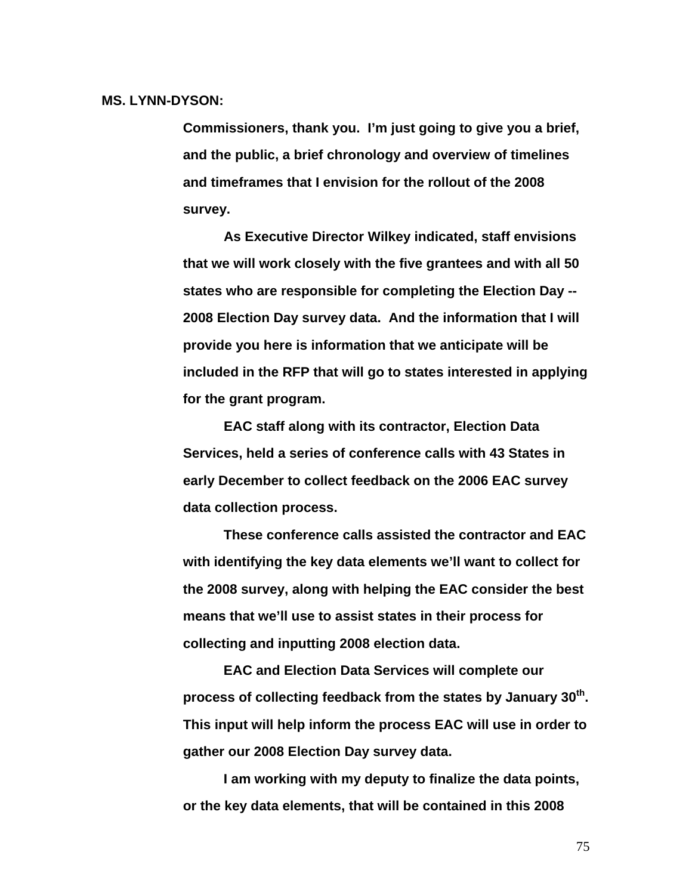**MS. LYNN-DYSON:**

**Commissioners, thank you. I'm just going to give you a brief, and the public, a brief chronology and overview of timelines and timeframes that I envision for the rollout of the 2008 survey.**

**As Executive Director Wilkey indicated, staff envisions that we will work closely with the five grantees and with all 50 states who are responsible for completing the Election Day -- 2008 Election Day survey data. And the information that I will provide you here is information that we anticipate will be included in the RFP that will go to states interested in applying for the grant program.**

**EAC staff along with its contractor, Election Data Services, held a series of conference calls with 43 States in early December to collect feedback on the 2006 EAC survey data collection process.**

**These conference calls assisted the contractor and EAC with identifying the key data elements we'll want to collect for the 2008 survey, along with helping the EAC consider the best means that we'll use to assist states in their process for collecting and inputting 2008 election data.**

**EAC and Election Data Services will complete our process of collecting feedback from the states by January 30th. This input will help inform the process EAC will use in order to gather our 2008 Election Day survey data.**

**I am working with my deputy to finalize the data points, or the key data elements, that will be contained in this 2008**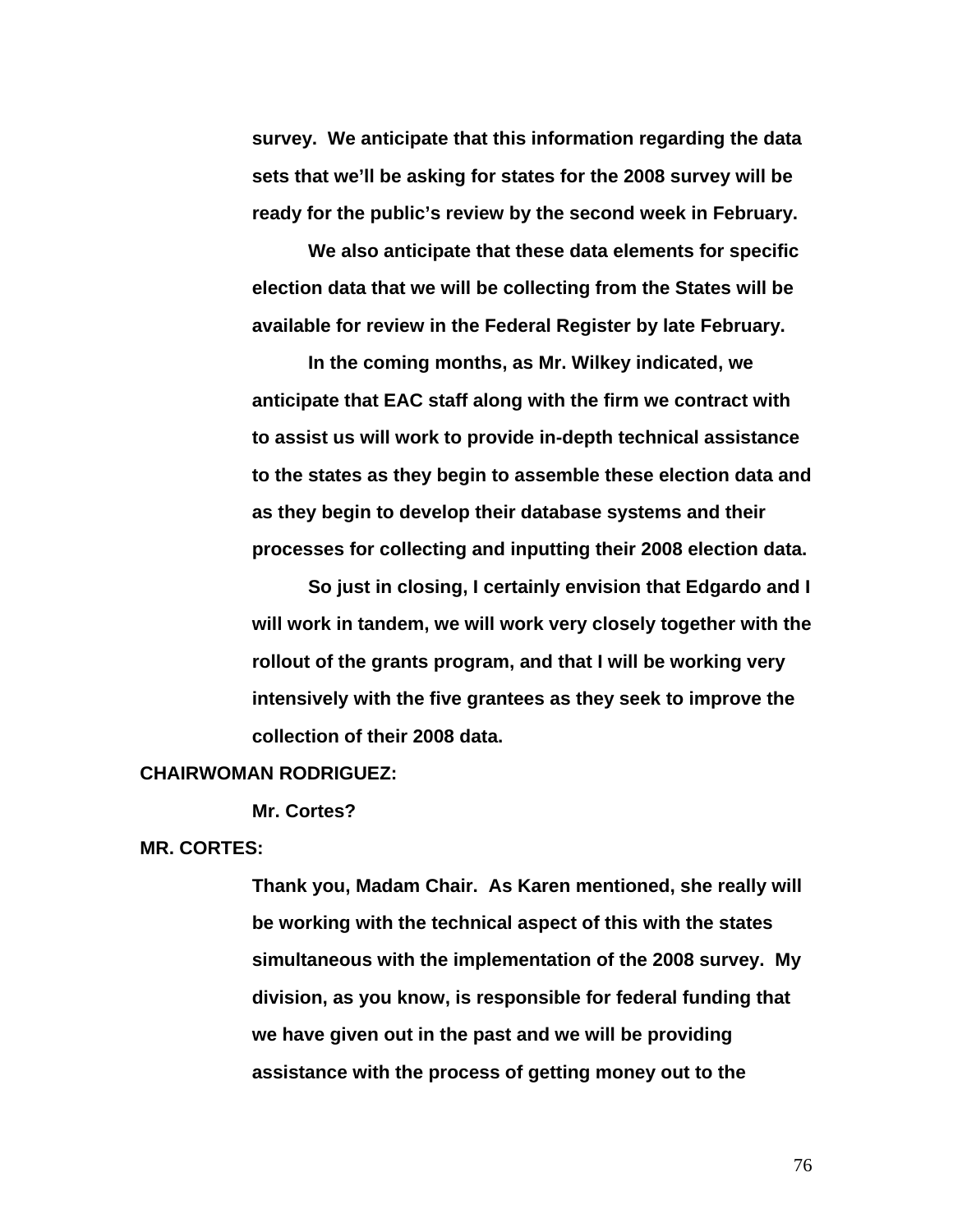**survey. We anticipate that this information regarding the data sets that we'll be asking for states for the 2008 survey will be ready for the public's review by the second week in February.**

**We also anticipate that these data elements for specific election data that we will be collecting from the States will be available for review in the Federal Register by late February.**

**In the coming months, as Mr. Wilkey indicated, we anticipate that EAC staff along with the firm we contract with to assist us will work to provide in-depth technical assistance to the states as they begin to assemble these election data and as they begin to develop their database systems and their processes for collecting and inputting their 2008 election data.**

**So just in closing, I certainly envision that Edgardo and I will work in tandem, we will work very closely together with the rollout of the grants program, and that I will be working very intensively with the five grantees as they seek to improve the collection of their 2008 data.**

**CHAIRWOMAN RODRIGUEZ:**

**Mr. Cortes?**

**MR. CORTES:**

**Thank you, Madam Chair. As Karen mentioned, she really will be working with the technical aspect of this with the states simultaneous with the implementation of the 2008 survey. My division, as you know, is responsible for federal funding that we have given out in the past and we will be providing assistance with the process of getting money out to the**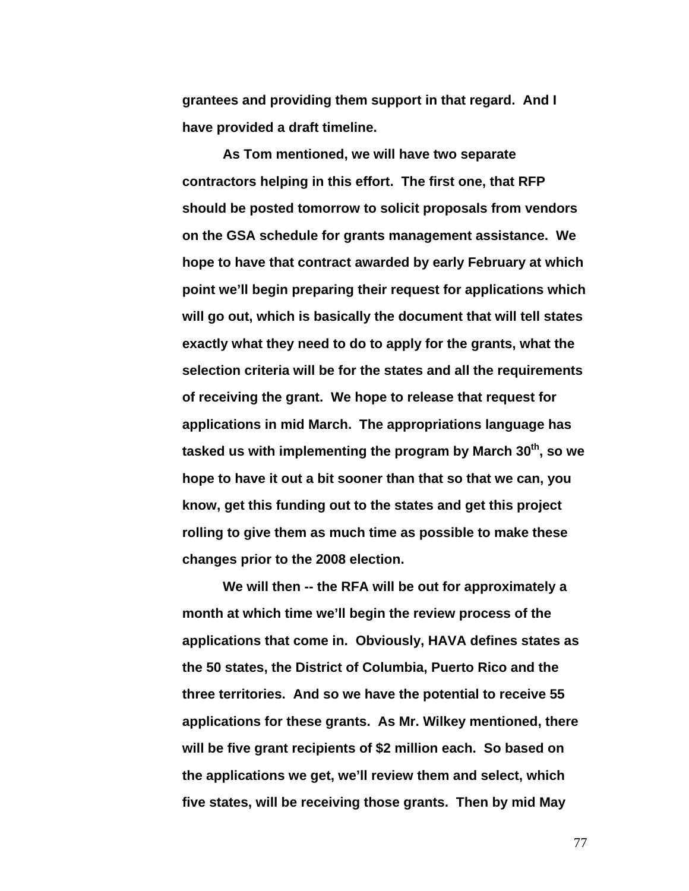grantees and providing them support in that regard. And I have provided a draft timeline.

As Tom mentioned, we will have two separate contractors helping in this effort. The first one, that RFP should be posted tomorrow to solicit proposals from vendors on the GSA schedule for grants management assistance. We hope to have that contract awarded by early February at which point we'll begin preparing their request for applications which will go out, which is basically the document that will tell states exactly what they need to do to apply for the grants, what the selection criteria will be for the states and all the requirements of receiving the grant. We hope to release that request for applications in mid March. The appropriations language has tasked us with implementing the program by March 30th, so we hope to have it out a bit sooner than that so that we can, you know, get this funding out to the states and get this project rolling to give them as much time as possible to make these changes prior to the 2008 election.

We will then -- the RFA will be out for approximately a month at which time we'll begin the review process of the applications that come in. Obviously, HAVA defines states as the 50 states, the District of Columbia, Puerto Rico and the three territories. And so we have the potential to receive 55 applications for these grants. As Mr. Wilkey mentioned, there will be five grant recipients of $2 million each. So based on the applications we get, we'll review them and select, which five states, will be receiving those grants. Then by mid May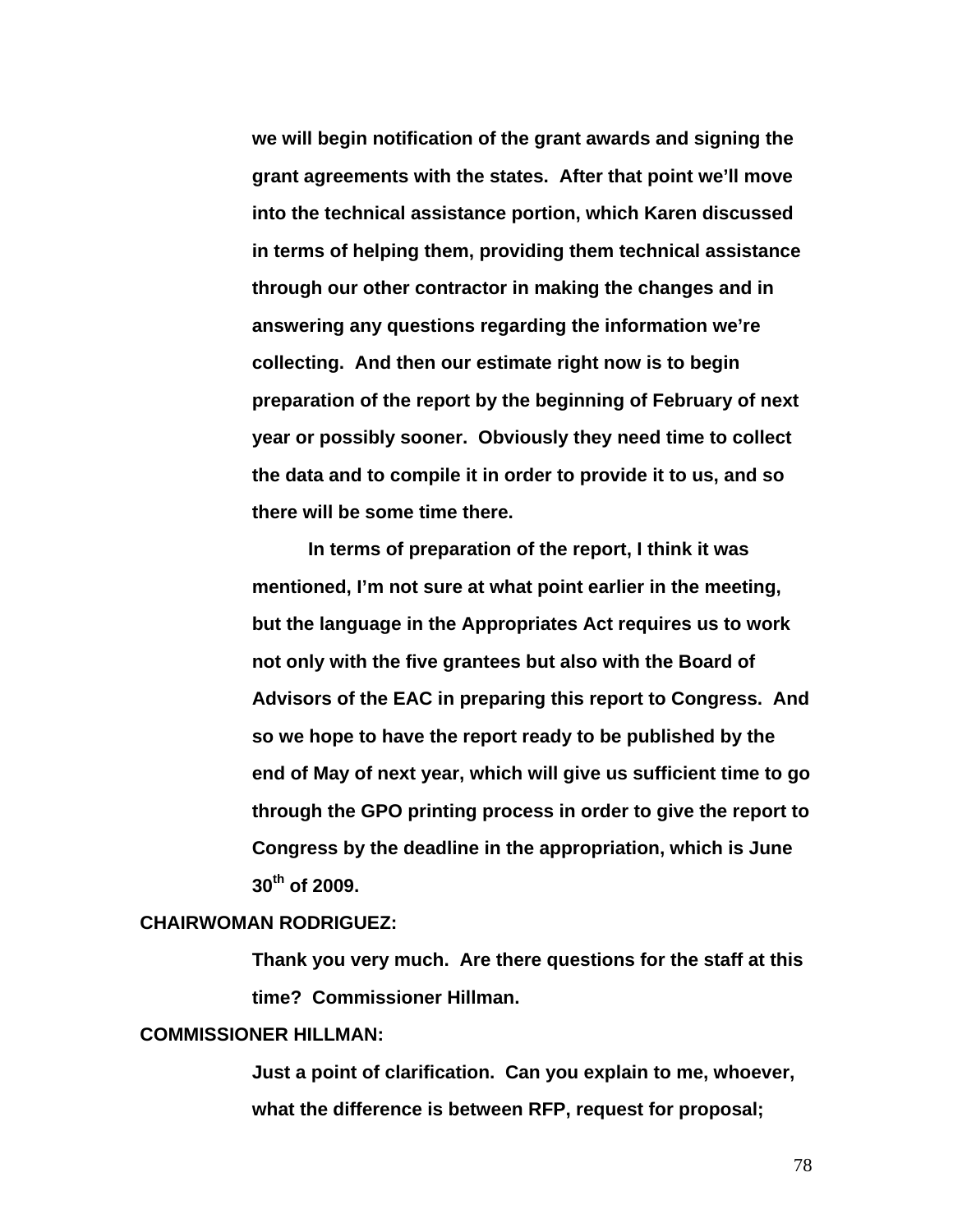**we will begin notification of the grant awards and signing the grant agreements with the states. After that point we'll move into the technical assistance portion, which Karen discussed in terms of helping them, providing them technical assistance through our other contractor in making the changes and in answering any questions regarding the information we're collecting. And then our estimate right now is to begin preparation of the report by the beginning of February of next year or possibly sooner. Obviously they need time to collect the data and to compile it in order to provide it to us, and so there will be some time there.**

**In terms of preparation of the report, I think it was mentioned, I'm not sure at what point earlier in the meeting, but the language in the Appropriates Act requires us to work not only with the five grantees but also with the Board of Advisors of the EAC in preparing this report to Congress. And so we hope to have the report ready to be published by the end of May of next year, which will give us sufficient time to go through the GPO printing process in order to give the report to Congress by the deadline in the appropriation, which is June 30th of 2009.**

**CHAIRWOMAN RODRIGUEZ:**

**Thank you very much. Are there questions for the staff at this time? Commissioner Hillman.**

**COMMISSIONER HILLMAN:**

**Just a point of clarification. Can you explain to me, whoever, what the difference is between RFP, request for proposal;**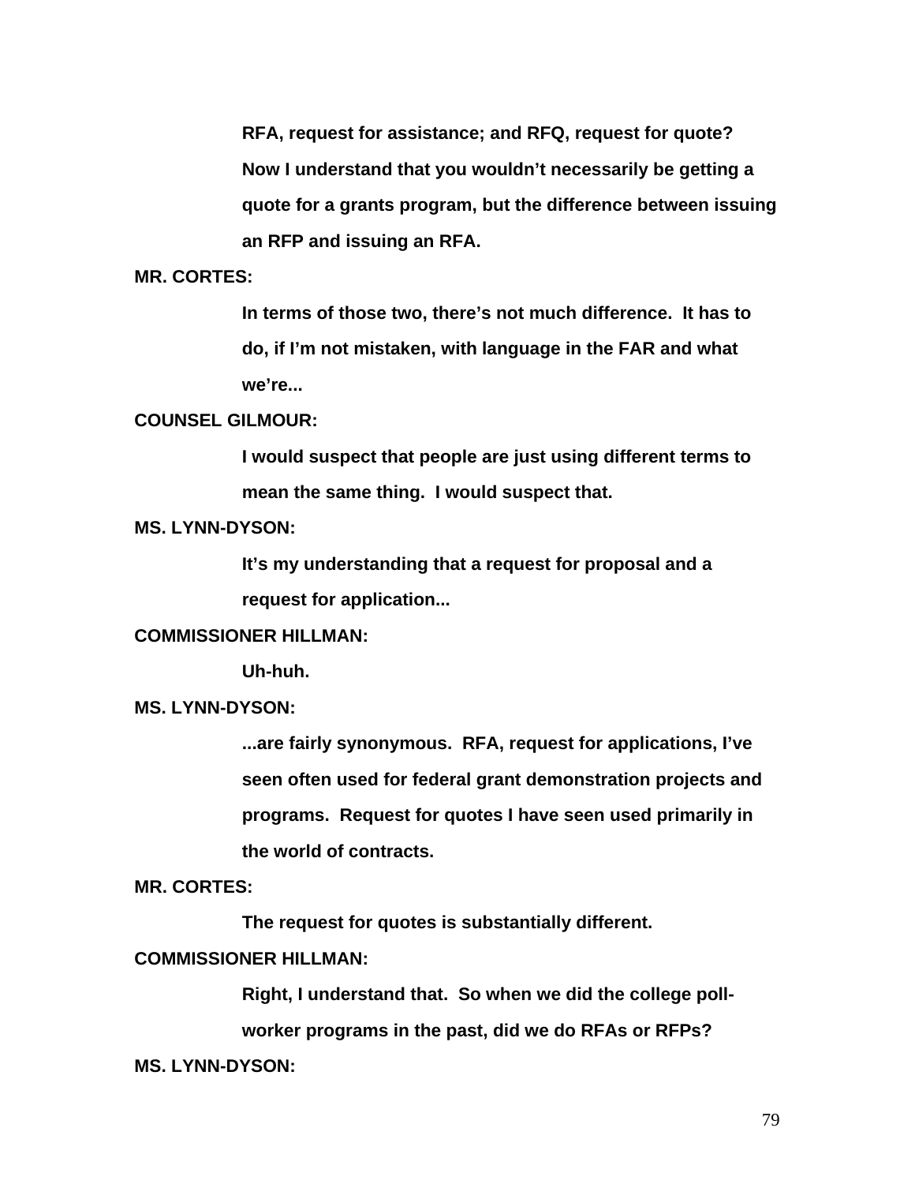**RFA, request for assistance; and RFQ, request for quote? Now I understand that you wouldn't necessarily be getting a quote for a grants program, but the difference between issuing an RFP and issuing an RFA.**

**MR. CORTES:**

**In terms of those two, there's not much difference. It has to do, if I'm not mistaken, with language in the FAR and what we're...**

**COUNSEL GILMOUR:**

**I would suspect that people are just using different terms to mean the same thing. I would suspect that.**

**MS. LYNN-DYSON:**

**It's my understanding that a request for proposal and a request for application...**

**COMMISSIONER HILLMAN:**

**Uh-huh.**

**MS. LYNN-DYSON:**

**...are fairly synonymous. RFA, request for applications, I've seen often used for federal grant demonstration projects and programs. Request for quotes I have seen used primarily in the world of contracts.**

**MR. CORTES:**

**The request for quotes is substantially different.**

**COMMISSIONER HILLMAN:**

**Right, I understand that. So when we did the college poll-worker programs in the past, did we do RFAs or RFPs?**

**MS. LYNN-DYSON:**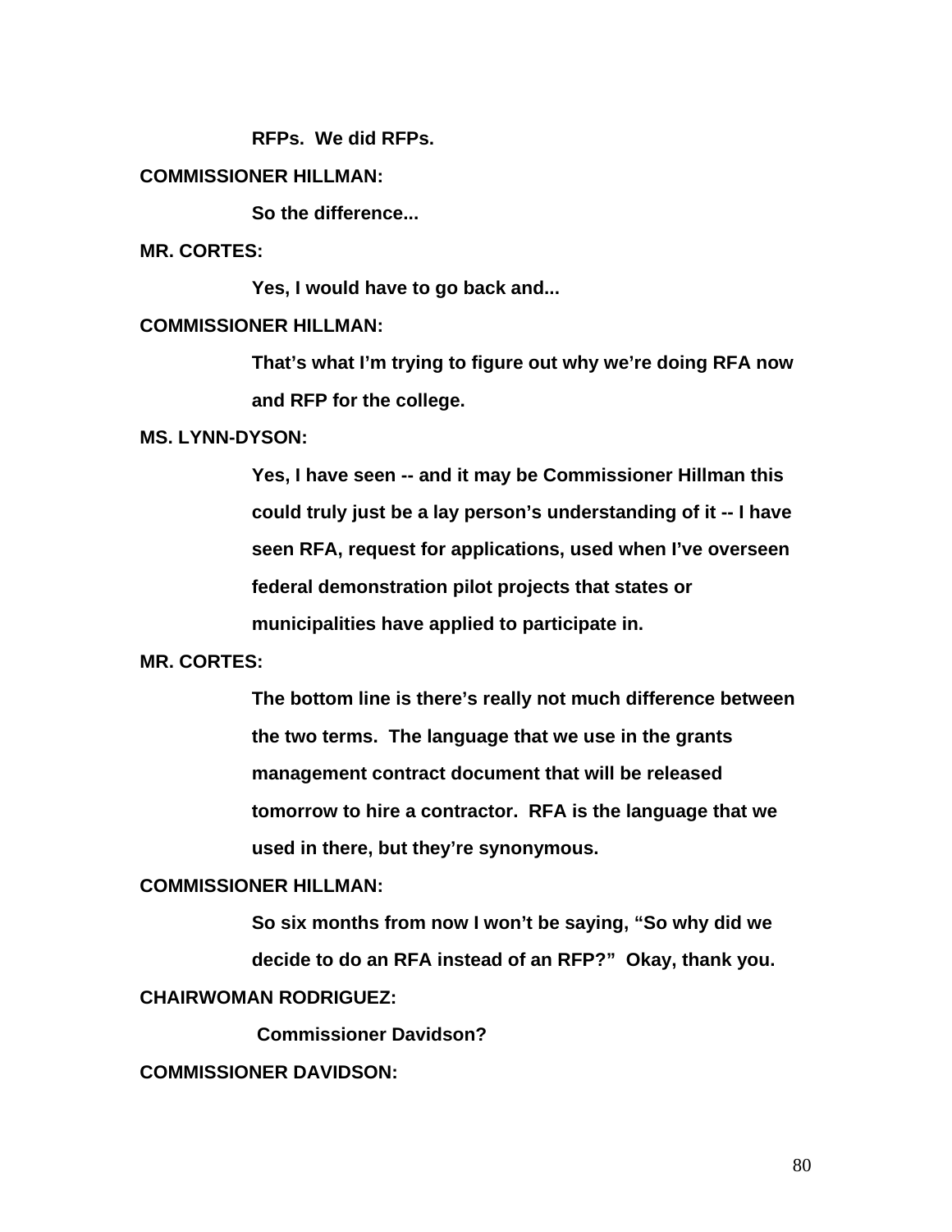RFPs.  We did RFPs.

**COMMISSIONER HILLMAN:**

So the difference...

**MR. CORTES:**

Yes, I would have to go back and...

**COMMISSIONER HILLMAN:**

That's what I'm trying to figure out why we're doing RFA now and RFP for the college.

**MS. LYNN-DYSON:**

Yes, I have seen -- and it may be Commissioner Hillman this could truly just be a lay person's understanding of it -- I have seen RFA, request for applications, used when I've overseen federal demonstration pilot projects that states or municipalities have applied to participate in.

**MR. CORTES:**

The bottom line is there's really not much difference between the two terms.  The language that we use in the grants management contract document that will be released tomorrow to hire a contractor.  RFA is the language that we used in there, but they're synonymous.

**COMMISSIONER HILLMAN:**

So six months from now I won't be saying, "So why did we decide to do an RFA instead of an RFP?"  Okay, thank you.

**CHAIRWOMAN RODRIGUEZ:**

Commissioner Davidson?

**COMMISSIONER DAVIDSON:**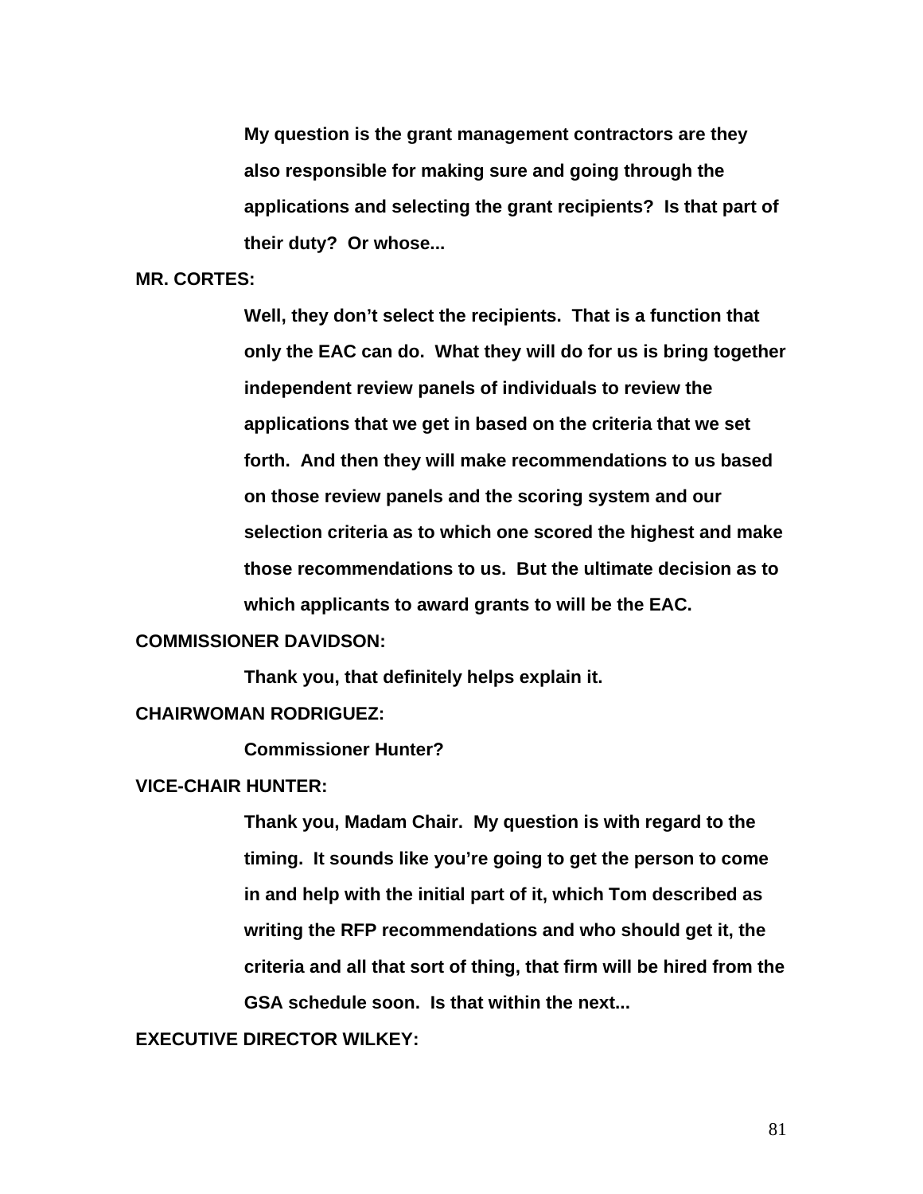My question is the grant management contractors are they also responsible for making sure and going through the applications and selecting the grant recipients? Is that part of their duty? Or whose...

**MR. CORTES:**

Well, they don't select the recipients. That is a function that only the EAC can do. What they will do for us is bring together independent review panels of individuals to review the applications that we get in based on the criteria that we set forth. And then they will make recommendations to us based on those review panels and the scoring system and our selection criteria as to which one scored the highest and make those recommendations to us. But the ultimate decision as to which applicants to award grants to will be the EAC.

**COMMISSIONER DAVIDSON:**

Thank you, that definitely helps explain it.

**CHAIRWOMAN RODRIGUEZ:**

Commissioner Hunter?

**VICE-CHAIR HUNTER:**

Thank you, Madam Chair. My question is with regard to the timing. It sounds like you're going to get the person to come in and help with the initial part of it, which Tom described as writing the RFP recommendations and who should get it, the criteria and all that sort of thing, that firm will be hired from the GSA schedule soon. Is that within the next...

**EXECUTIVE DIRECTOR WILKEY:**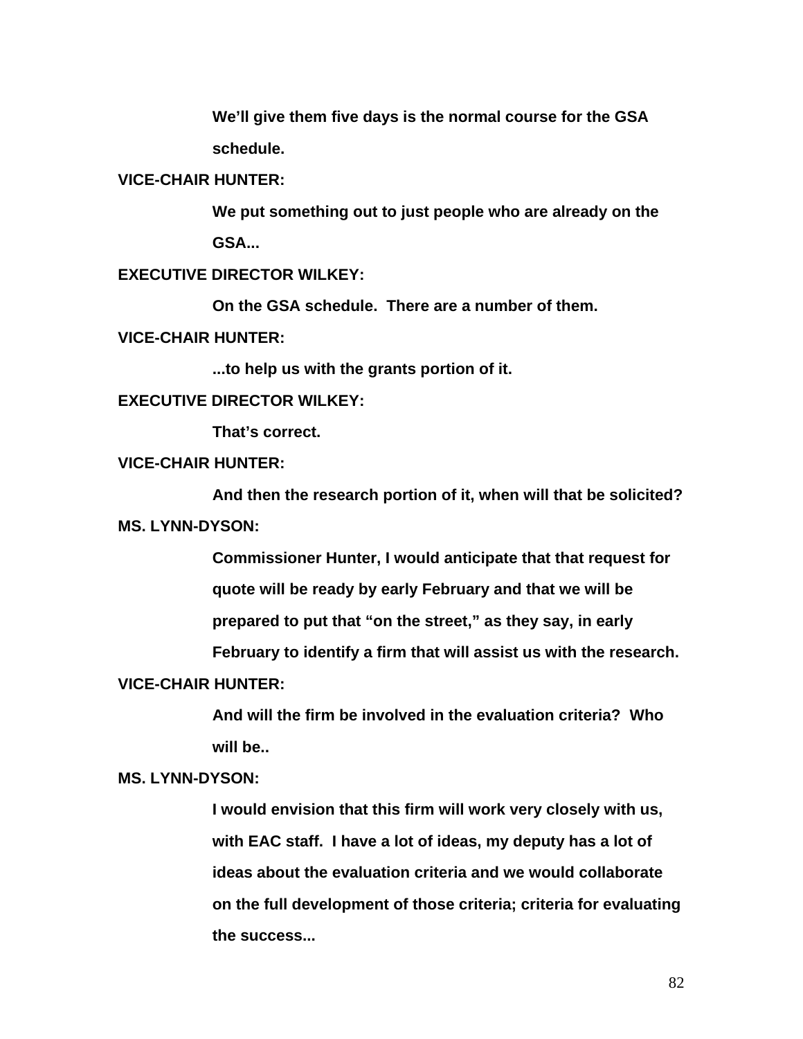**We'll give them five days is the normal course for the GSA schedule.**

**VICE-CHAIR HUNTER:**

**We put something out to just people who are already on the GSA...**

**EXECUTIVE DIRECTOR WILKEY:**

**On the GSA schedule. There are a number of them.**

**VICE-CHAIR HUNTER:**

**...to help us with the grants portion of it.**

**EXECUTIVE DIRECTOR WILKEY:**

**That's correct.**

**VICE-CHAIR HUNTER:**

**And then the research portion of it, when will that be solicited?**

**MS. LYNN-DYSON:**

**Commissioner Hunter, I would anticipate that that request for quote will be ready by early February and that we will be prepared to put that "on the street," as they say, in early February to identify a firm that will assist us with the research.**

**VICE-CHAIR HUNTER:**

**And will the firm be involved in the evaluation criteria? Who will be..**

**MS. LYNN-DYSON:**

**I would envision that this firm will work very closely with us, with EAC staff. I have a lot of ideas, my deputy has a lot of ideas about the evaluation criteria and we would collaborate on the full development of those criteria; criteria for evaluating the success...**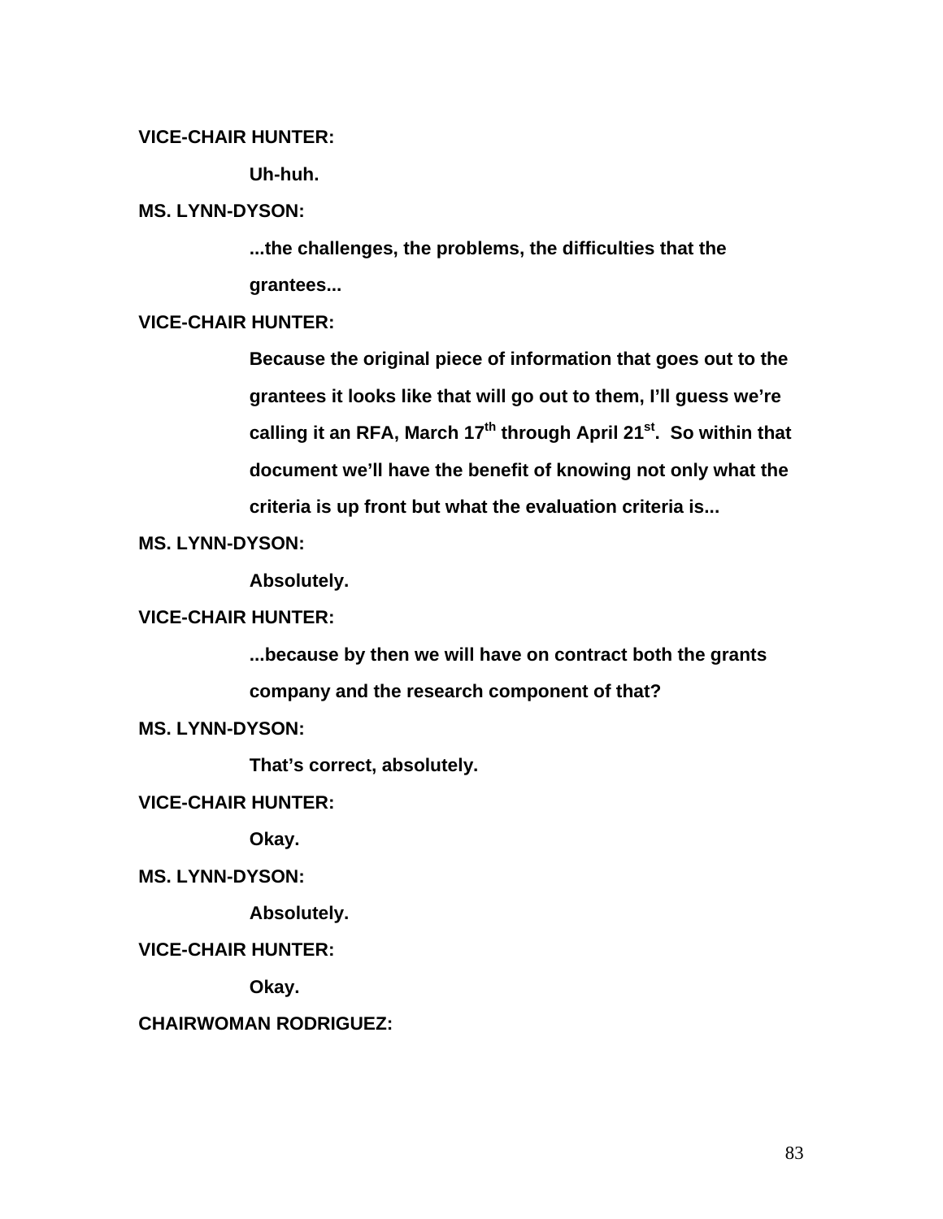**VICE-CHAIR HUNTER:**

**Uh-huh.**

**MS. LYNN-DYSON:**

**...the challenges, the problems, the difficulties that the grantees...**

**VICE-CHAIR HUNTER:**

**Because the original piece of information that goes out to the grantees it looks like that will go out to them, I'll guess we're calling it an RFA, March 17th through April 21st. So within that document we'll have the benefit of knowing not only what the criteria is up front but what the evaluation criteria is...**

**MS. LYNN-DYSON:**

**Absolutely.**

**VICE-CHAIR HUNTER:**

**...because by then we will have on contract both the grants company and the research component of that?**

**MS. LYNN-DYSON:**

**That's correct, absolutely.**

**VICE-CHAIR HUNTER:**

**Okay.**

**MS. LYNN-DYSON:**

**Absolutely.**

**VICE-CHAIR HUNTER:**

**Okay.**

**CHAIRWOMAN RODRIGUEZ:**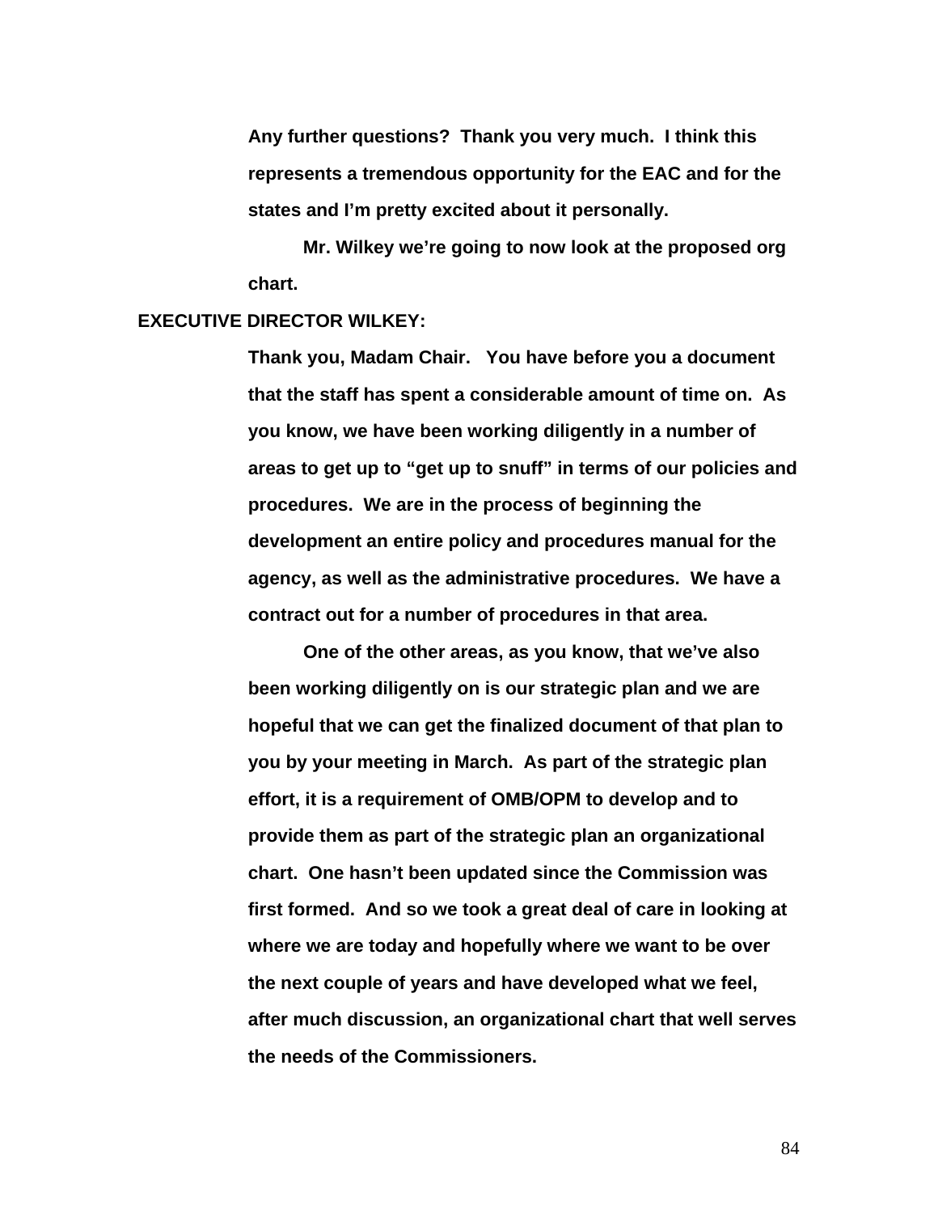**Any further questions? Thank you very much. I think this represents a tremendous opportunity for the EAC and for the states and I'm pretty excited about it personally.**

**Mr. Wilkey we're going to now look at the proposed org chart.**

**EXECUTIVE DIRECTOR WILKEY:**

**Thank you, Madam Chair. You have before you a document that the staff has spent a considerable amount of time on. As you know, we have been working diligently in a number of areas to get up to "get up to snuff" in terms of our policies and procedures. We are in the process of beginning the development an entire policy and procedures manual for the agency, as well as the administrative procedures. We have a contract out for a number of procedures in that area.**

**One of the other areas, as you know, that we've also been working diligently on is our strategic plan and we are hopeful that we can get the finalized document of that plan to you by your meeting in March. As part of the strategic plan effort, it is a requirement of OMB/OPM to develop and to provide them as part of the strategic plan an organizational chart. One hasn't been updated since the Commission was first formed. And so we took a great deal of care in looking at where we are today and hopefully where we want to be over the next couple of years and have developed what we feel, after much discussion, an organizational chart that well serves the needs of the Commissioners.**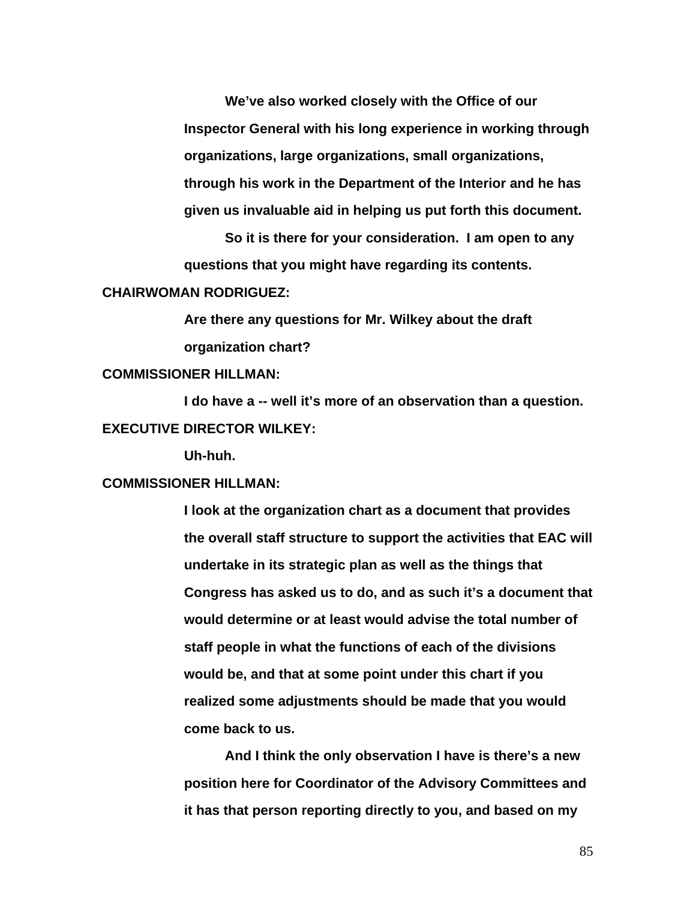We've also worked closely with the Office of our Inspector General with his long experience in working through organizations, large organizations, small organizations, through his work in the Department of the Interior and he has given us invaluable aid in helping us put forth this document.

So it is there for your consideration. I am open to any questions that you might have regarding its contents.

**CHAIRWOMAN RODRIGUEZ:**

Are there any questions for Mr. Wilkey about the draft organization chart?

**COMMISSIONER HILLMAN:**

I do have a -- well it's more of an observation than a question.

**EXECUTIVE DIRECTOR WILKEY:**

Uh-huh.

**COMMISSIONER HILLMAN:**

I look at the organization chart as a document that provides the overall staff structure to support the activities that EAC will undertake in its strategic plan as well as the things that Congress has asked us to do, and as such it's a document that would determine or at least would advise the total number of staff people in what the functions of each of the divisions would be, and that at some point under this chart if you realized some adjustments should be made that you would come back to us.

And I think the only observation I have is there's a new position here for Coordinator of the Advisory Committees and it has that person reporting directly to you, and based on my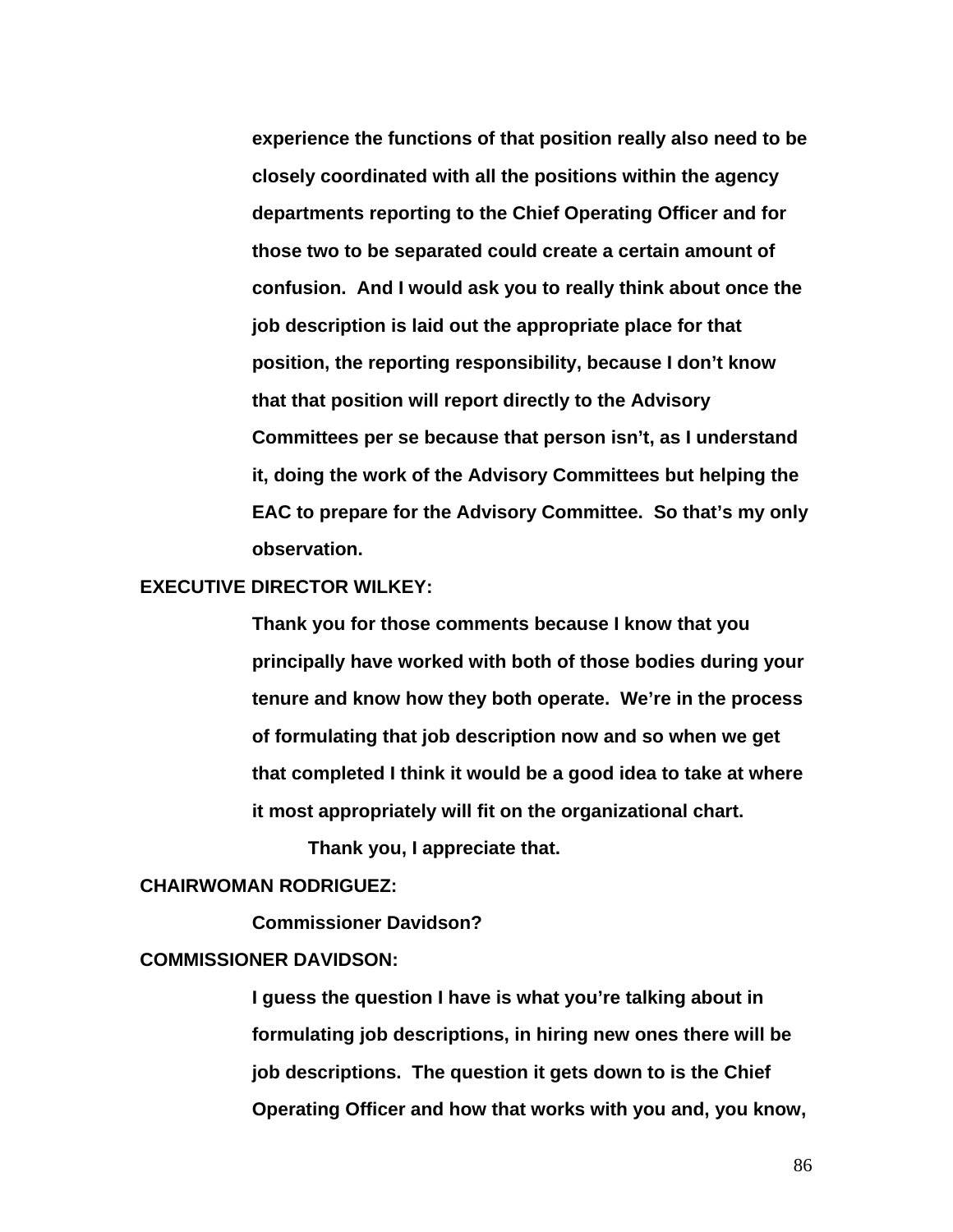**experience the functions of that position really also need to be closely coordinated with all the positions within the agency departments reporting to the Chief Operating Officer and for those two to be separated could create a certain amount of confusion. And I would ask you to really think about once the job description is laid out the appropriate place for that position, the reporting responsibility, because I don't know that that position will report directly to the Advisory Committees per se because that person isn't, as I understand it, doing the work of the Advisory Committees but helping the EAC to prepare for the Advisory Committee. So that's my only observation.**

**EXECUTIVE DIRECTOR WILKEY:**

**Thank you for those comments because I know that you principally have worked with both of those bodies during your tenure and know how they both operate. We're in the process of formulating that job description now and so when we get that completed I think it would be a good idea to take at where it most appropriately will fit on the organizational chart.**

**Thank you, I appreciate that.**

**CHAIRWOMAN RODRIGUEZ:**

**Commissioner Davidson?**

**COMMISSIONER DAVIDSON:**

**I guess the question I have is what you're talking about in formulating job descriptions, in hiring new ones there will be job descriptions. The question it gets down to is the Chief Operating Officer and how that works with you and, you know,**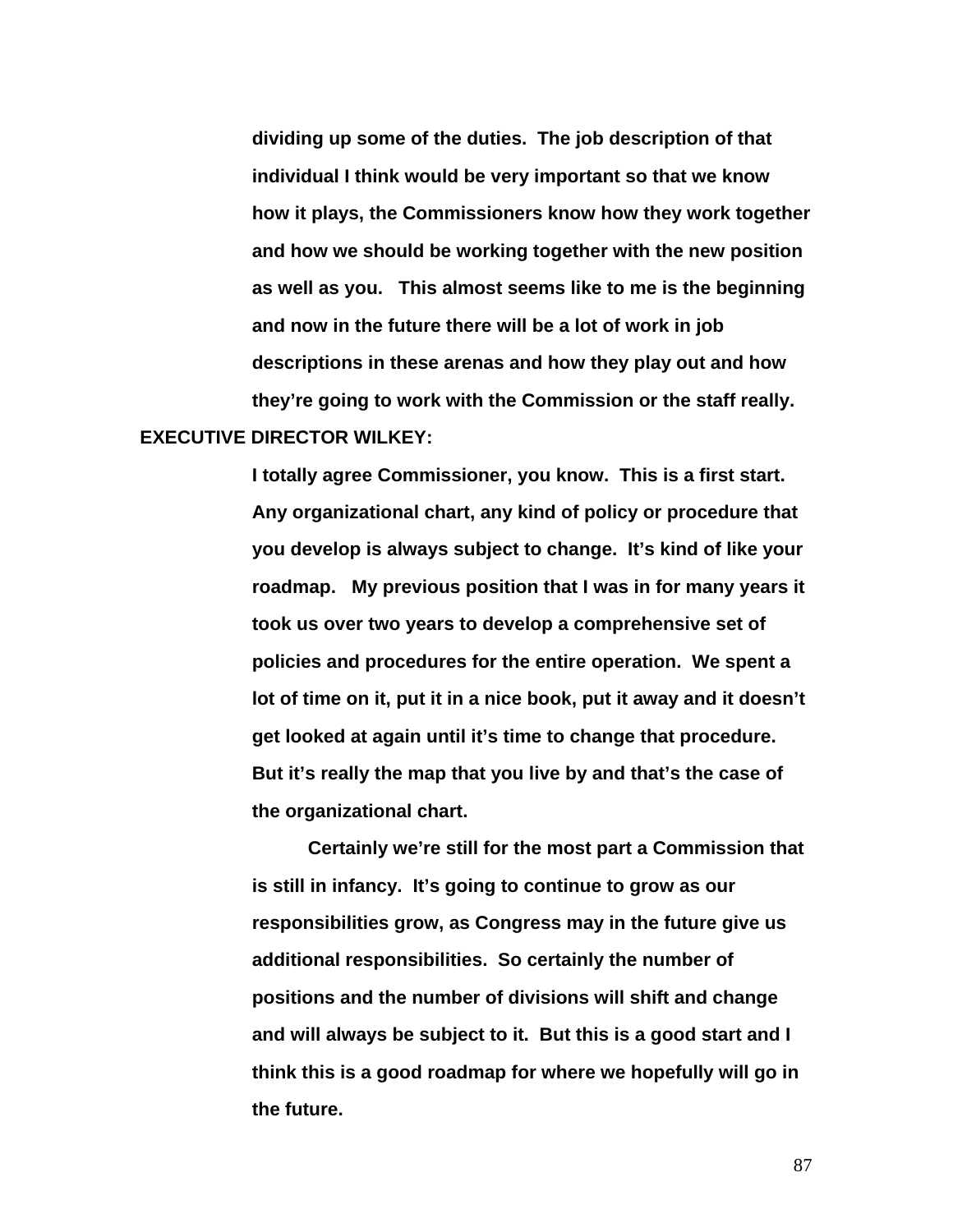**dividing up some of the duties. The job description of that individual I think would be very important so that we know how it plays, the Commissioners know how they work together and how we should be working together with the new position as well as you. This almost seems like to me is the beginning and now in the future there will be a lot of work in job descriptions in these arenas and how they play out and how they're going to work with the Commission or the staff really.**

**EXECUTIVE DIRECTOR WILKEY:**

**I totally agree Commissioner, you know. This is a first start. Any organizational chart, any kind of policy or procedure that you develop is always subject to change. It's kind of like your roadmap. My previous position that I was in for many years it took us over two years to develop a comprehensive set of policies and procedures for the entire operation. We spent a lot of time on it, put it in a nice book, put it away and it doesn't get looked at again until it's time to change that procedure. But it's really the map that you live by and that's the case of the organizational chart.**

**Certainly we're still for the most part a Commission that is still in infancy. It's going to continue to grow as our responsibilities grow, as Congress may in the future give us additional responsibilities. So certainly the number of positions and the number of divisions will shift and change and will always be subject to it. But this is a good start and I think this is a good roadmap for where we hopefully will go in the future.**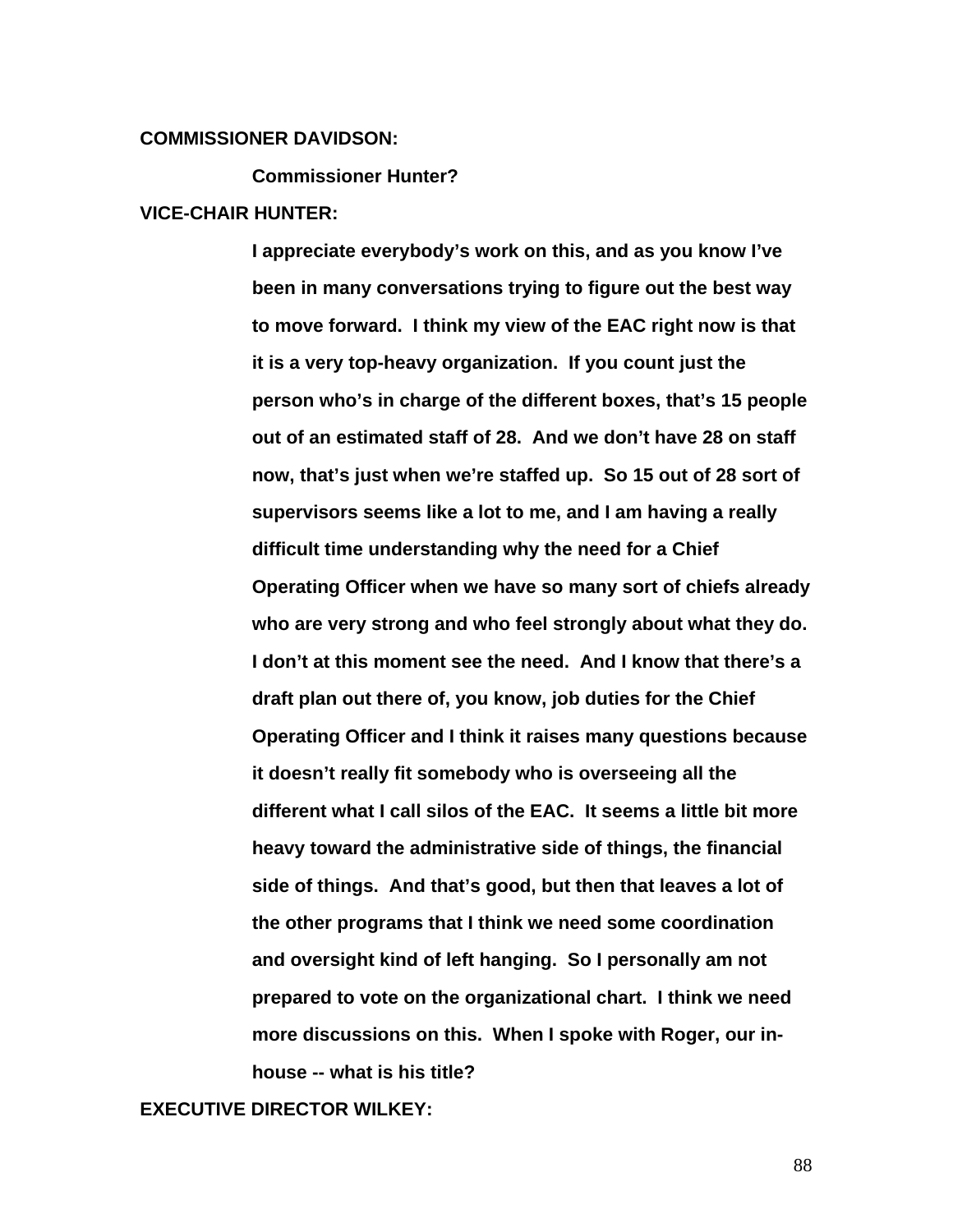**COMMISSIONER DAVIDSON:**

**Commissioner Hunter?**

**VICE-CHAIR HUNTER:**

**I appreciate everybody's work on this, and as you know I've been in many conversations trying to figure out the best way to move forward. I think my view of the EAC right now is that it is a very top-heavy organization. If you count just the person who's in charge of the different boxes, that's 15 people out of an estimated staff of 28. And we don't have 28 on staff now, that's just when we're staffed up. So 15 out of 28 sort of supervisors seems like a lot to me, and I am having a really difficult time understanding why the need for a Chief Operating Officer when we have so many sort of chiefs already who are very strong and who feel strongly about what they do. I don't at this moment see the need. And I know that there's a draft plan out there of, you know, job duties for the Chief Operating Officer and I think it raises many questions because it doesn't really fit somebody who is overseeing all the different what I call silos of the EAC. It seems a little bit more heavy toward the administrative side of things, the financial side of things. And that's good, but then that leaves a lot of the other programs that I think we need some coordination and oversight kind of left hanging. So I personally am not prepared to vote on the organizational chart. I think we need more discussions on this. When I spoke with Roger, our in-house -- what is his title?**

**EXECUTIVE DIRECTOR WILKEY:**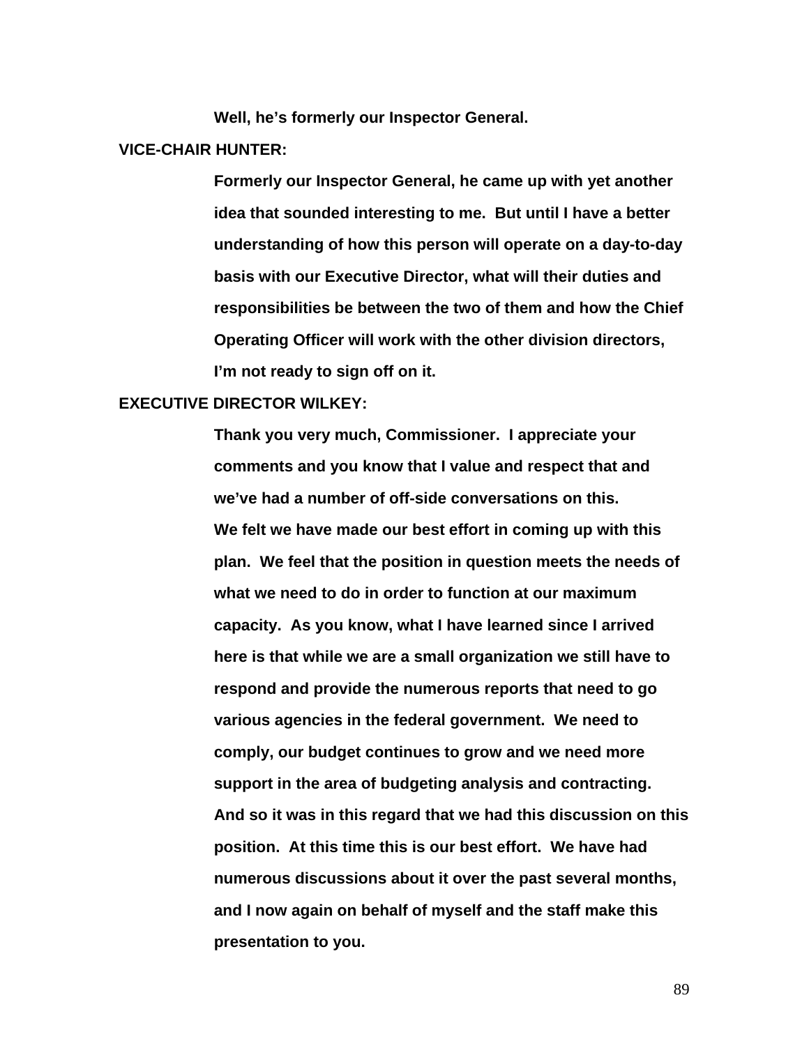**Well, he's formerly our Inspector General.**

**VICE-CHAIR HUNTER:**

**Formerly our Inspector General, he came up with yet another idea that sounded interesting to me. But until I have a better understanding of how this person will operate on a day-to-day basis with our Executive Director, what will their duties and responsibilities be between the two of them and how the Chief Operating Officer will work with the other division directors, I'm not ready to sign off on it.**

**EXECUTIVE DIRECTOR WILKEY:**

**Thank you very much, Commissioner. I appreciate your comments and you know that I value and respect that and we've had a number of off-side conversations on this. We felt we have made our best effort in coming up with this plan. We feel that the position in question meets the needs of what we need to do in order to function at our maximum capacity. As you know, what I have learned since I arrived here is that while we are a small organization we still have to respond and provide the numerous reports that need to go various agencies in the federal government. We need to comply, our budget continues to grow and we need more support in the area of budgeting analysis and contracting. And so it was in this regard that we had this discussion on this position. At this time this is our best effort. We have had numerous discussions about it over the past several months, and I now again on behalf of myself and the staff make this presentation to you.**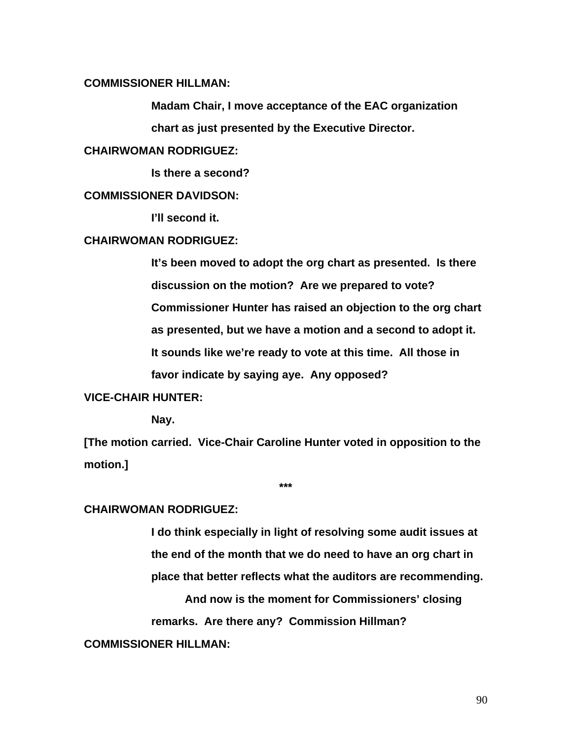**COMMISSIONER HILLMAN:**

**Madam Chair, I move acceptance of the EAC organization chart as just presented by the Executive Director.**

**CHAIRWOMAN RODRIGUEZ:**

**Is there a second?**

**COMMISSIONER DAVIDSON:**

**I'll second it.**

**CHAIRWOMAN RODRIGUEZ:**

**It's been moved to adopt the org chart as presented. Is there discussion on the motion? Are we prepared to vote? Commissioner Hunter has raised an objection to the org chart as presented, but we have a motion and a second to adopt it. It sounds like we're ready to vote at this time. All those in favor indicate by saying aye. Any opposed?**

**VICE-CHAIR HUNTER:**

**Nay.**

**[The motion carried. Vice-Chair Caroline Hunter voted in opposition to the motion.]**

**\*\*\***

**CHAIRWOMAN RODRIGUEZ:**

**I do think especially in light of resolving some audit issues at the end of the month that we do need to have an org chart in place that better reflects what the auditors are recommending.**

**And now is the moment for Commissioners' closing remarks. Are there any? Commission Hillman?**

**COMMISSIONER HILLMAN:**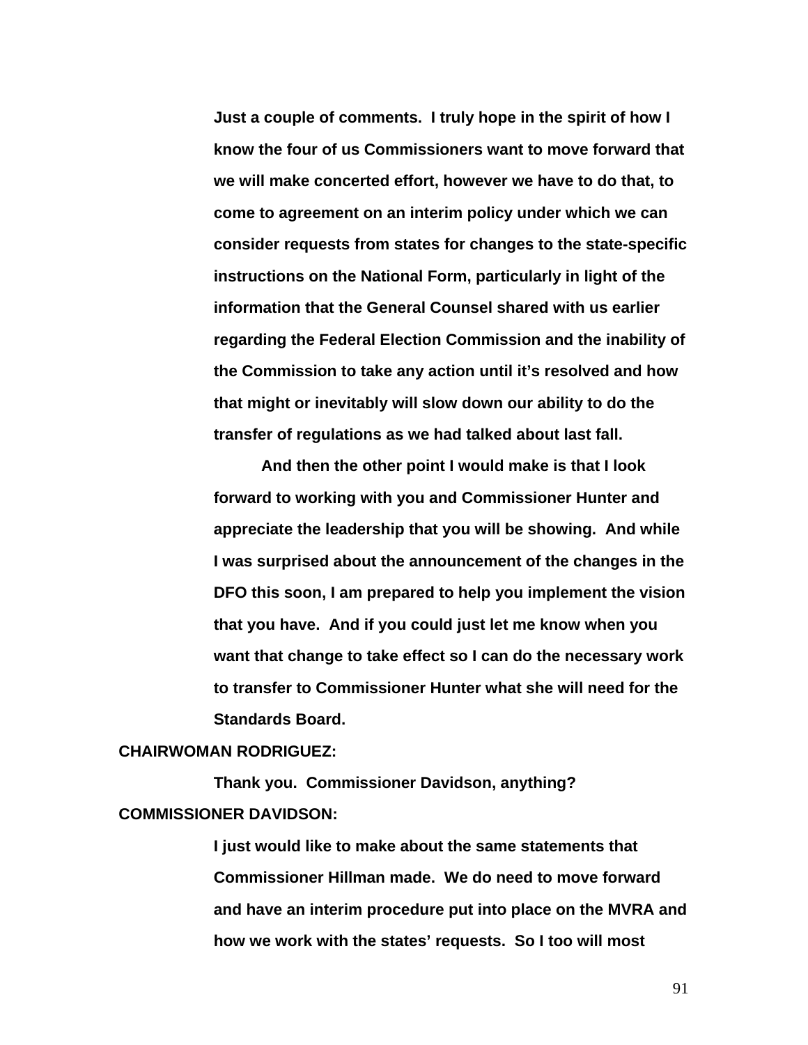**Just a couple of comments. I truly hope in the spirit of how I know the four of us Commissioners want to move forward that we will make concerted effort, however we have to do that, to come to agreement on an interim policy under which we can consider requests from states for changes to the state-specific instructions on the National Form, particularly in light of the information that the General Counsel shared with us earlier regarding the Federal Election Commission and the inability of the Commission to take any action until it's resolved and how that might or inevitably will slow down our ability to do the transfer of regulations as we had talked about last fall.**

**And then the other point I would make is that I look forward to working with you and Commissioner Hunter and appreciate the leadership that you will be showing. And while I was surprised about the announcement of the changes in the DFO this soon, I am prepared to help you implement the vision that you have. And if you could just let me know when you want that change to take effect so I can do the necessary work to transfer to Commissioner Hunter what she will need for the Standards Board.**

**CHAIRWOMAN RODRIGUEZ:**

**Thank you. Commissioner Davidson, anything?**

**COMMISSIONER DAVIDSON:**

**I just would like to make about the same statements that Commissioner Hillman made. We do need to move forward and have an interim procedure put into place on the MVRA and how we work with the states' requests. So I too will most**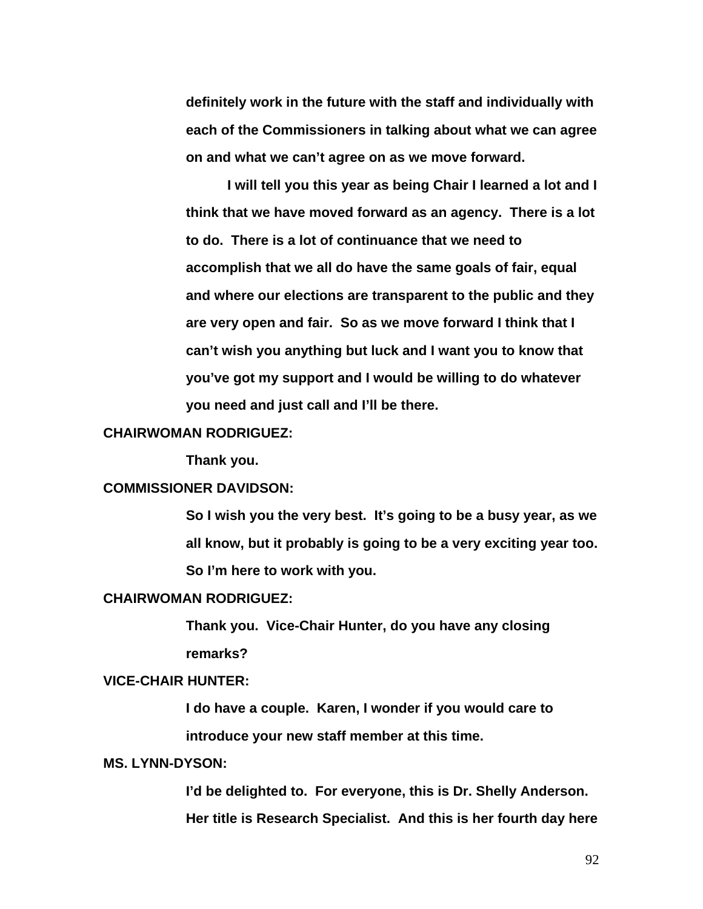definitely work in the future with the staff and individually with each of the Commissioners in talking about what we can agree on and what we can't agree on as we move forward.

I will tell you this year as being Chair I learned a lot and I think that we have moved forward as an agency. There is a lot to do. There is a lot of continuance that we need to accomplish that we all do have the same goals of fair, equal and where our elections are transparent to the public and they are very open and fair. So as we move forward I think that I can't wish you anything but luck and I want you to know that you've got my support and I would be willing to do whatever you need and just call and I'll be there.

**CHAIRWOMAN RODRIGUEZ:**

Thank you.

**COMMISSIONER DAVIDSON:**

So I wish you the very best. It's going to be a busy year, as we all know, but it probably is going to be a very exciting year too. So I'm here to work with you.

**CHAIRWOMAN RODRIGUEZ:**

Thank you. Vice-Chair Hunter, do you have any closing remarks?

**VICE-CHAIR HUNTER:**

I do have a couple. Karen, I wonder if you would care to introduce your new staff member at this time.

**MS. LYNN-DYSON:**

I'd be delighted to. For everyone, this is Dr. Shelly Anderson. Her title is Research Specialist. And this is her fourth day here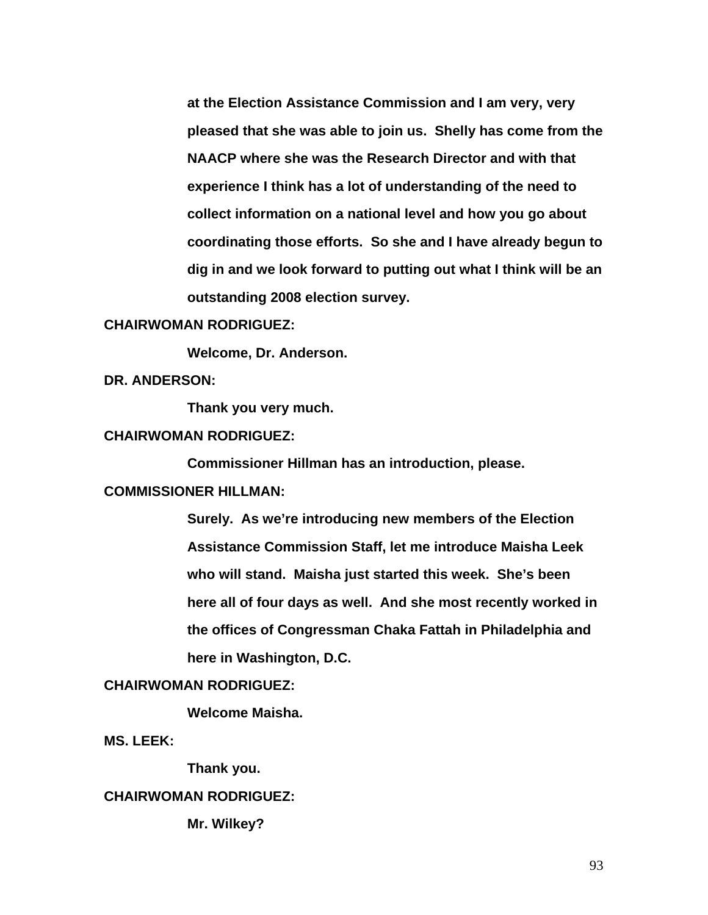at the Election Assistance Commission and I am very, very pleased that she was able to join us. Shelly has come from the NAACP where she was the Research Director and with that experience I think has a lot of understanding of the need to collect information on a national level and how you go about coordinating those efforts. So she and I have already begun to dig in and we look forward to putting out what I think will be an outstanding 2008 election survey.

**CHAIRWOMAN RODRIGUEZ:**

Welcome, Dr. Anderson.

**DR. ANDERSON:**

Thank you very much.

**CHAIRWOMAN RODRIGUEZ:**

Commissioner Hillman has an introduction, please.

**COMMISSIONER HILLMAN:**

Surely. As we're introducing new members of the Election Assistance Commission Staff, let me introduce Maisha Leek who will stand. Maisha just started this week. She's been here all of four days as well. And she most recently worked in the offices of Congressman Chaka Fattah in Philadelphia and here in Washington, D.C.

**CHAIRWOMAN RODRIGUEZ:**

Welcome Maisha.

**MS. LEEK:**

Thank you.

**CHAIRWOMAN RODRIGUEZ:**

Mr. Wilkey?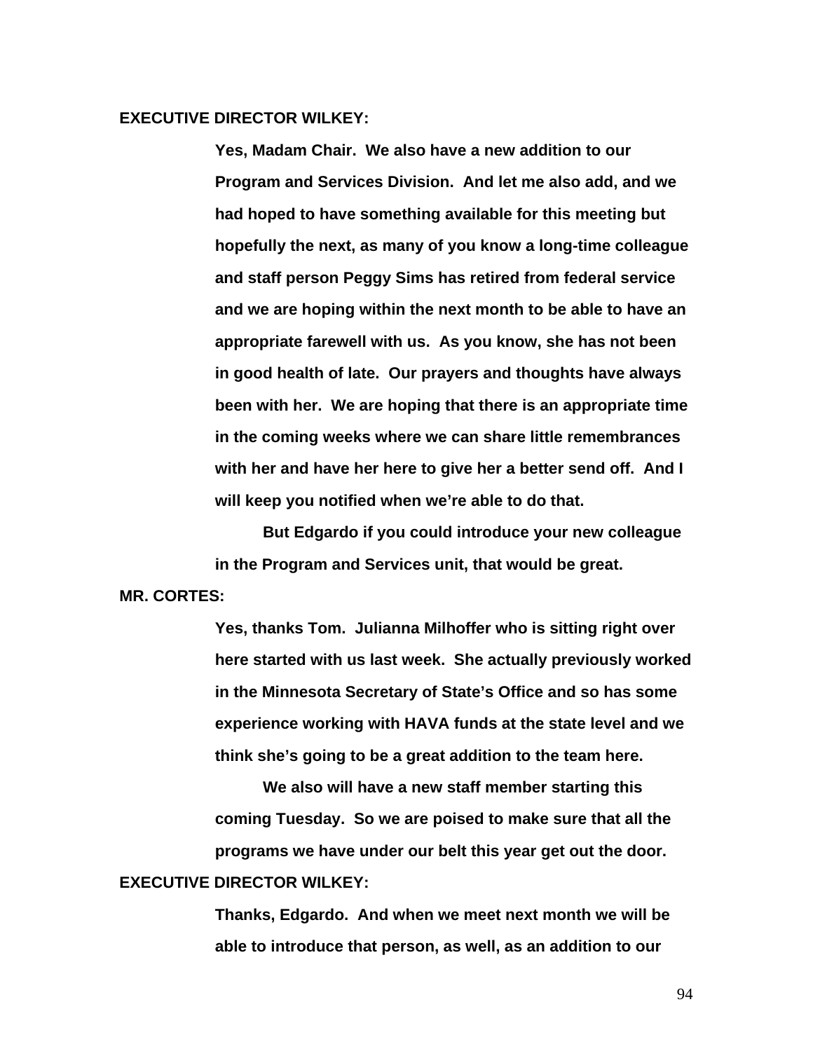**EXECUTIVE DIRECTOR WILKEY:**

**Yes, Madam Chair. We also have a new addition to our Program and Services Division. And let me also add, and we had hoped to have something available for this meeting but hopefully the next, as many of you know a long-time colleague and staff person Peggy Sims has retired from federal service and we are hoping within the next month to be able to have an appropriate farewell with us. As you know, she has not been in good health of late. Our prayers and thoughts have always been with her. We are hoping that there is an appropriate time in the coming weeks where we can share little remembrances with her and have her here to give her a better send off. And I will keep you notified when we're able to do that.**

**But Edgardo if you could introduce your new colleague in the Program and Services unit, that would be great.**

**MR. CORTES:**

**Yes, thanks Tom. Julianna Milhoffer who is sitting right over here started with us last week. She actually previously worked in the Minnesota Secretary of State's Office and so has some experience working with HAVA funds at the state level and we think she's going to be a great addition to the team here.**

**We also will have a new staff member starting this coming Tuesday. So we are poised to make sure that all the programs we have under our belt this year get out the door.**

**EXECUTIVE DIRECTOR WILKEY:**

**Thanks, Edgardo. And when we meet next month we will be able to introduce that person, as well, as an addition to our**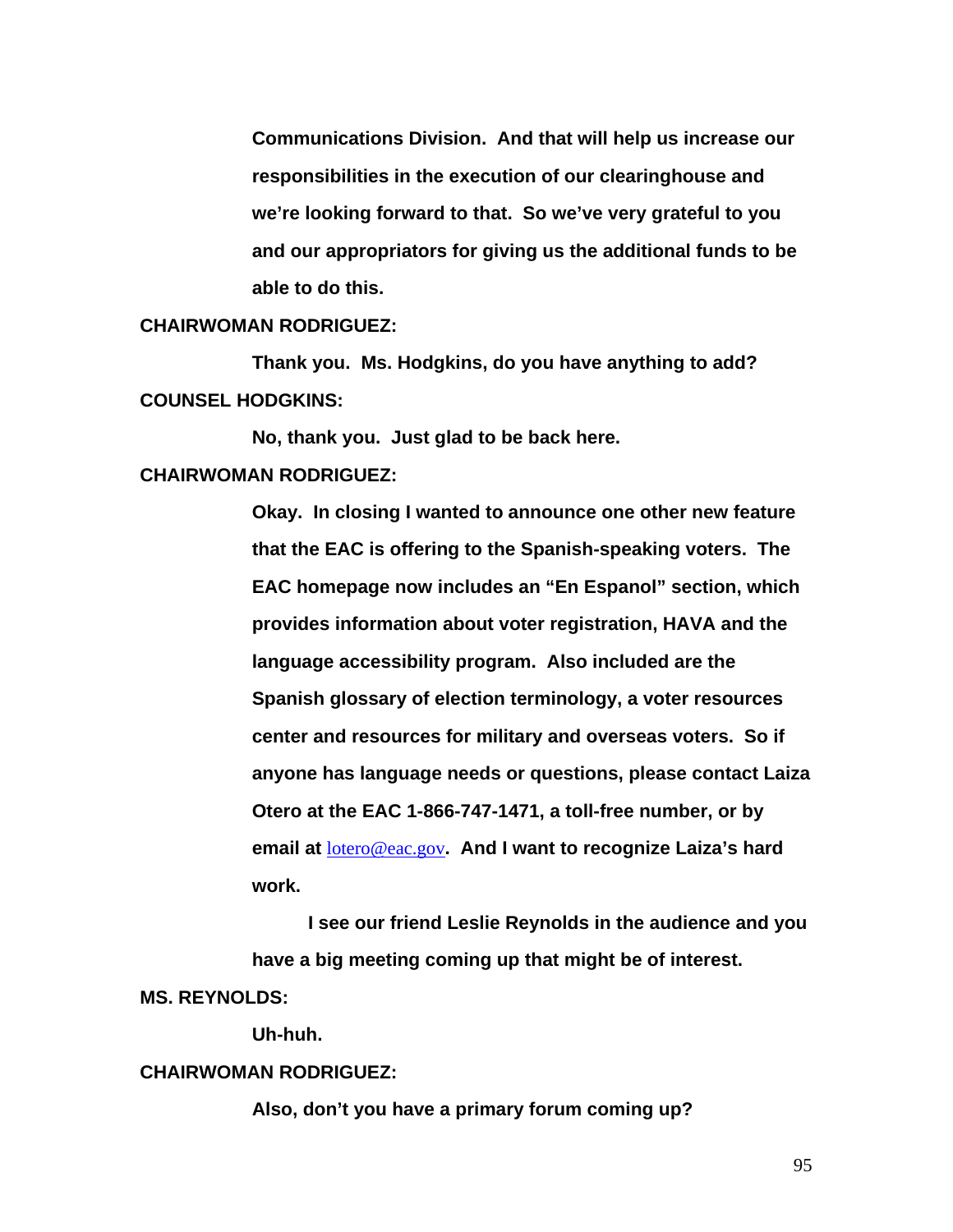**Communications Division. And that will help us increase our responsibilities in the execution of our clearinghouse and we're looking forward to that. So we've very grateful to you and our appropriators for giving us the additional funds to be able to do this.**

**CHAIRWOMAN RODRIGUEZ:**

**Thank you. Ms. Hodgkins, do you have anything to add?**

**COUNSEL HODGKINS:**

**No, thank you. Just glad to be back here.**

**CHAIRWOMAN RODRIGUEZ:**

**Okay. In closing I wanted to announce one other new feature that the EAC is offering to the Spanish-speaking voters. The EAC homepage now includes an "En Espanol" section, which provides information about voter registration, HAVA and the language accessibility program. Also included are the Spanish glossary of election terminology, a voter resources center and resources for military and overseas voters. So if anyone has language needs or questions, please contact Laiza Otero at the EAC 1-866-747-1471, a toll-free number, or by email at** lotero@eac.gov**. And I want to recognize Laiza's hard work.**

**I see our friend Leslie Reynolds in the audience and you have a big meeting coming up that might be of interest.**

**MS. REYNOLDS:**

**Uh-huh.**

**CHAIRWOMAN RODRIGUEZ:**

**Also, don't you have a primary forum coming up?**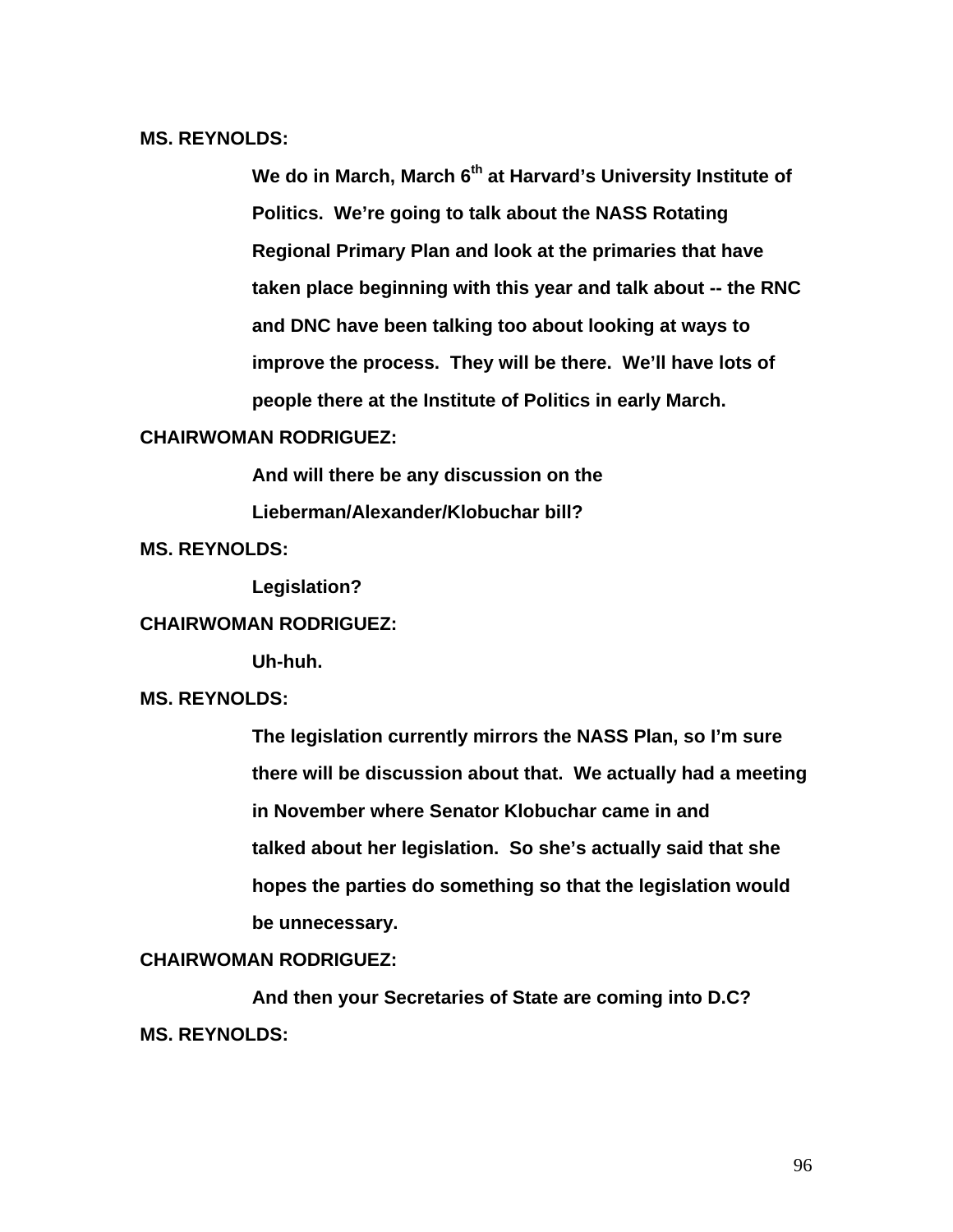**MS. REYNOLDS:**

**We do in March, March 6th at Harvard's University Institute of Politics. We're going to talk about the NASS Rotating Regional Primary Plan and look at the primaries that have taken place beginning with this year and talk about -- the RNC and DNC have been talking too about looking at ways to improve the process. They will be there. We'll have lots of people there at the Institute of Politics in early March.**

**CHAIRWOMAN RODRIGUEZ:**

**And will there be any discussion on the Lieberman/Alexander/Klobuchar bill?**

**MS. REYNOLDS:**

**Legislation?**

**CHAIRWOMAN RODRIGUEZ:**

**Uh-huh.**

**MS. REYNOLDS:**

**The legislation currently mirrors the NASS Plan, so I'm sure there will be discussion about that. We actually had a meeting in November where Senator Klobuchar came in and talked about her legislation. So she's actually said that she hopes the parties do something so that the legislation would be unnecessary.**

**CHAIRWOMAN RODRIGUEZ:**

**And then your Secretaries of State are coming into D.C?**

**MS. REYNOLDS:**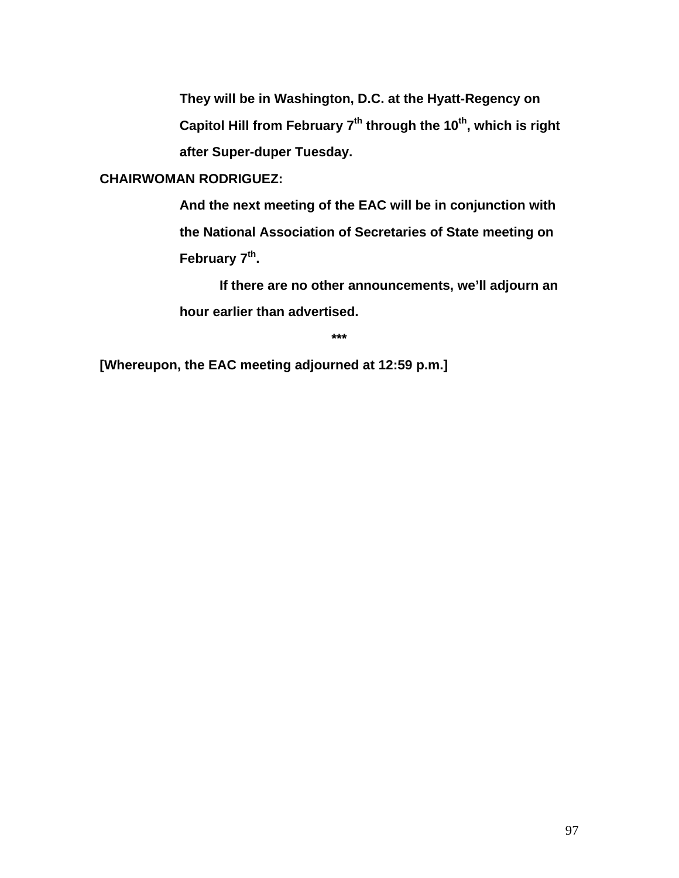**They will be in Washington, D.C. at the Hyatt-Regency on Capitol Hill from February 7th through the 10th, which is right after Super-duper Tuesday.**

**CHAIRWOMAN RODRIGUEZ:**

**And the next meeting of the EAC will be in conjunction with the National Association of Secretaries of State meeting on February 7th.**

**If there are no other announcements, we'll adjourn an hour earlier than advertised.**

**\*\*\***

**[Whereupon, the EAC meeting adjourned at 12:59 p.m.]**